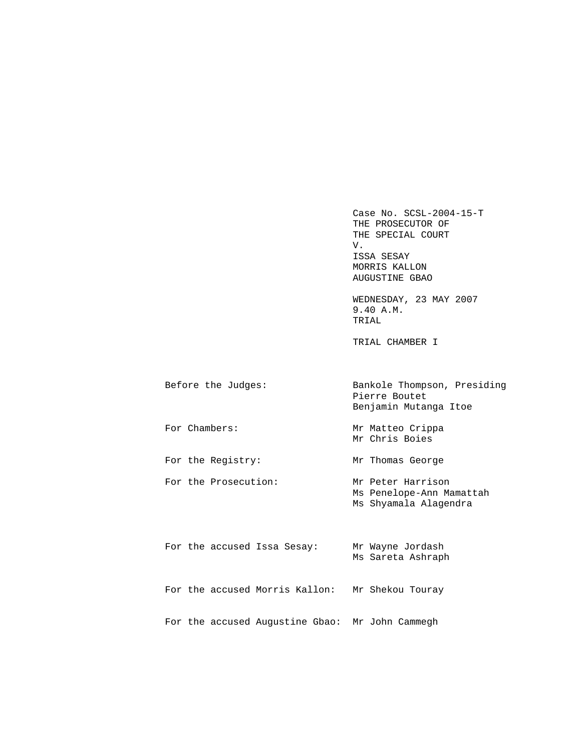Case No. SCSL-2004-15-T
THE PROSECUTOR OF
THE SPECIAL COURT
V.
ISSA SESAY
MORRIS KALLON
AUGUSTINE GBAO

WEDNESDAY, 23 MAY 2007
9.40 A.M.
TRIAL

TRIAL CHAMBER I

| | |
|---|---|
| Before the Judges: | Bankole Thompson, Presiding<br>Pierre Boutet<br>Benjamin Mutanga Itoe |
| For Chambers: | Mr Matteo Crippa<br>Mr Chris Boies |
| For the Registry: | Mr Thomas George |
| For the Prosecution: | Mr Peter Harrison<br>Ms Penelope-Ann Mamattah<br>Ms Shyamala Alagendra |
| For the accused Issa Sesay: | Mr Wayne Jordash<br>Ms Sareta Ashraph |
| For the accused Morris Kallon: | Mr Shekou Touray |
| For the accused Augustine Gbao: | Mr John Cammegh |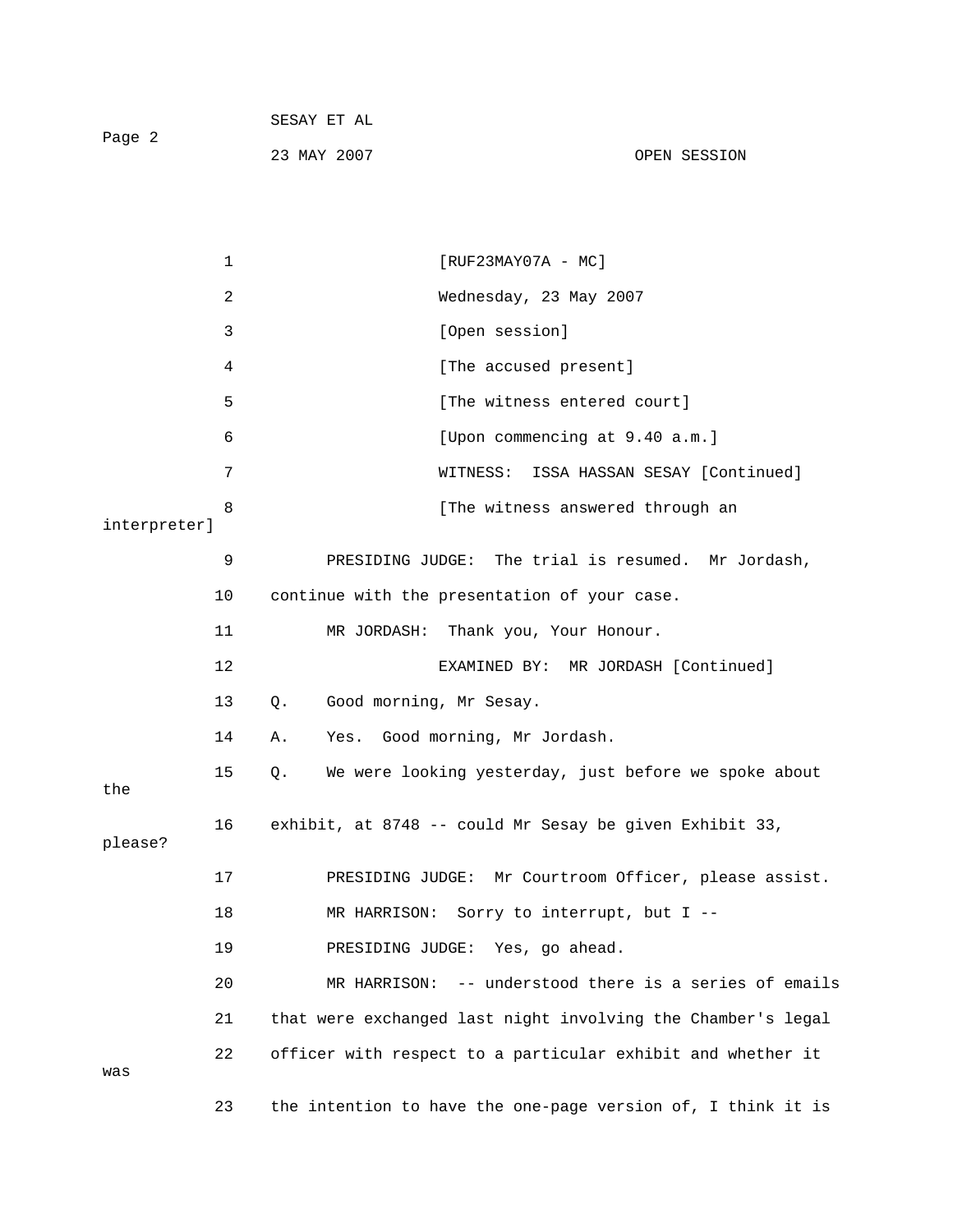[RUF23MAY07A - MC]

Wednesday, 23 May 2007

[Open session]

[The accused present]

[The witness entered court]

[Upon commencing at 9.40 a.m.]

WITNESS: ISSA HASSAN SESAY [Continued]

[The witness answered through an interpreter]

PRESIDING JUDGE: The trial is resumed. Mr Jordash, continue with the presentation of your case.

MR JORDASH: Thank you, Your Honour.

EXAMINED BY: MR JORDASH [Continued]

Q. Good morning, Mr Sesay.

A. Yes. Good morning, Mr Jordash.

Q. We were looking yesterday, just before we spoke about the exhibit, at 8748 -- could Mr Sesay be given Exhibit 33, please?

PRESIDING JUDGE: Mr Courtroom Officer, please assist.

MR HARRISON: Sorry to interrupt, but I --

PRESIDING JUDGE: Yes, go ahead.

MR HARRISON: -- understood there is a series of emails that were exchanged last night involving the Chamber's legal officer with respect to a particular exhibit and whether it was the intention to have the one-page version of, I think it is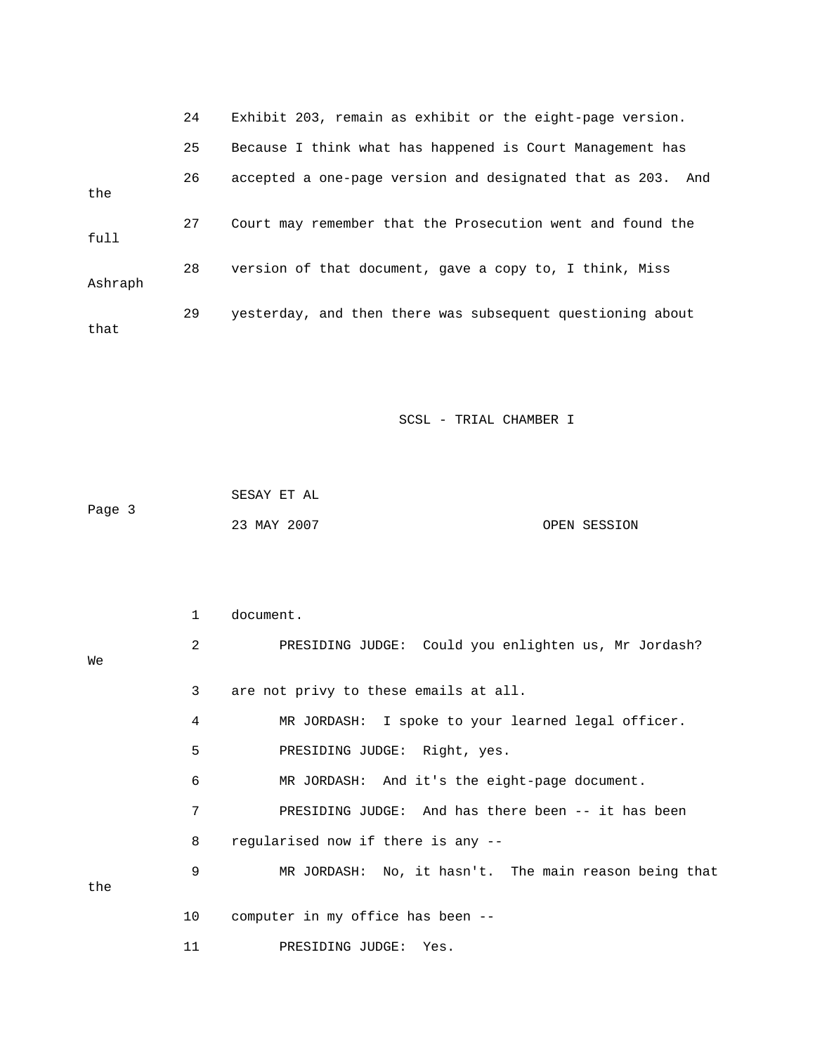24 Exhibit 203, remain as exhibit or the eight-page version.

25 Because I think what has happened is Court Management has

26 accepted a one-page version and designated that as 203. And the

27 Court may remember that the Prosecution went and found the full

28 version of that document, gave a copy to, I think, Miss Ashraph

29 yesterday, and then there was subsequent questioning about that

1 document.

2 PRESIDING JUDGE: Could you enlighten us, Mr Jordash? We

3 are not privy to these emails at all.

4 MR JORDASH: I spoke to your learned legal officer.

5 PRESIDING JUDGE: Right, yes.

6 MR JORDASH: And it's the eight-page document.

7 PRESIDING JUDGE: And has there been -- it has been

8 regularised now if there is any --

9 MR JORDASH: No, it hasn't. The main reason being that the

10 computer in my office has been --

11 PRESIDING JUDGE: Yes.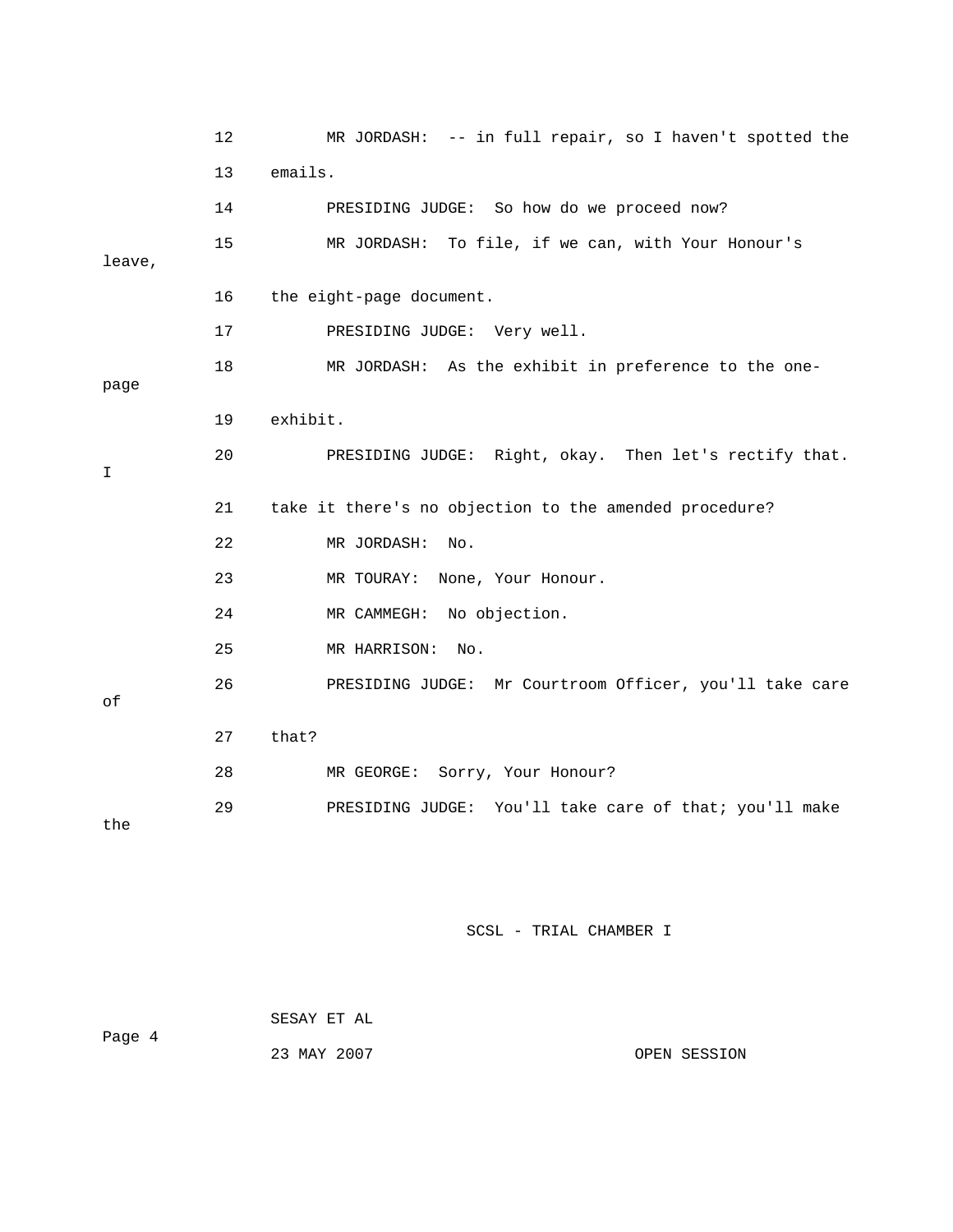12 MR JORDASH: -- in full repair, so I haven't spotted the

13 emails.

14 PRESIDING JUDGE: So how do we proceed now?

15 MR JORDASH: To file, if we can, with Your Honour's leave,

16 the eight-page document.

17 PRESIDING JUDGE: Very well.

18 MR JORDASH: As the exhibit in preference to the one-page

19 exhibit.

20 PRESIDING JUDGE: Right, okay. Then let's rectify that. I

21 take it there's no objection to the amended procedure?

22 MR JORDASH: No.

23 MR TOURAY: None, Your Honour.

24 MR CAMMEGH: No objection.

25 MR HARRISON: No.

26 PRESIDING JUDGE: Mr Courtroom Officer, you'll take care of

27 that?

28 MR GEORGE: Sorry, Your Honour?

29 PRESIDING JUDGE: You'll take care of that; you'll make the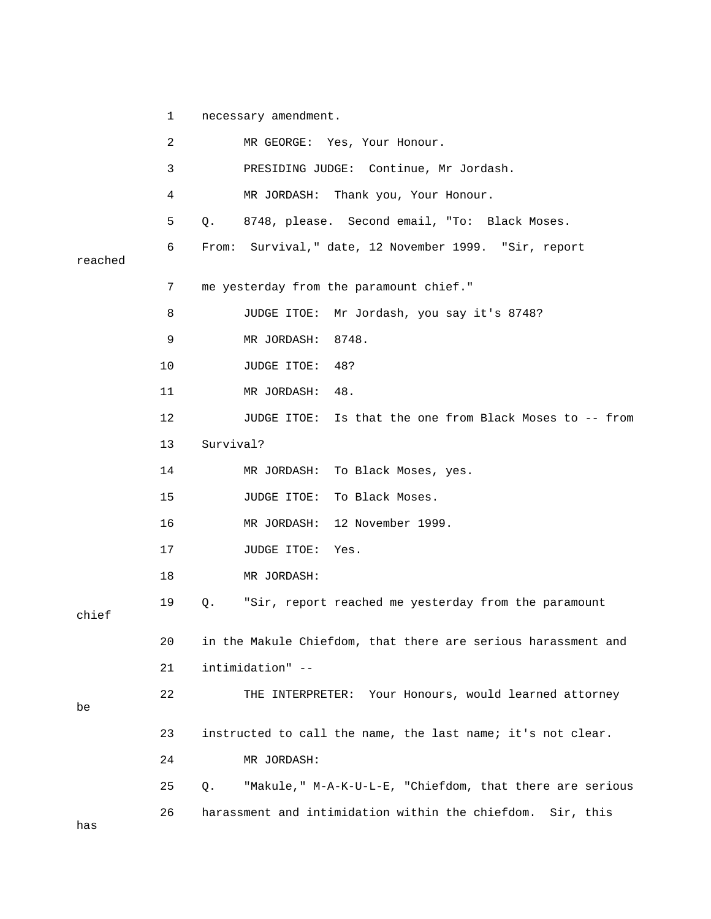1 necessary amendment.

2 MR GEORGE: Yes, Your Honour.

3 PRESIDING JUDGE: Continue, Mr Jordash.

4 MR JORDASH: Thank you, Your Honour.

5 Q. 8748, please. Second email, "To: Black Moses.

6 From: Survival," date, 12 November 1999. "Sir, report reached

7 me yesterday from the paramount chief."

8 JUDGE ITOE: Mr Jordash, you say it's 8748?

9 MR JORDASH: 8748.

10 JUDGE ITOE: 48?

11 MR JORDASH: 48.

12 JUDGE ITOE: Is that the one from Black Moses to -- from

13 Survival?

14 MR JORDASH: To Black Moses, yes.

15 JUDGE ITOE: To Black Moses.

16 MR JORDASH: 12 November 1999.

17 JUDGE ITOE: Yes.

18 MR JORDASH:

19 Q. "Sir, report reached me yesterday from the paramount chief

20 in the Makule Chiefdom, that there are serious harassment and

21 intimidation" --

22 THE INTERPRETER: Your Honours, would learned attorney be

23 instructed to call the name, the last name; it's not clear.

24 MR JORDASH:

25 Q. "Makule," M-A-K-U-L-E, "Chiefdom, that there are serious

26 harassment and intimidation within the chiefdom. Sir, this has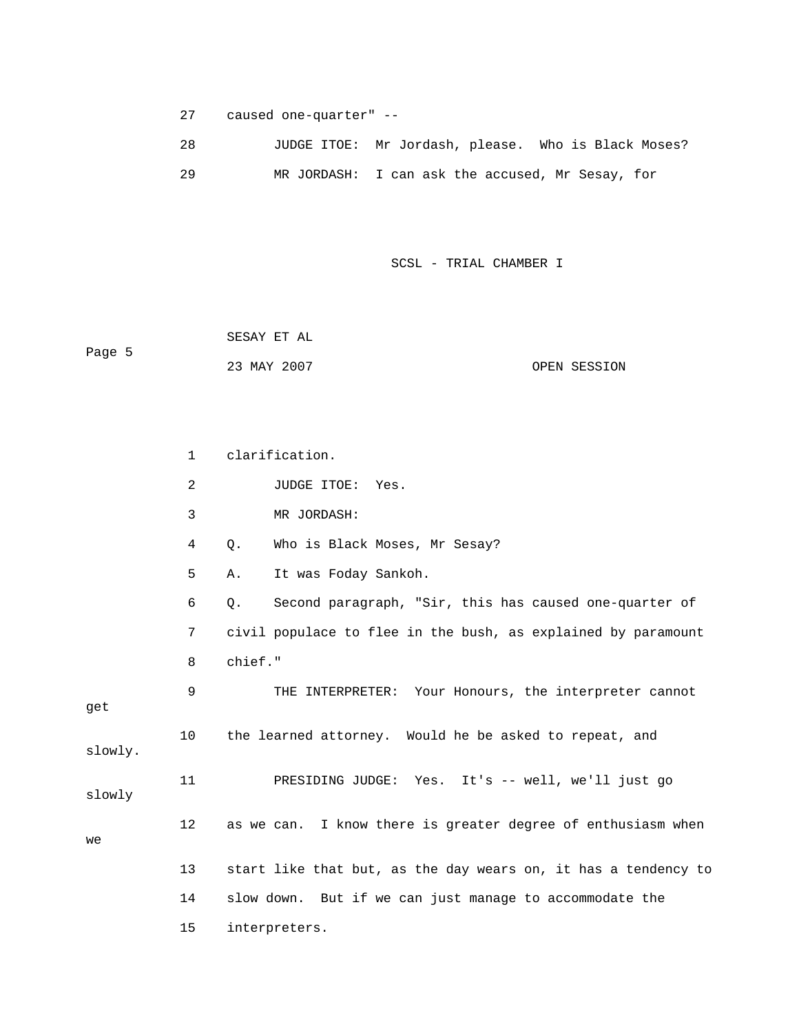27 caused one-quarter" --

28 JUDGE ITOE: Mr Jordash, please. Who is Black Moses?

29 MR JORDASH: I can ask the accused, Mr Sesay, for

1 clarification.

2 JUDGE ITOE: Yes.

3 MR JORDASH:

4 Q. Who is Black Moses, Mr Sesay?

5 A. It was Foday Sankoh.

6 Q. Second paragraph, "Sir, this has caused one-quarter of

7 civil populace to flee in the bush, as explained by paramount

8 chief."

9 THE INTERPRETER: Your Honours, the interpreter cannot get

10 the learned attorney. Would he be asked to repeat, and slowly.

11 PRESIDING JUDGE: Yes. It's -- well, we'll just go slowly

12 as we can. I know there is greater degree of enthusiasm when we

13 start like that but, as the day wears on, it has a tendency to

14 slow down. But if we can just manage to accommodate the

15 interpreters.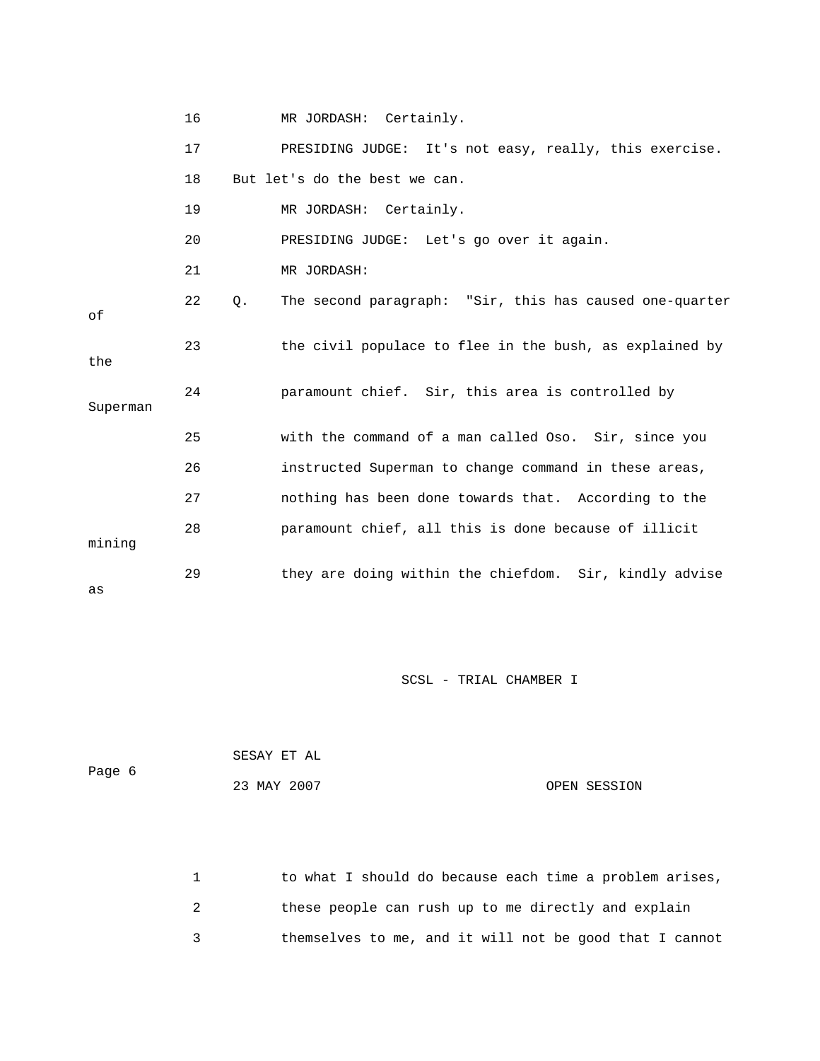16 MR JORDASH: Certainly.

17 PRESIDING JUDGE: It's not easy, really, this exercise.

18 But let's do the best we can.

19 MR JORDASH: Certainly.

20 PRESIDING JUDGE: Let's go over it again.

21 MR JORDASH:

22 Q. The second paragraph: "Sir, this has caused one-quarter of

23 the civil populace to flee in the bush, as explained by the

24 paramount chief. Sir, this area is controlled by Superman

25 with the command of a man called Oso. Sir, since you

26 instructed Superman to change command in these areas,

27 nothing has been done towards that. According to the

28 paramount chief, all this is done because of illicit mining

29 they are doing within the chiefdom. Sir, kindly advise as

1 to what I should do because each time a problem arises,

2 these people can rush up to me directly and explain

3 themselves to me, and it will not be good that I cannot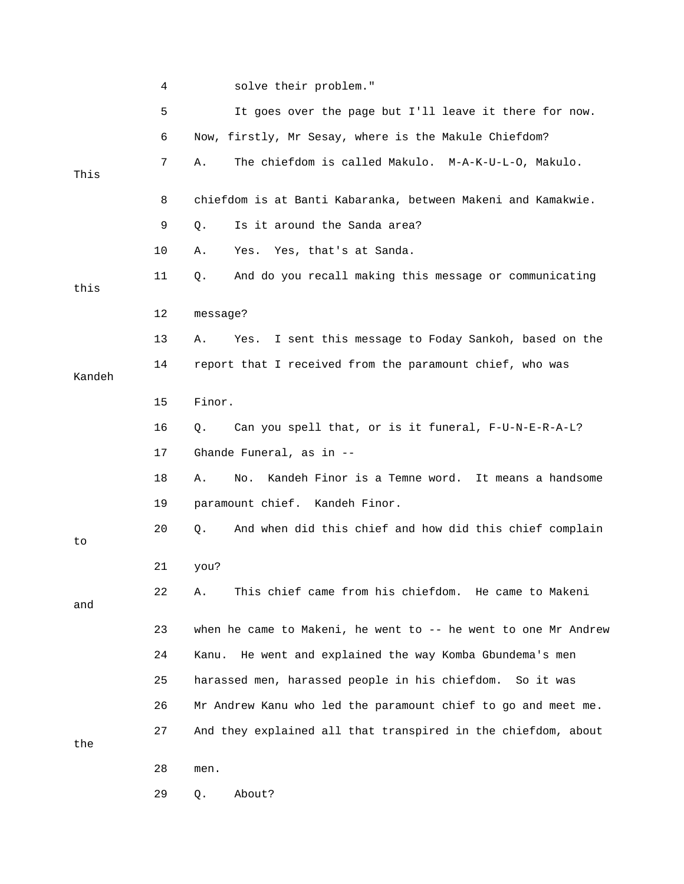4 solve their problem."

5 It goes over the page but I'll leave it there for now.

6 Now, firstly, Mr Sesay, where is the Makule Chiefdom?

7 A. The chiefdom is called Makulo. M-A-K-U-L-O, Makulo. This

8 chiefdom is at Banti Kabaranka, between Makeni and Kamakwie.

9 Q. Is it around the Sanda area?

10 A. Yes. Yes, that's at Sanda.

11 Q. And do you recall making this message or communicating this

12 message?

13 A. Yes. I sent this message to Foday Sankoh, based on the

14 report that I received from the paramount chief, who was Kandeh

15 Finor.

16 Q. Can you spell that, or is it funeral, F-U-N-E-R-A-L?

17 Ghande Funeral, as in --

18 A. No. Kandeh Finor is a Temne word. It means a handsome

19 paramount chief. Kandeh Finor.

20 Q. And when did this chief and how did this chief complain to

21 you?

22 A. This chief came from his chiefdom. He came to Makeni and

23 when he came to Makeni, he went to -- he went to one Mr Andrew

24 Kanu. He went and explained the way Komba Gbundema's men

25 harassed men, harassed people in his chiefdom. So it was

26 Mr Andrew Kanu who led the paramount chief to go and meet me.

27 And they explained all that transpired in the chiefdom, about the

28 men.

29 Q. About?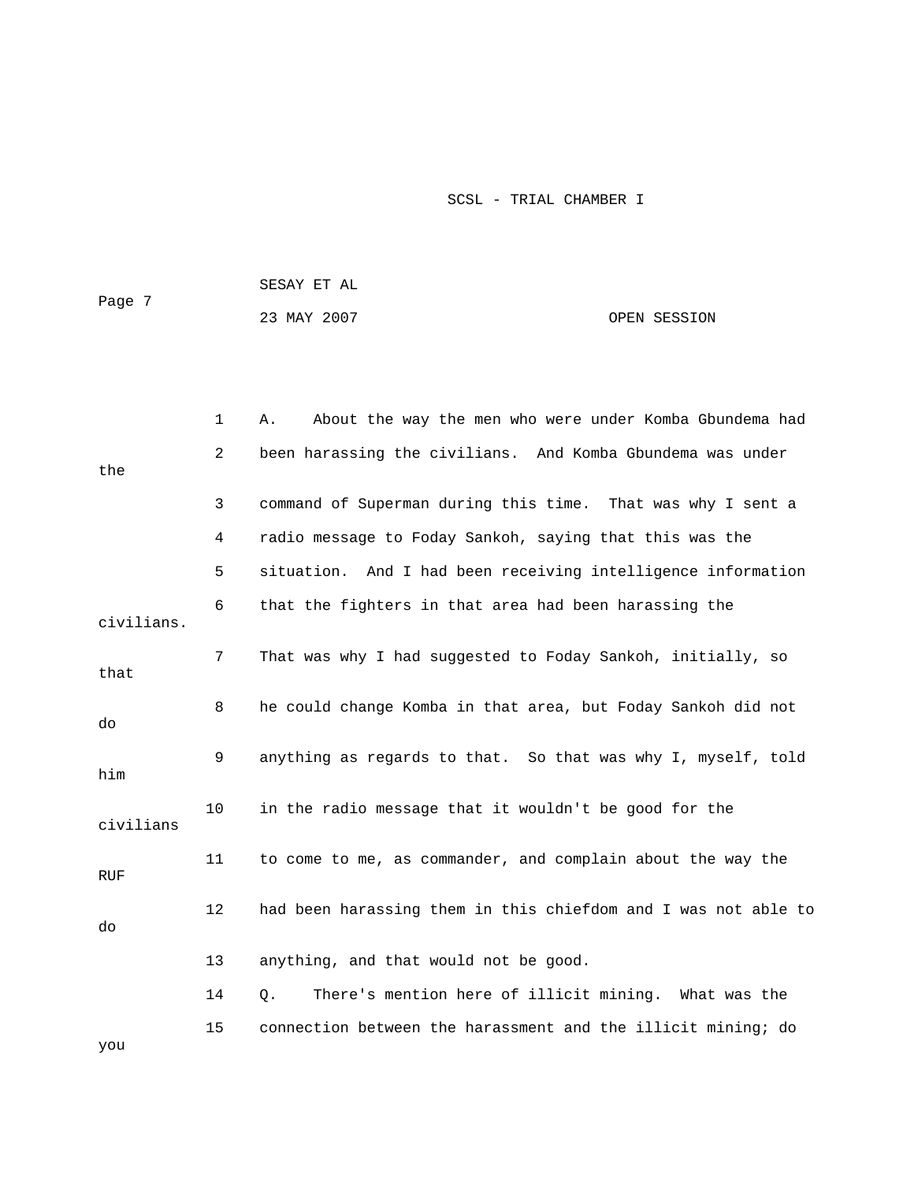A. About the way the men who were under Komba Gbundema had been harassing the civilians. And Komba Gbundema was under the command of Superman during this time. That was why I sent a radio message to Foday Sankoh, saying that this was the situation. And I had been receiving intelligence information that the fighters in that area had been harassing the civilians. That was why I had suggested to Foday Sankoh, initially, so that he could change Komba in that area, but Foday Sankoh did not do anything as regards to that. So that was why I, myself, told him in the radio message that it wouldn't be good for the civilians to come to me, as commander, and complain about the way the RUF had been harassing them in this chiefdom and I was not able to do anything, and that would not be good.

Q. There's mention here of illicit mining. What was the connection between the harassment and the illicit mining; do you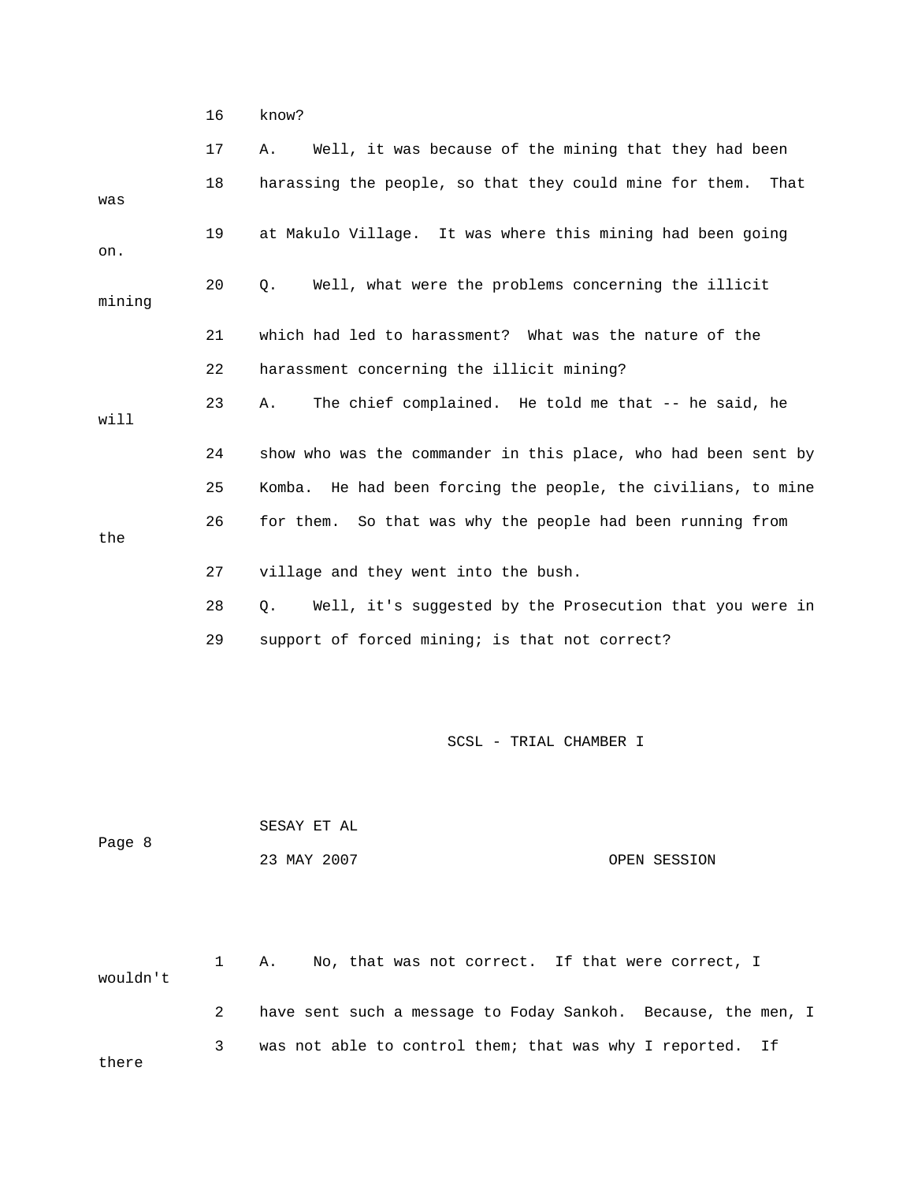16 know?

17 A. Well, it was because of the mining that they had been

18 harassing the people, so that they could mine for them. That was

19 at Makulo Village. It was where this mining had been going on.

20 Q. Well, what were the problems concerning the illicit mining

21 which had led to harassment? What was the nature of the

22 harassment concerning the illicit mining?

23 A. The chief complained. He told me that -- he said, he will

24 show who was the commander in this place, who had been sent by

25 Komba. He had been forcing the people, the civilians, to mine

26 for them. So that was why the people had been running from the

27 village and they went into the bush.

28 Q. Well, it's suggested by the Prosecution that you were in

29 support of forced mining; is that not correct?

1 A. No, that was not correct. If that were correct, I wouldn't

2 have sent such a message to Foday Sankoh. Because, the men, I

3 was not able to control them; that was why I reported. If there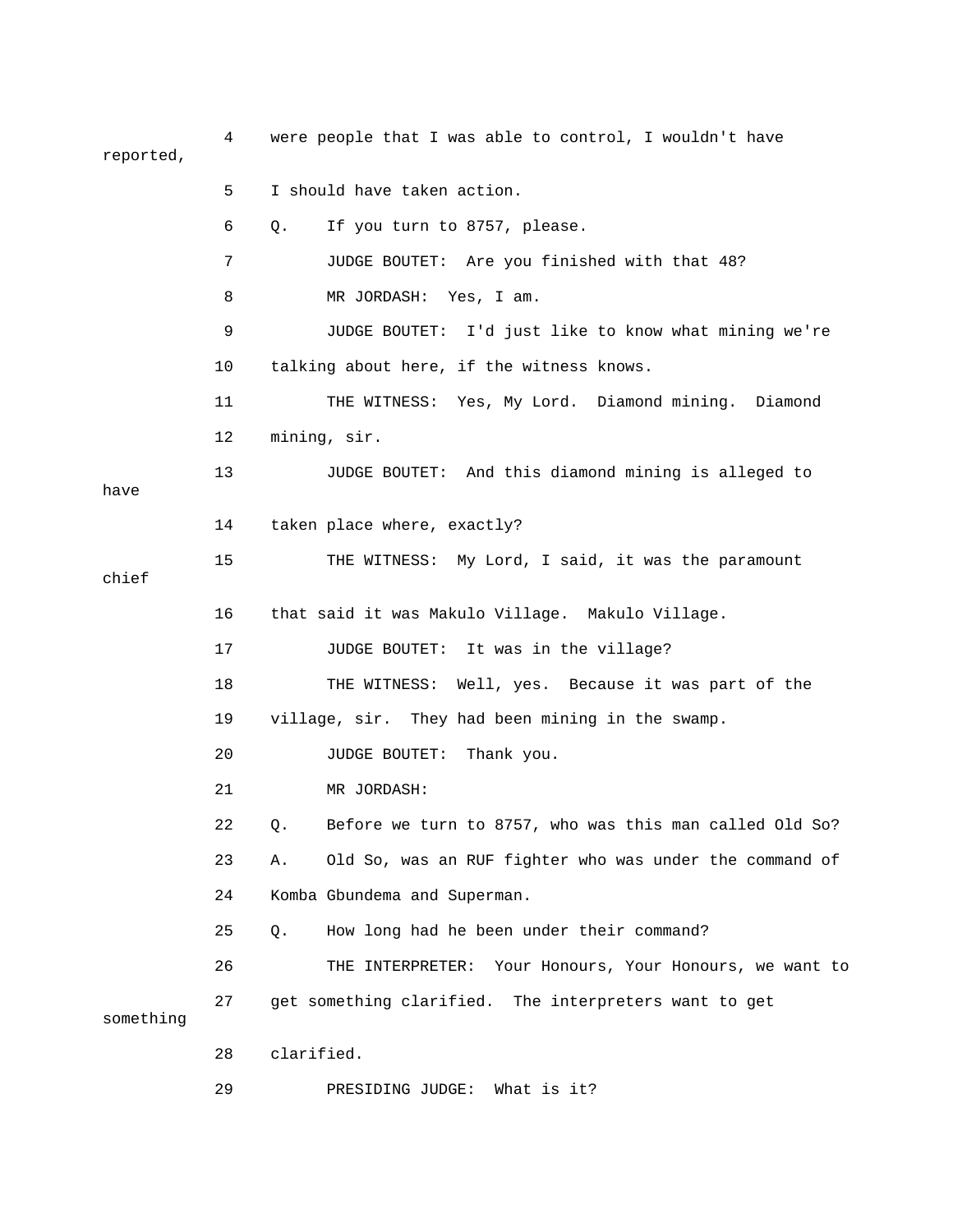4 were people that I was able to control, I wouldn't have reported,

5 I should have taken action.

6 Q. If you turn to 8757, please.

7 JUDGE BOUTET: Are you finished with that 48?

8 MR JORDASH: Yes, I am.

9 JUDGE BOUTET: I'd just like to know what mining we're

10 talking about here, if the witness knows.

11 THE WITNESS: Yes, My Lord. Diamond mining. Diamond

12 mining, sir.

13 JUDGE BOUTET: And this diamond mining is alleged to have

14 taken place where, exactly?

15 THE WITNESS: My Lord, I said, it was the paramount chief

16 that said it was Makulo Village. Makulo Village.

17 JUDGE BOUTET: It was in the village?

18 THE WITNESS: Well, yes. Because it was part of the

19 village, sir. They had been mining in the swamp.

20 JUDGE BOUTET: Thank you.

21 MR JORDASH:

22 Q. Before we turn to 8757, who was this man called Old So?

23 A. Old So, was an RUF fighter who was under the command of

24 Komba Gbundema and Superman.

25 Q. How long had he been under their command?

26 THE INTERPRETER: Your Honours, Your Honours, we want to

27 get something clarified. The interpreters want to get something

28 clarified.

29 PRESIDING JUDGE: What is it?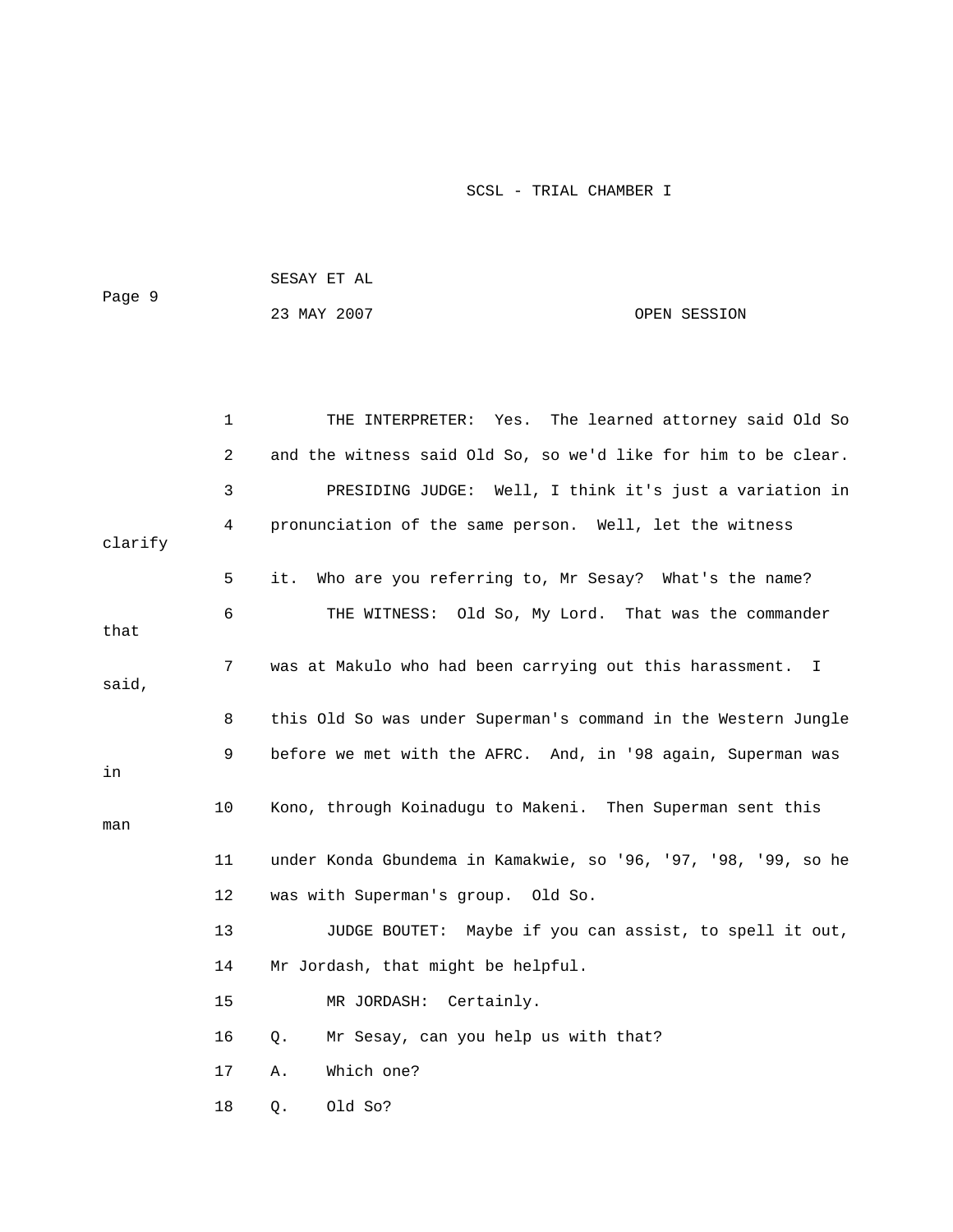THE INTERPRETER: Yes. The learned attorney said Old So and the witness said Old So, so we'd like for him to be clear.

PRESIDING JUDGE: Well, I think it's just a variation in pronunciation of the same person. Well, let the witness clarify it. Who are you referring to, Mr Sesay? What's the name?

THE WITNESS: Old So, My Lord. That was the commander that was at Makulo who had been carrying out this harassment. I said, this Old So was under Superman's command in the Western Jungle before we met with the AFRC. And, in '98 again, Superman was in Kono, through Koinadugu to Makeni. Then Superman sent this man under Konda Gbundema in Kamakwie, so '96, '97, '98, '99, so he was with Superman's group. Old So.

JUDGE BOUTET: Maybe if you can assist, to spell it out, Mr Jordash, that might be helpful.

MR JORDASH: Certainly.

Q. Mr Sesay, can you help us with that?

A. Which one?

Q. Old So?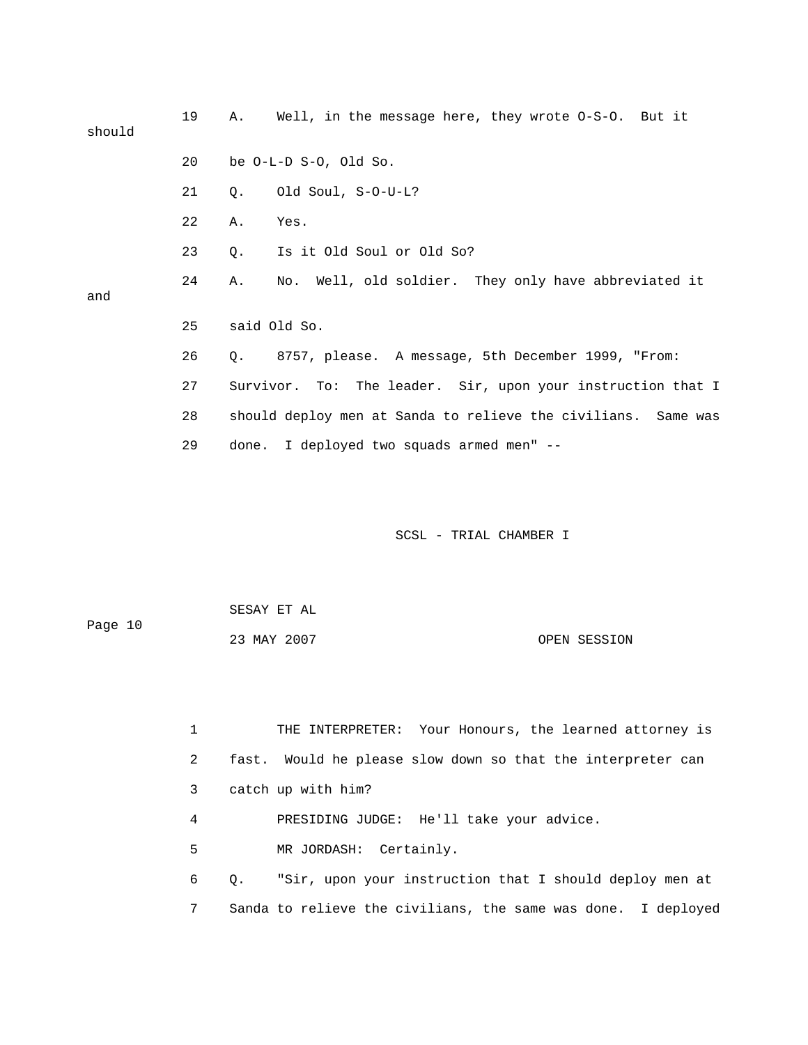19 A. Well, in the message here, they wrote O-S-O. But it should

20 be O-L-D S-O, Old So.

21 Q. Old Soul, S-O-U-L?

22 A. Yes.

23 Q. Is it Old Soul or Old So?

24 A. No. Well, old soldier. They only have abbreviated it and

25 said Old So.

26 Q. 8757, please. A message, 5th December 1999, "From:

27 Survivor. To: The leader. Sir, upon your instruction that I

28 should deploy men at Sanda to relieve the civilians. Same was

29 done. I deployed two squads armed men" --

1 THE INTERPRETER: Your Honours, the learned attorney is

2 fast. Would he please slow down so that the interpreter can

3 catch up with him?

4 PRESIDING JUDGE: He'll take your advice.

5 MR JORDASH: Certainly.

6 Q. "Sir, upon your instruction that I should deploy men at

7 Sanda to relieve the civilians, the same was done. I deployed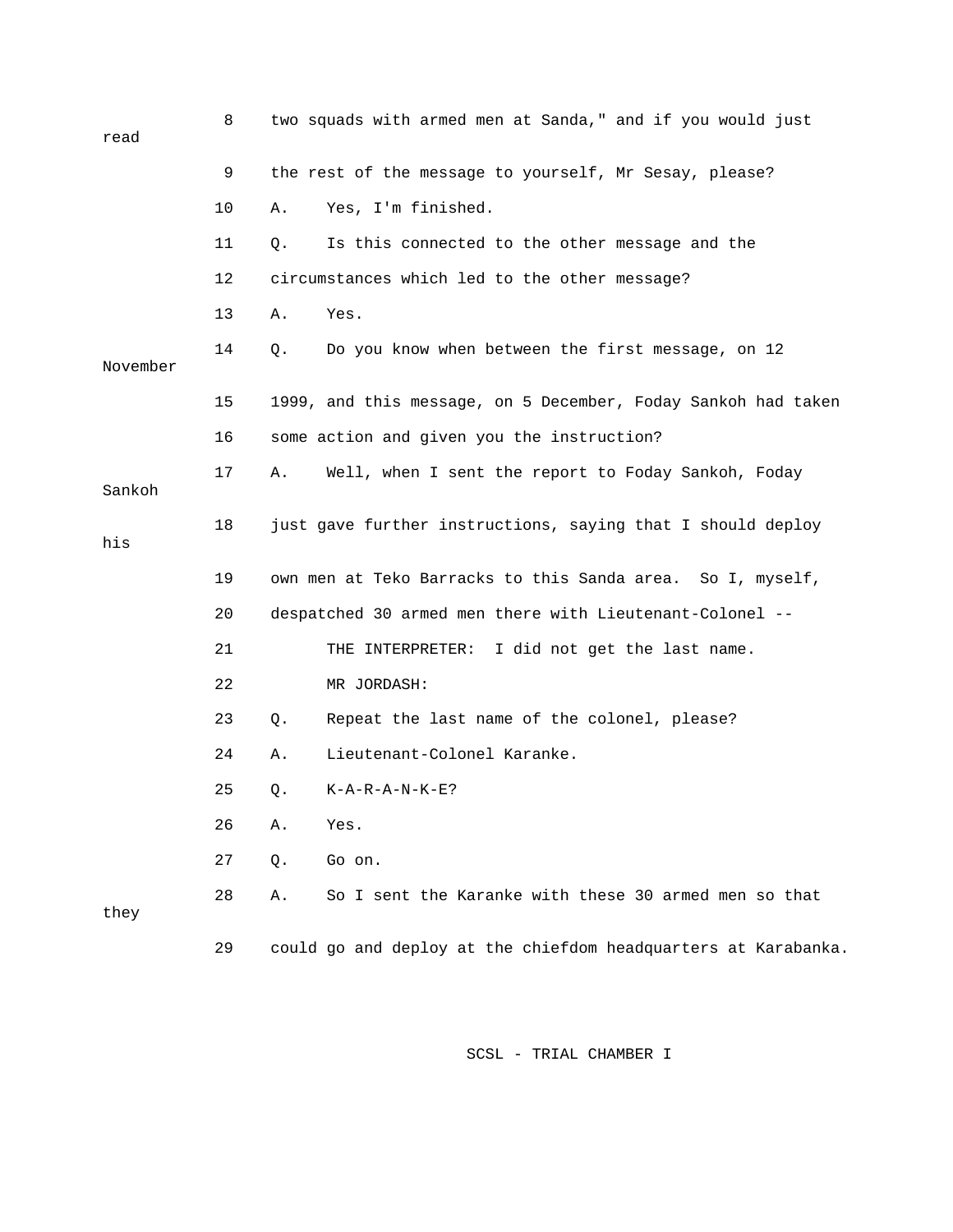8 two squads with armed men at Sanda," and if you would just read

9 the rest of the message to yourself, Mr Sesay, please?

10 A. Yes, I'm finished.

11 Q. Is this connected to the other message and the

12 circumstances which led to the other message?

13 A. Yes.

14 Q. Do you know when between the first message, on 12 November

15 1999, and this message, on 5 December, Foday Sankoh had taken

16 some action and given you the instruction?

17 A. Well, when I sent the report to Foday Sankoh, Foday Sankoh

18 just gave further instructions, saying that I should deploy his

19 own men at Teko Barracks to this Sanda area. So I, myself,

20 despatched 30 armed men there with Lieutenant-Colonel --

21 THE INTERPRETER: I did not get the last name.

22 MR JORDASH:

23 Q. Repeat the last name of the colonel, please?

24 A. Lieutenant-Colonel Karanke.

25 Q. K-A-R-A-N-K-E?

26 A. Yes.

27 Q. Go on.

28 A. So I sent the Karanke with these 30 armed men so that they

29 could go and deploy at the chiefdom headquarters at Karabanka.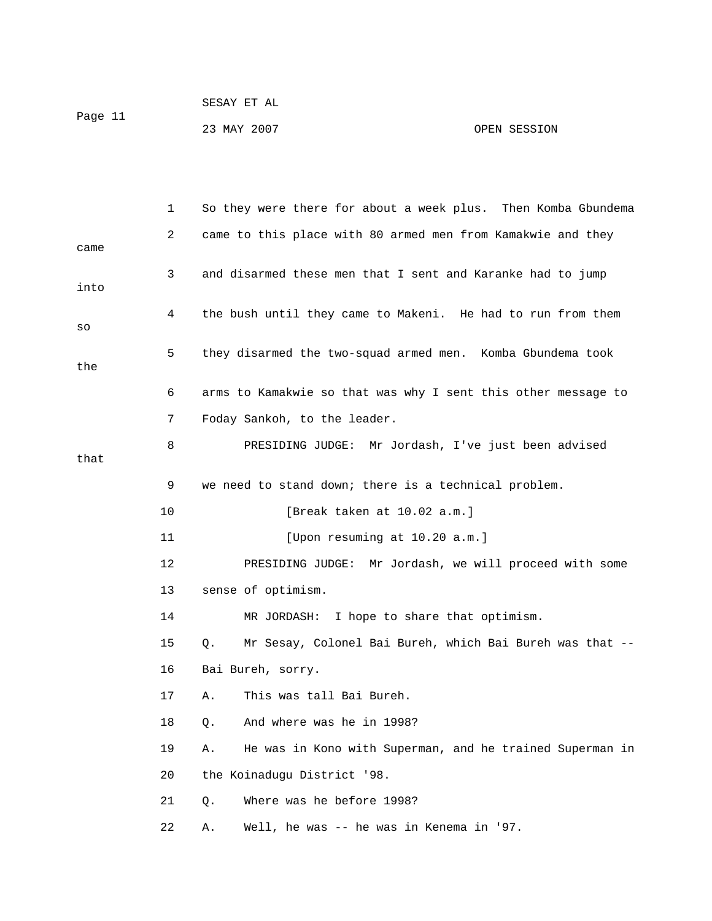So they were there for about a week plus. Then Komba Gbundema came to this place with 80 armed men from Kamakwie and they came and disarmed these men that I sent and Karanke had to jump into the bush until they came to Makeni. He had to run from them so they disarmed the two-squad armed men. Komba Gbundema took the arms to Kamakwie so that was why I sent this other message to Foday Sankoh, to the leader.

PRESIDING JUDGE: Mr Jordash, I've just been advised that we need to stand down; there is a technical problem.

[Break taken at 10.02 a.m.]

[Upon resuming at 10.20 a.m.]

PRESIDING JUDGE: Mr Jordash, we will proceed with some sense of optimism.

MR JORDASH: I hope to share that optimism.

Q. Mr Sesay, Colonel Bai Bureh, which Bai Bureh was that -- Bai Bureh, sorry.

A. This was tall Bai Bureh.

Q. And where was he in 1998?

A. He was in Kono with Superman, and he trained Superman in the Koinadugu District '98.

Q. Where was he before 1998?

A. Well, he was -- he was in Kenema in '97.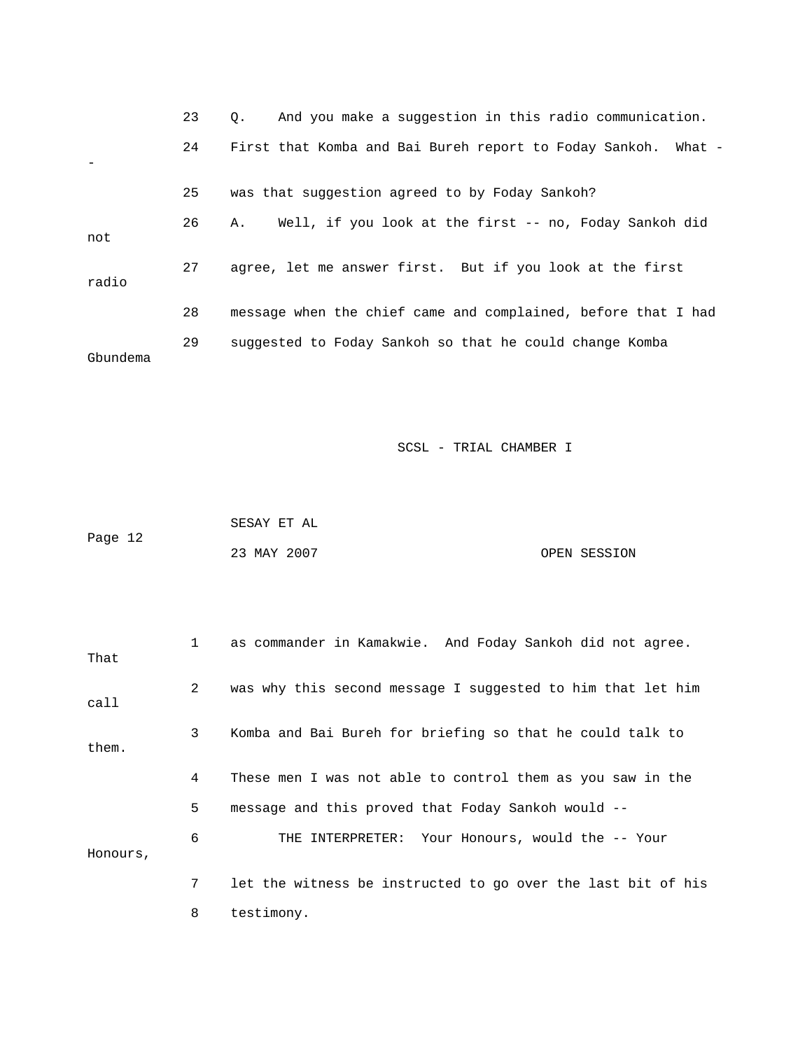23 Q. And you make a suggestion in this radio communication.

24 First that Komba and Bai Bureh report to Foday Sankoh. What --

25 was that suggestion agreed to by Foday Sankoh?

26 A. Well, if you look at the first -- no, Foday Sankoh did not

27 agree, let me answer first. But if you look at the first radio

28 message when the chief came and complained, before that I had

29 suggested to Foday Sankoh so that he could change Komba Gbundema

1 as commander in Kamakwie. And Foday Sankoh did not agree. That

2 was why this second message I suggested to him that let him call

3 Komba and Bai Bureh for briefing so that he could talk to them.

4 These men I was not able to control them as you saw in the

5 message and this proved that Foday Sankoh would --

6 THE INTERPRETER: Your Honours, would the -- Your Honours,

7 let the witness be instructed to go over the last bit of his

8 testimony.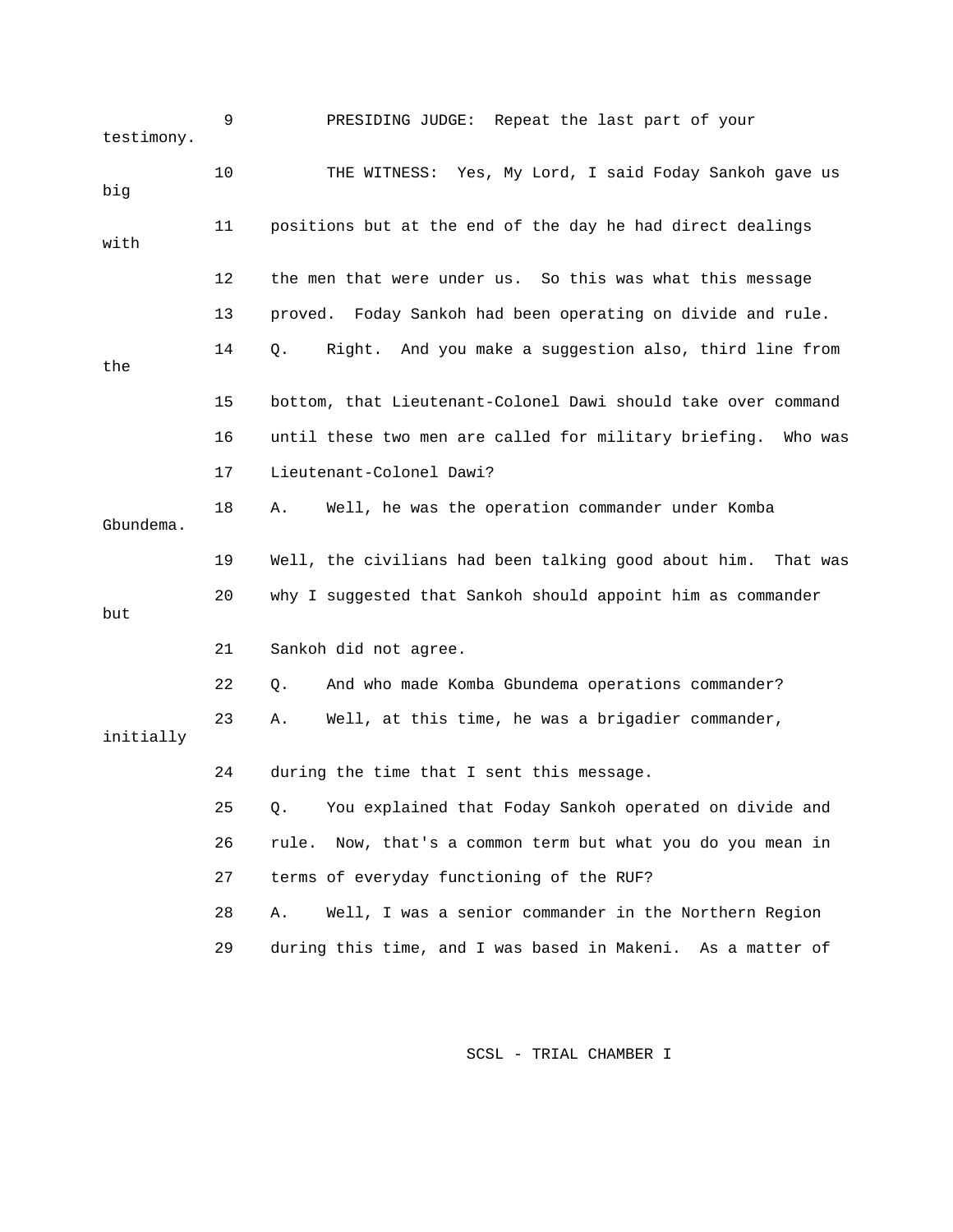9 PRESIDING JUDGE: Repeat the last part of your testimony.

10 THE WITNESS: Yes, My Lord, I said Foday Sankoh gave us big

11 positions but at the end of the day he had direct dealings with

12 the men that were under us. So this was what this message

13 proved. Foday Sankoh had been operating on divide and rule.

14 Q. Right. And you make a suggestion also, third line from the

15 bottom, that Lieutenant-Colonel Dawi should take over command

16 until these two men are called for military briefing. Who was

17 Lieutenant-Colonel Dawi?

18 A. Well, he was the operation commander under Komba Gbundema.

19 Well, the civilians had been talking good about him. That was

20 why I suggested that Sankoh should appoint him as commander but

21 Sankoh did not agree.

22 Q. And who made Komba Gbundema operations commander?

23 A. Well, at this time, he was a brigadier commander, initially

24 during the time that I sent this message.

25 Q. You explained that Foday Sankoh operated on divide and

26 rule. Now, that's a common term but what you do you mean in

27 terms of everyday functioning of the RUF?

28 A. Well, I was a senior commander in the Northern Region

29 during this time, and I was based in Makeni. As a matter of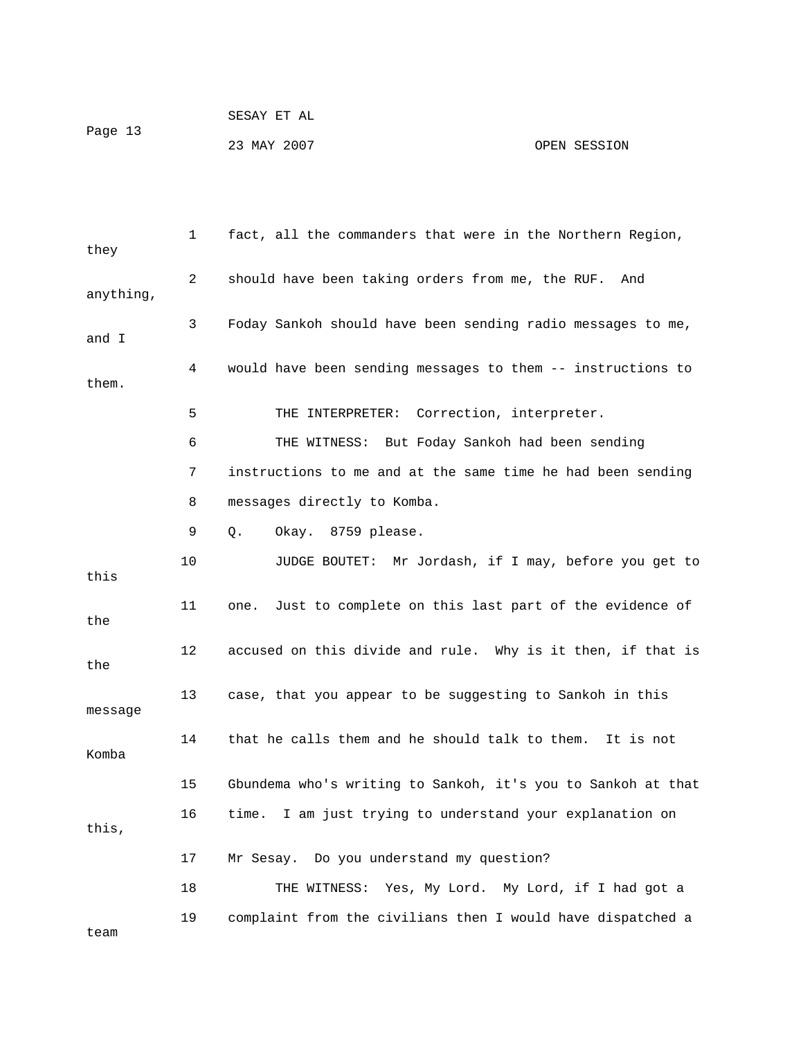1 fact, all the commanders that were in the Northern Region, they

2 should have been taking orders from me, the RUF. And anything,

3 Foday Sankoh should have been sending radio messages to me, and I

4 would have been sending messages to them -- instructions to them.

5 THE INTERPRETER: Correction, interpreter.

6 THE WITNESS: But Foday Sankoh had been sending

7 instructions to me and at the same time he had been sending

8 messages directly to Komba.

9 Q. Okay. 8759 please.

10 JUDGE BOUTET: Mr Jordash, if I may, before you get to this

11 one. Just to complete on this last part of the evidence of the

12 accused on this divide and rule. Why is it then, if that is the

13 case, that you appear to be suggesting to Sankoh in this message

14 that he calls them and he should talk to them. It is not Komba

15 Gbundema who's writing to Sankoh, it's you to Sankoh at that

16 time. I am just trying to understand your explanation on this,

17 Mr Sesay. Do you understand my question?

18 THE WITNESS: Yes, My Lord. My Lord, if I had got a

19 complaint from the civilians then I would have dispatched a team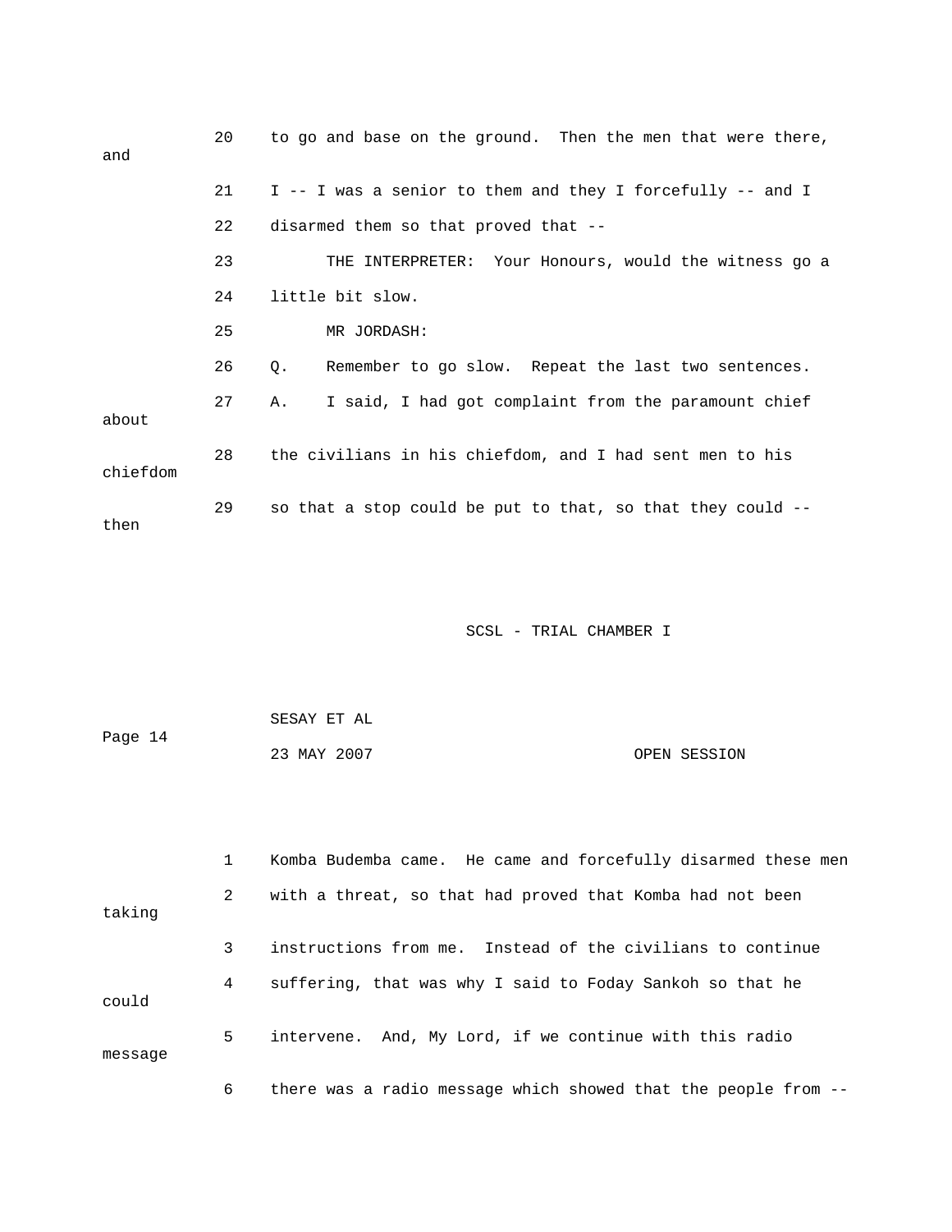20 to go and base on the ground. Then the men that were there, and

21 I -- I was a senior to them and they I forcefully -- and I

22 disarmed them so that proved that --

23 THE INTERPRETER: Your Honours, would the witness go a

24 little bit slow.

25 MR JORDASH:

26 Q. Remember to go slow. Repeat the last two sentences.

27 A. I said, I had got complaint from the paramount chief about

28 the civilians in his chiefdom, and I had sent men to his chiefdom

29 so that a stop could be put to that, so that they could -- then

1 Komba Budemba came. He came and forcefully disarmed these men

2 with a threat, so that had proved that Komba had not been taking

3 instructions from me. Instead of the civilians to continue

4 suffering, that was why I said to Foday Sankoh so that he could

5 intervene. And, My Lord, if we continue with this radio message

6 there was a radio message which showed that the people from --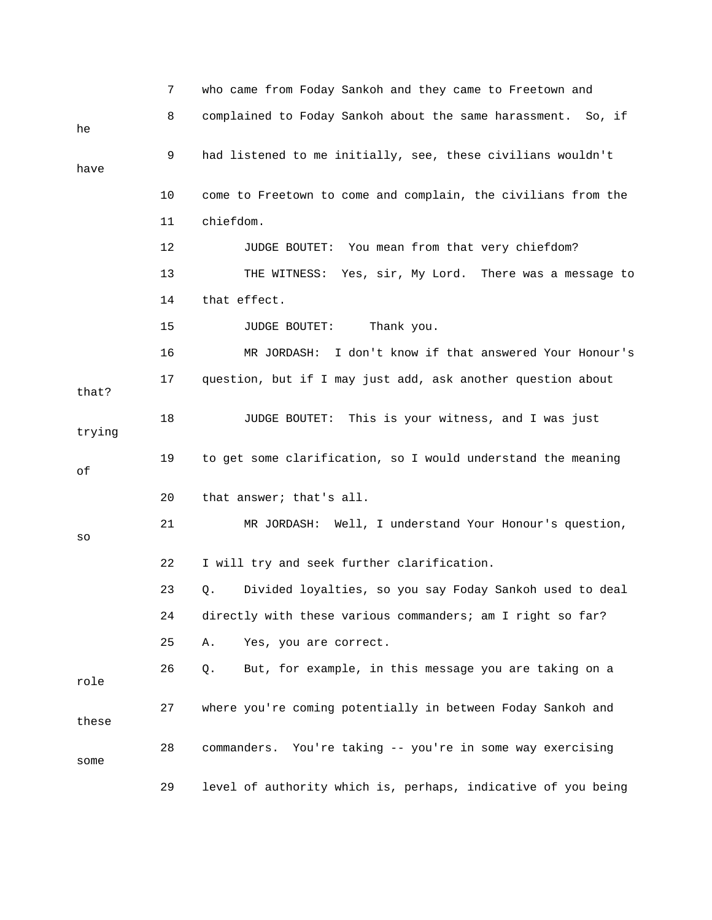7 who came from Foday Sankoh and they came to Freetown and

8 complained to Foday Sankoh about the same harassment. So, if he

9 had listened to me initially, see, these civilians wouldn't have

10 come to Freetown to come and complain, the civilians from the

11 chiefdom.

12 JUDGE BOUTET: You mean from that very chiefdom?

13 THE WITNESS: Yes, sir, My Lord. There was a message to

14 that effect.

15 JUDGE BOUTET: Thank you.

16 MR JORDASH: I don't know if that answered Your Honour's

17 question, but if I may just add, ask another question about that?

18 JUDGE BOUTET: This is your witness, and I was just trying

19 to get some clarification, so I would understand the meaning of

20 that answer; that's all.

21 MR JORDASH: Well, I understand Your Honour's question, so

22 I will try and seek further clarification.

23 Q. Divided loyalties, so you say Foday Sankoh used to deal

24 directly with these various commanders; am I right so far?

25 A. Yes, you are correct.

26 Q. But, for example, in this message you are taking on a role

27 where you're coming potentially in between Foday Sankoh and these

28 commanders. You're taking -- you're in some way exercising some

29 level of authority which is, perhaps, indicative of you being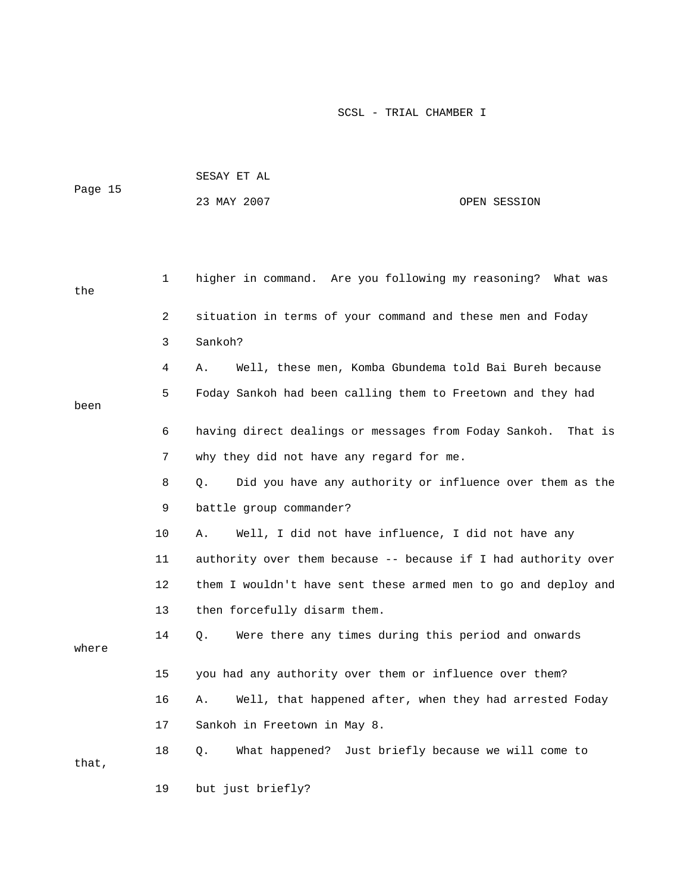1 higher in command. Are you following my reasoning? What was the

2 situation in terms of your command and these men and Foday

3 Sankoh?

4 A. Well, these men, Komba Gbundema told Bai Bureh because

5 Foday Sankoh had been calling them to Freetown and they had been

6 having direct dealings or messages from Foday Sankoh. That is

7 why they did not have any regard for me.

8 Q. Did you have any authority or influence over them as the

9 battle group commander?

10 A. Well, I did not have influence, I did not have any

11 authority over them because -- because if I had authority over

12 them I wouldn't have sent these armed men to go and deploy and

13 then forcefully disarm them.

14 Q. Were there any times during this period and onwards where

15 you had any authority over them or influence over them?

16 A. Well, that happened after, when they had arrested Foday

17 Sankoh in Freetown in May 8.

18 Q. What happened? Just briefly because we will come to that,

19 but just briefly?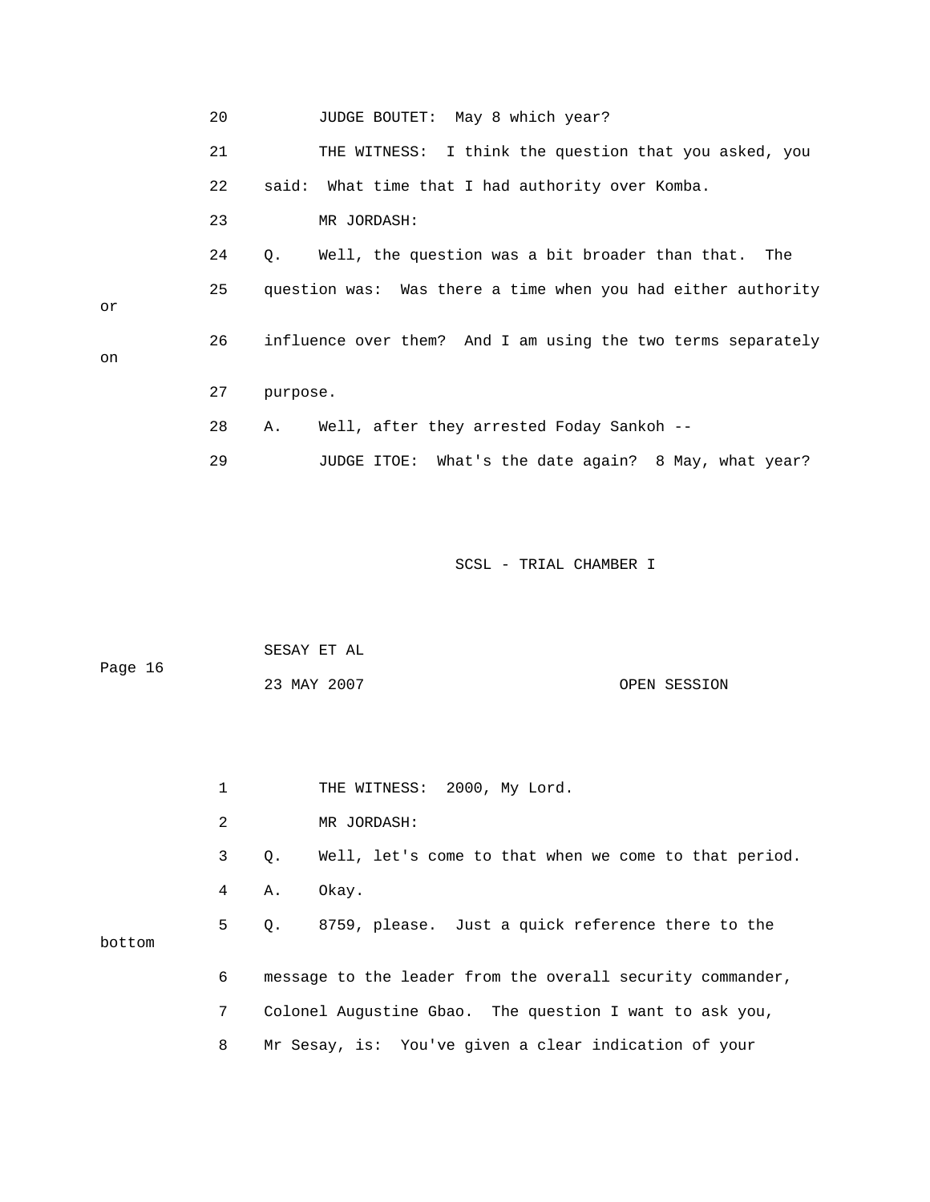20 JUDGE BOUTET: May 8 which year?

21 THE WITNESS: I think the question that you asked, you

22 said: What time that I had authority over Komba.

23 MR JORDASH:

24 Q. Well, the question was a bit broader than that. The

25 question was: Was there a time when you had either authority or

26 influence over them? And I am using the two terms separately on

27 purpose.

28 A. Well, after they arrested Foday Sankoh --

29 JUDGE ITOE: What's the date again? 8 May, what year?

SCSL - TRIAL CHAMBER I

SESAY ET AL

Page 16

23 MAY 2007 OPEN SESSION

1 THE WITNESS: 2000, My Lord.

2 MR JORDASH:

3 Q. Well, let's come to that when we come to that period.

4 A. Okay.

5 Q. 8759, please. Just a quick reference there to the bottom

6 message to the leader from the overall security commander,

7 Colonel Augustine Gbao. The question I want to ask you,

8 Mr Sesay, is: You've given a clear indication of your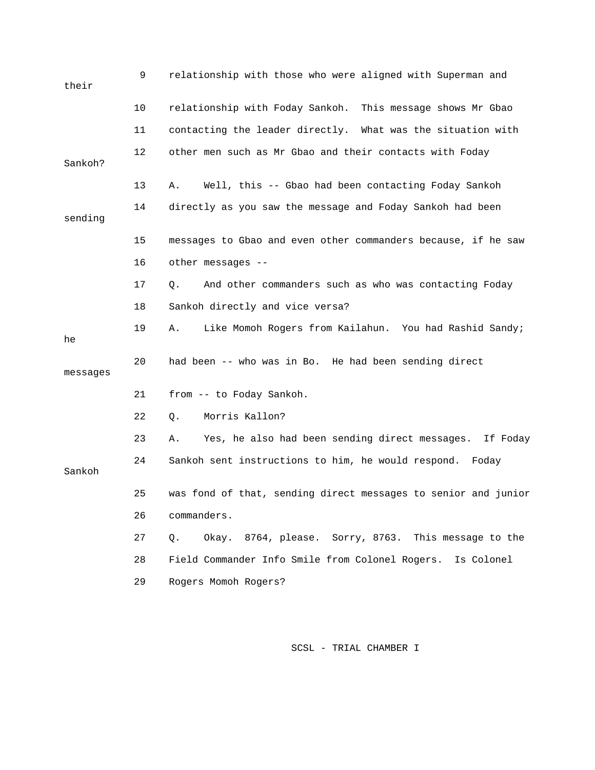9 relationship with those who were aligned with Superman and their

10 relationship with Foday Sankoh. This message shows Mr Gbao

11 contacting the leader directly. What was the situation with

12 other men such as Mr Gbao and their contacts with Foday Sankoh?

13 A. Well, this -- Gbao had been contacting Foday Sankoh

14 directly as you saw the message and Foday Sankoh had been sending

15 messages to Gbao and even other commanders because, if he saw

16 other messages --

17 Q. And other commanders such as who was contacting Foday

18 Sankoh directly and vice versa?

19 A. Like Momoh Rogers from Kailahun. You had Rashid Sandy; he

20 had been -- who was in Bo. He had been sending direct messages

21 from -- to Foday Sankoh.

22 Q. Morris Kallon?

23 A. Yes, he also had been sending direct messages. If Foday

24 Sankoh sent instructions to him, he would respond. Foday Sankoh

25 was fond of that, sending direct messages to senior and junior

26 commanders.

27 Q. Okay. 8764, please. Sorry, 8763. This message to the

28 Field Commander Info Smile from Colonel Rogers. Is Colonel

29 Rogers Momoh Rogers?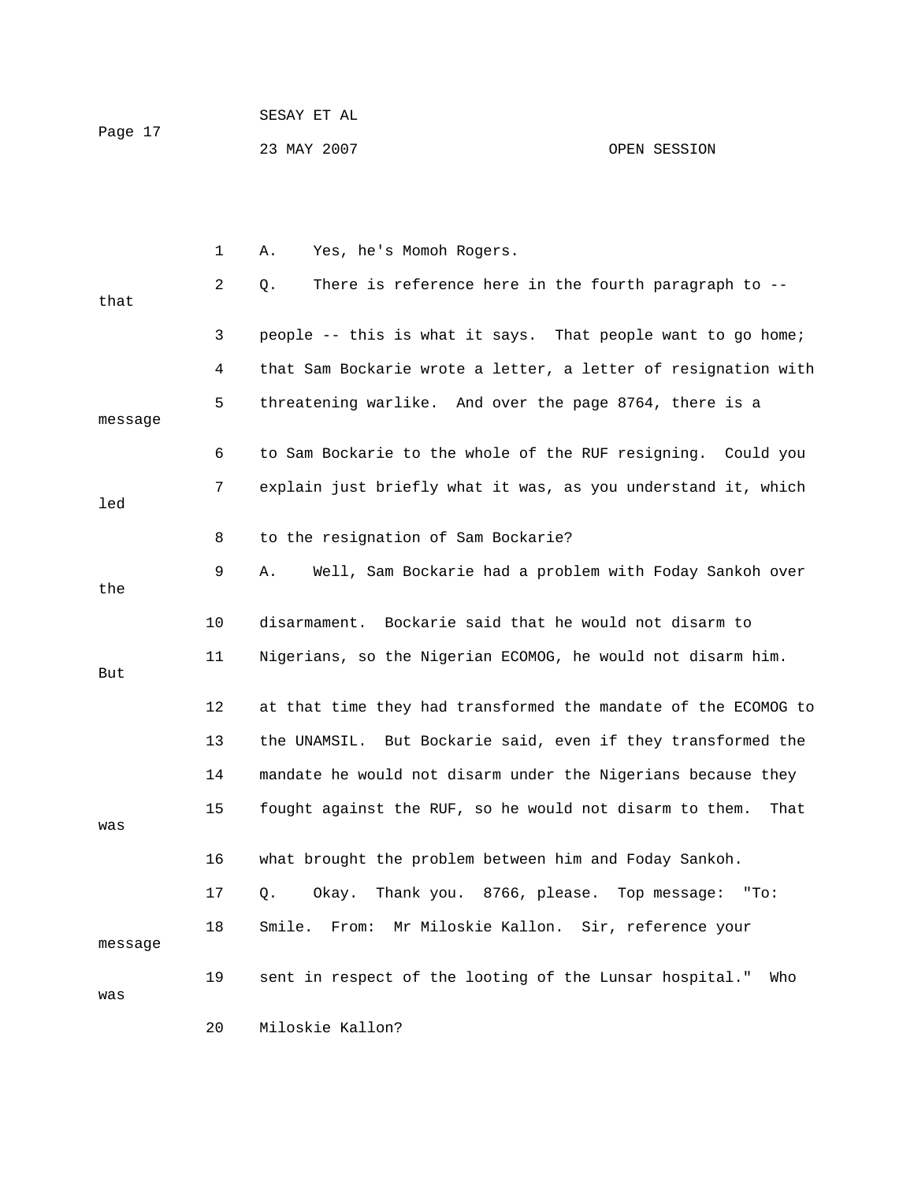1 A. Yes, he's Momoh Rogers.

2 Q. There is reference here in the fourth paragraph to -- that

3 people -- this is what it says. That people want to go home;

4 that Sam Bockarie wrote a letter, a letter of resignation with

5 threatening warlike. And over the page 8764, there is a message

6 to Sam Bockarie to the whole of the RUF resigning. Could you

7 explain just briefly what it was, as you understand it, which led

8 to the resignation of Sam Bockarie?

9 A. Well, Sam Bockarie had a problem with Foday Sankoh over the

10 disarmament. Bockarie said that he would not disarm to

11 Nigerians, so the Nigerian ECOMOG, he would not disarm him. But

12 at that time they had transformed the mandate of the ECOMOG to

13 the UNAMSIL. But Bockarie said, even if they transformed the

14 mandate he would not disarm under the Nigerians because they

15 fought against the RUF, so he would not disarm to them. That was

16 what brought the problem between him and Foday Sankoh.

17 Q. Okay. Thank you. 8766, please. Top message: "To:

18 Smile. From: Mr Miloskie Kallon. Sir, reference your message

19 sent in respect of the looting of the Lunsar hospital." Who was

20 Miloskie Kallon?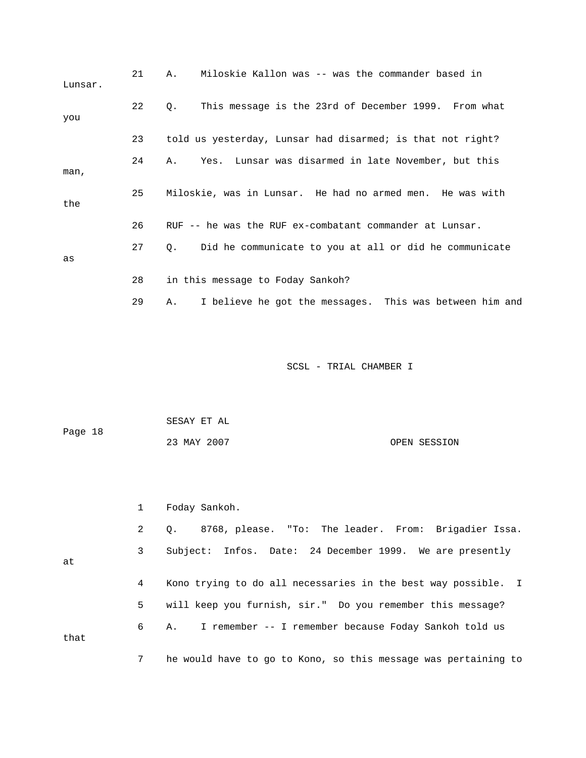21 A. Miloskie Kallon was -- was the commander based in Lunsar.

22 Q. This message is the 23rd of December 1999. From what you

23 told us yesterday, Lunsar had disarmed; is that not right?

24 A. Yes. Lunsar was disarmed in late November, but this man,

25 Miloskie, was in Lunsar. He had no armed men. He was with the

26 RUF -- he was the RUF ex-combatant commander at Lunsar.

27 Q. Did he communicate to you at all or did he communicate as

28 in this message to Foday Sankoh?

29 A. I believe he got the messages. This was between him and

1 Foday Sankoh.

2 Q. 8768, please. "To: The leader. From: Brigadier Issa.

3 Subject: Infos. Date: 24 December 1999. We are presently at

4 Kono trying to do all necessaries in the best way possible. I

5 will keep you furnish, sir." Do you remember this message?

6 A. I remember -- I remember because Foday Sankoh told us that

7 he would have to go to Kono, so this message was pertaining to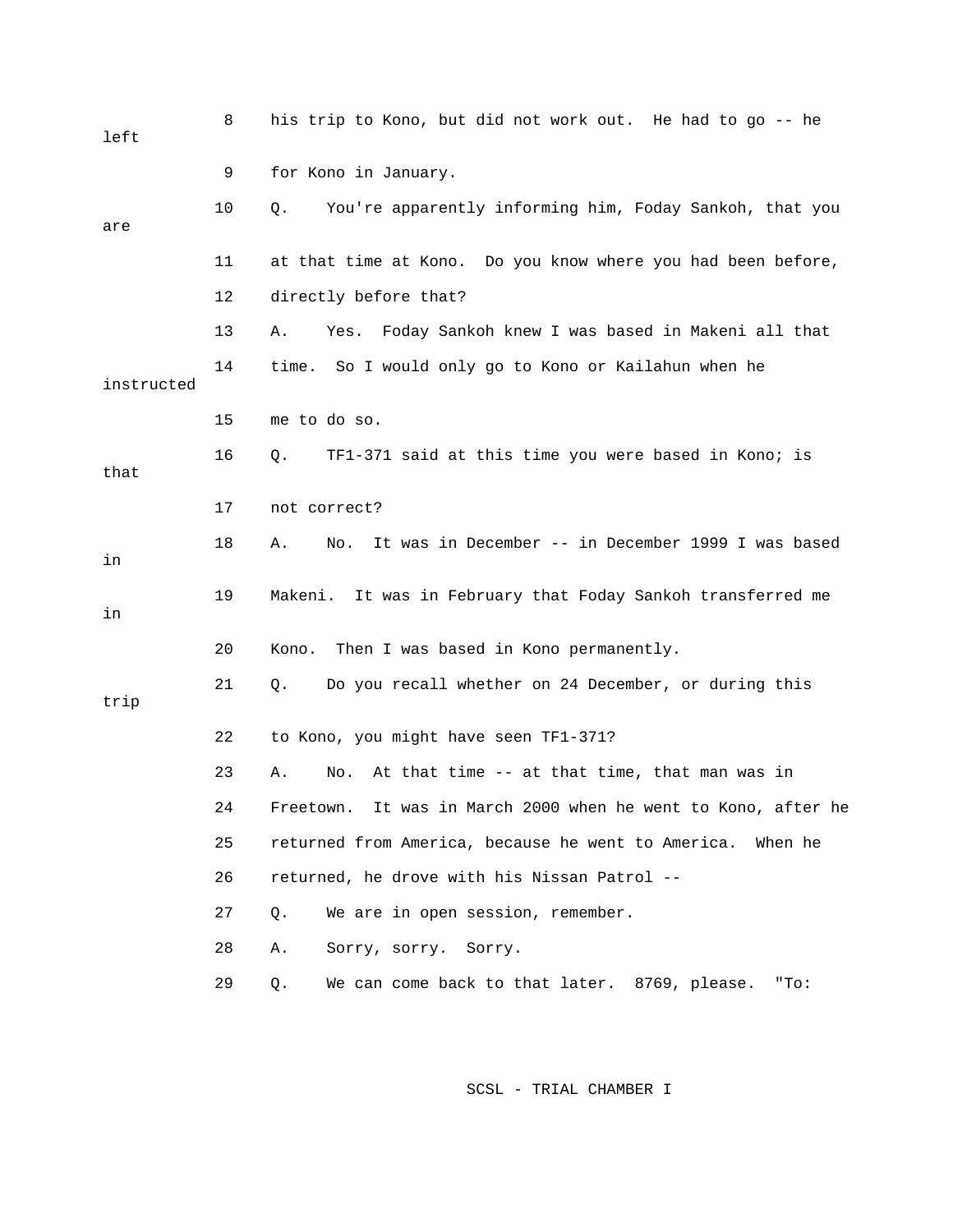8 his trip to Kono, but did not work out. He had to go -- he left

9 for Kono in January.

10 Q. You're apparently informing him, Foday Sankoh, that you are

11 at that time at Kono. Do you know where you had been before,

12 directly before that?

13 A. Yes. Foday Sankoh knew I was based in Makeni all that

14 time. So I would only go to Kono or Kailahun when he instructed

15 me to do so.

16 Q. TF1-371 said at this time you were based in Kono; is that

17 not correct?

18 A. No. It was in December -- in December 1999 I was based in

19 Makeni. It was in February that Foday Sankoh transferred me in

20 Kono. Then I was based in Kono permanently.

21 Q. Do you recall whether on 24 December, or during this trip

22 to Kono, you might have seen TF1-371?

23 A. No. At that time -- at that time, that man was in

24 Freetown. It was in March 2000 when he went to Kono, after he

25 returned from America, because he went to America. When he

26 returned, he drove with his Nissan Patrol --

27 Q. We are in open session, remember.

28 A. Sorry, sorry. Sorry.

29 Q. We can come back to that later. 8769, please. "To: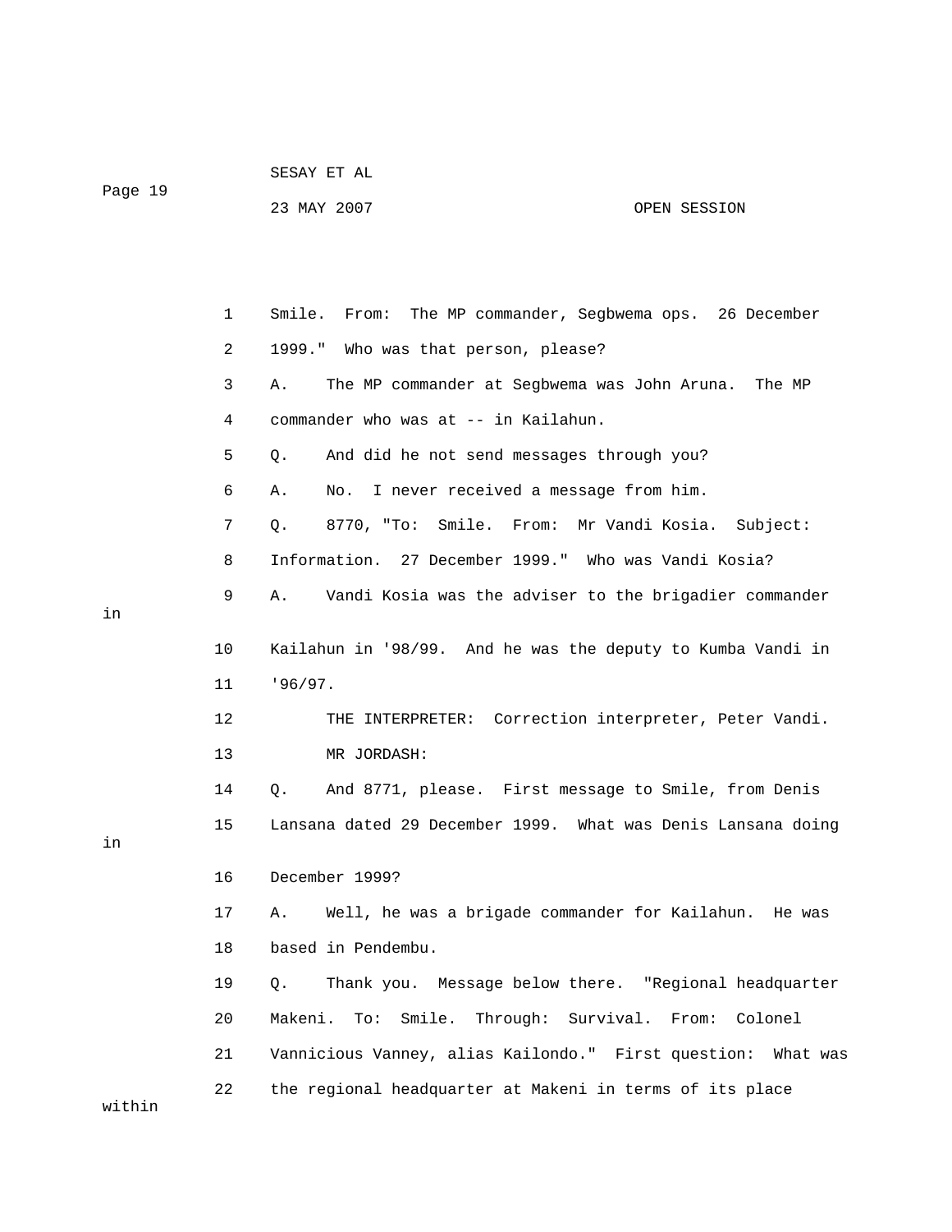1 Smile. From: The MP commander, Segbwema ops. 26 December

2 1999." Who was that person, please?

3 A. The MP commander at Segbwema was John Aruna. The MP

4 commander who was at -- in Kailahun.

5 Q. And did he not send messages through you?

6 A. No. I never received a message from him.

7 Q. 8770, "To: Smile. From: Mr Vandi Kosia. Subject:

8 Information. 27 December 1999." Who was Vandi Kosia?

9 A. Vandi Kosia was the adviser to the brigadier commander in

10 Kailahun in '98/99. And he was the deputy to Kumba Vandi in

11 '96/97.

12 THE INTERPRETER: Correction interpreter, Peter Vandi.

13 MR JORDASH:

14 Q. And 8771, please. First message to Smile, from Denis

15 Lansana dated 29 December 1999. What was Denis Lansana doing in

16 December 1999?

17 A. Well, he was a brigade commander for Kailahun. He was

18 based in Pendembu.

19 Q. Thank you. Message below there. "Regional headquarter

20 Makeni. To: Smile. Through: Survival. From: Colonel

21 Vannicious Vanney, alias Kailondo." First question: What was

22 the regional headquarter at Makeni in terms of its place within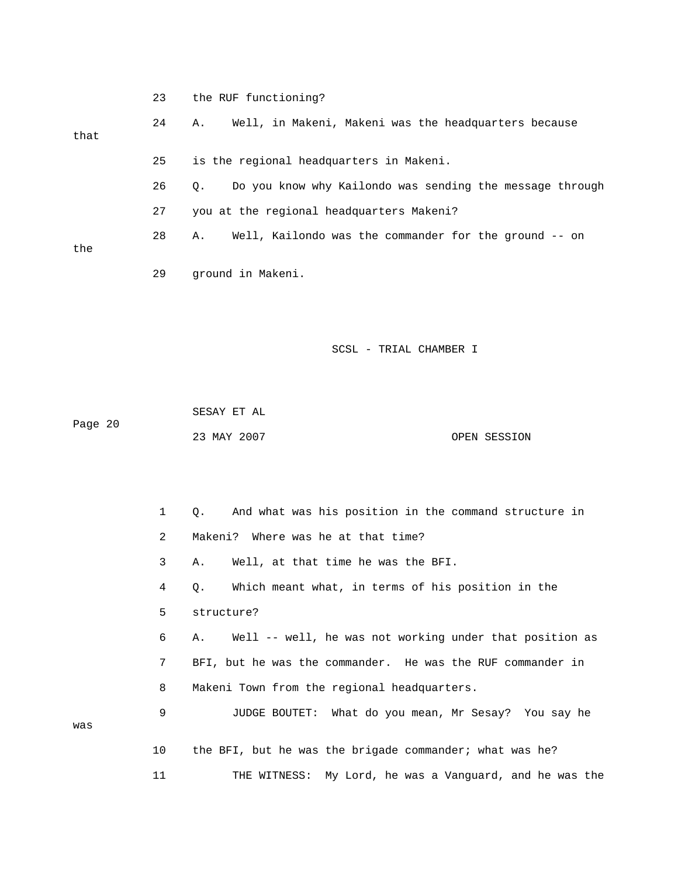23 the RUF functioning?

24 A. Well, in Makeni, Makeni was the headquarters because that

25 is the regional headquarters in Makeni.

26 Q. Do you know why Kailondo was sending the message through

27 you at the regional headquarters Makeni?

28 A. Well, Kailondo was the commander for the ground -- on the

29 ground in Makeni.

1 Q. And what was his position in the command structure in

2 Makeni? Where was he at that time?

3 A. Well, at that time he was the BFI.

4 Q. Which meant what, in terms of his position in the

5 structure?

6 A. Well -- well, he was not working under that position as

7 BFI, but he was the commander. He was the RUF commander in

8 Makeni Town from the regional headquarters.

9 JUDGE BOUTET: What do you mean, Mr Sesay? You say he was

10 the BFI, but he was the brigade commander; what was he?

11 THE WITNESS: My Lord, he was a Vanguard, and he was the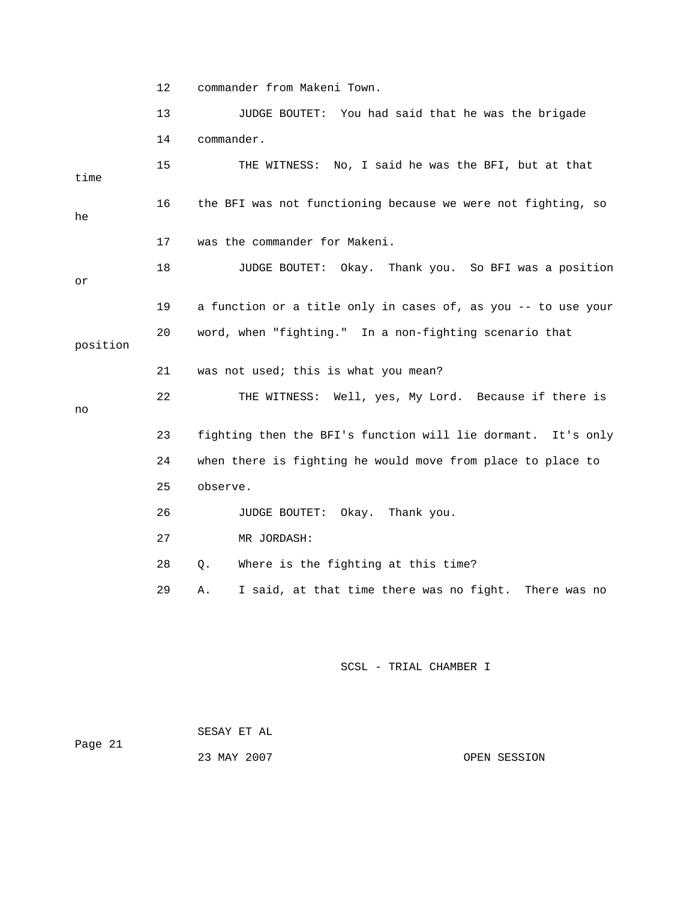12 commander from Makeni Town.

13 JUDGE BOUTET: You had said that he was the brigade

14 commander.

15 THE WITNESS: No, I said he was the BFI, but at that time

16 the BFI was not functioning because we were not fighting, so he

17 was the commander for Makeni.

18 JUDGE BOUTET: Okay. Thank you. So BFI was a position or

19 a function or a title only in cases of, as you -- to use your

20 word, when "fighting." In a non-fighting scenario that position

21 was not used; this is what you mean?

22 THE WITNESS: Well, yes, My Lord. Because if there is no

23 fighting then the BFI's function will lie dormant. It's only

24 when there is fighting he would move from place to place to

25 observe.

26 JUDGE BOUTET: Okay. Thank you.

27 MR JORDASH:

28 Q. Where is the fighting at this time?

29 A. I said, at that time there was no fight. There was no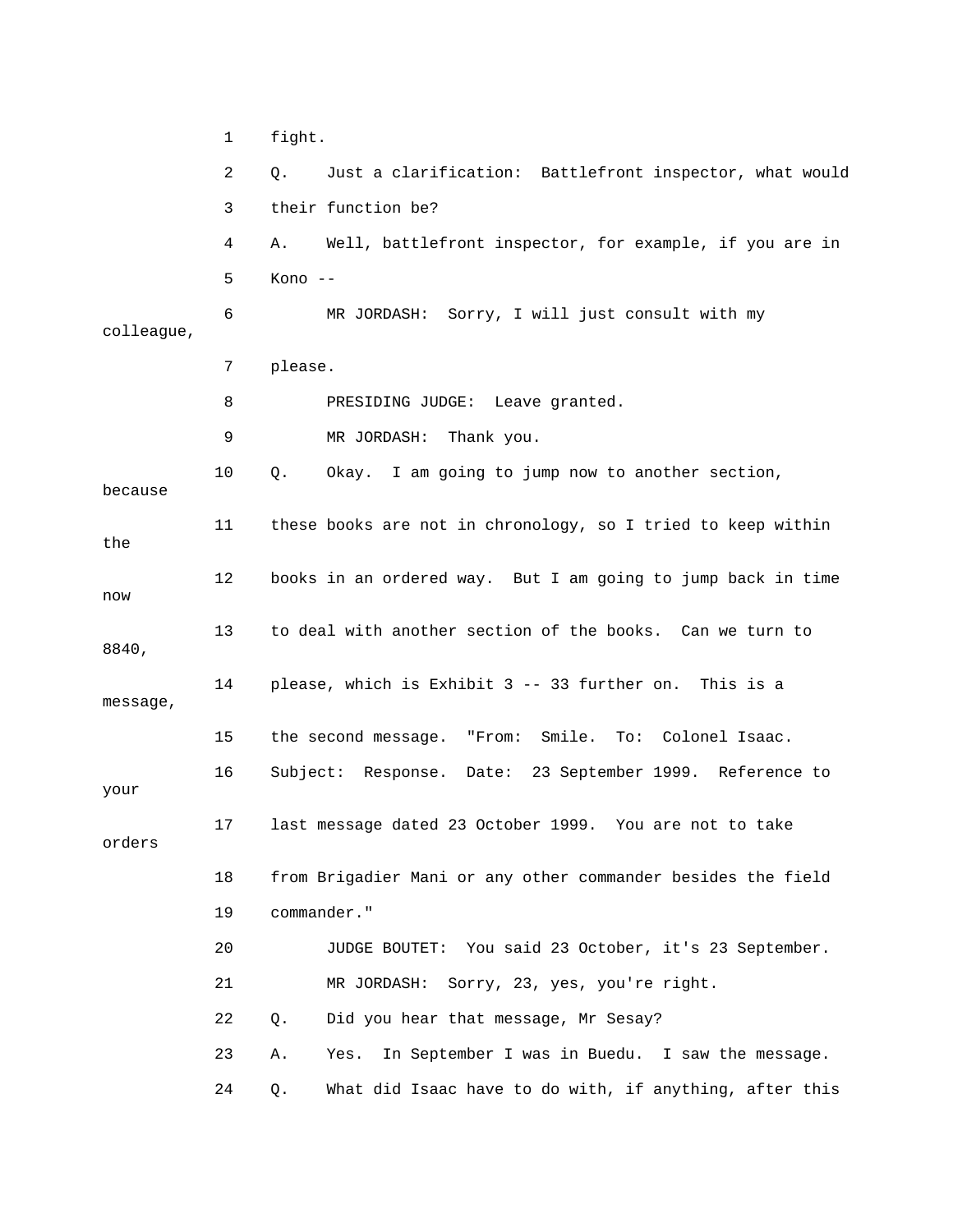1 fight.

2 Q. Just a clarification: Battlefront inspector, what would

3 their function be?

4 A. Well, battlefront inspector, for example, if you are in

5 Kono --

6 MR JORDASH: Sorry, I will just consult with my colleague,

7 please.

8 PRESIDING JUDGE: Leave granted.

9 MR JORDASH: Thank you.

10 Q. Okay. I am going to jump now to another section, because

11 these books are not in chronology, so I tried to keep within the

12 books in an ordered way. But I am going to jump back in time now

13 to deal with another section of the books. Can we turn to 8840,

14 please, which is Exhibit 3 -- 33 further on. This is a message,

15 the second message. "From: Smile. To: Colonel Isaac.

16 Subject: Response. Date: 23 September 1999. Reference to your

17 last message dated 23 October 1999. You are not to take orders

18 from Brigadier Mani or any other commander besides the field

19 commander."

20 JUDGE BOUTET: You said 23 October, it's 23 September.

21 MR JORDASH: Sorry, 23, yes, you're right.

22 Q. Did you hear that message, Mr Sesay?

23 A. Yes. In September I was in Buedu. I saw the message.

24 Q. What did Isaac have to do with, if anything, after this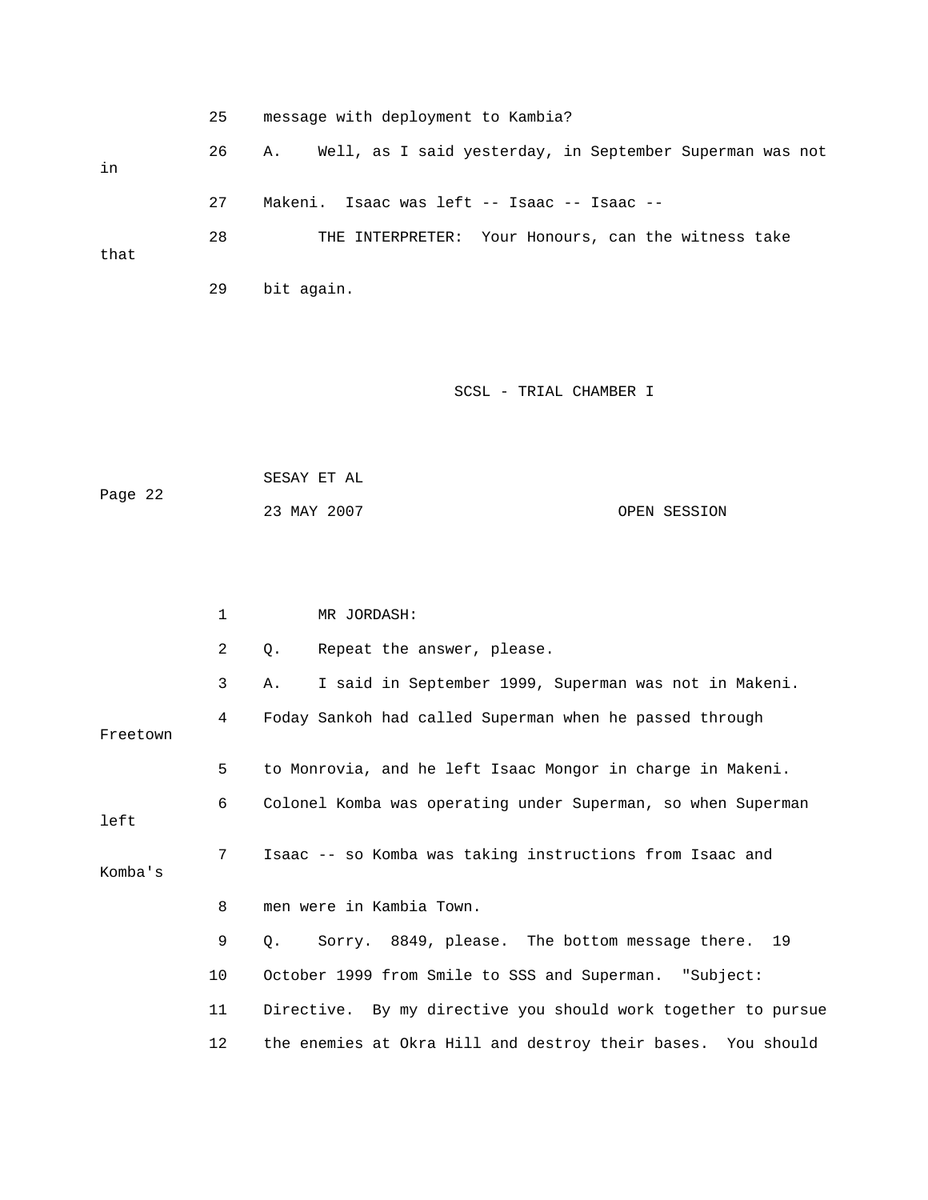25 message with deployment to Kambia?

26 A. Well, as I said yesterday, in September Superman was not in

27 Makeni. Isaac was left -- Isaac -- Isaac --

28 THE INTERPRETER: Your Honours, can the witness take that

29 bit again.

1 MR JORDASH:

2 Q. Repeat the answer, please.

3 A. I said in September 1999, Superman was not in Makeni.

4 Foday Sankoh had called Superman when he passed through Freetown

5 to Monrovia, and he left Isaac Mongor in charge in Makeni.

6 Colonel Komba was operating under Superman, so when Superman left

7 Isaac -- so Komba was taking instructions from Isaac and Komba's

8 men were in Kambia Town.

9 Q. Sorry. 8849, please. The bottom message there. 19

10 October 1999 from Smile to SSS and Superman. "Subject:

11 Directive. By my directive you should work together to pursue

12 the enemies at Okra Hill and destroy their bases. You should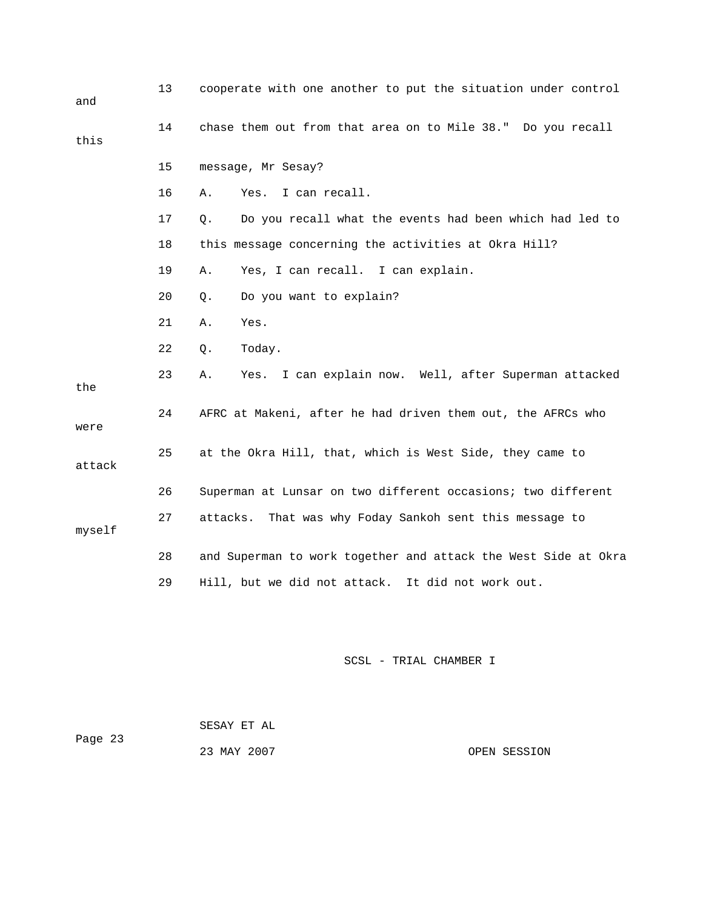13 cooperate with one another to put the situation under control and

14 chase them out from that area on to Mile 38." Do you recall this

15 message, Mr Sesay?

16 A. Yes. I can recall.

17 Q. Do you recall what the events had been which had led to

18 this message concerning the activities at Okra Hill?

19 A. Yes, I can recall. I can explain.

20 Q. Do you want to explain?

21 A. Yes.

22 Q. Today.

23 A. Yes. I can explain now. Well, after Superman attacked the

24 AFRC at Makeni, after he had driven them out, the AFRCs who were

25 at the Okra Hill, that, which is West Side, they came to attack

26 Superman at Lunsar on two different occasions; two different

27 attacks. That was why Foday Sankoh sent this message to myself

28 and Superman to work together and attack the West Side at Okra

29 Hill, but we did not attack. It did not work out.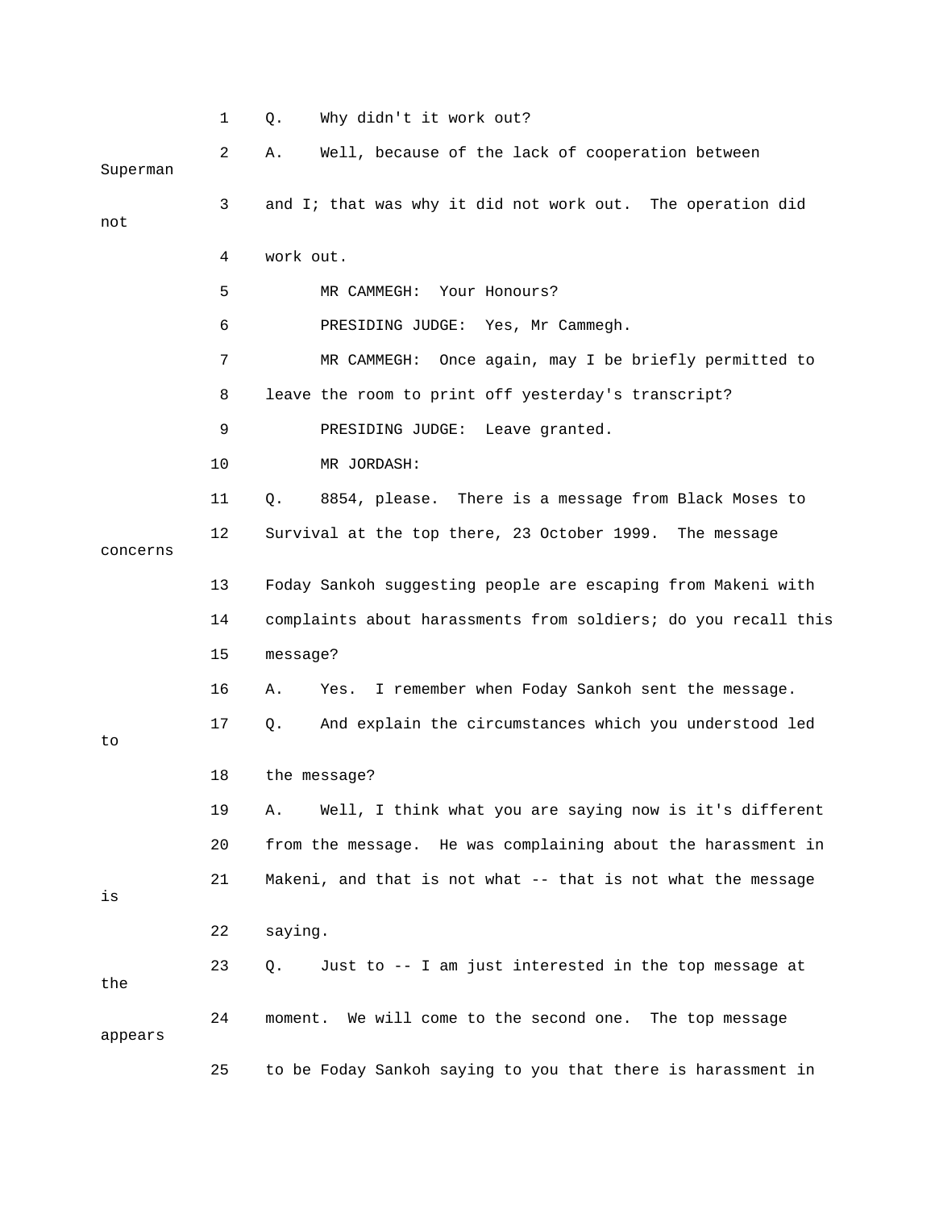1 Q. Why didn't it work out?

2 A. Well, because of the lack of cooperation between Superman

3 and I; that was why it did not work out. The operation did not

4 work out.

5 MR CAMMEGH: Your Honours?

6 PRESIDING JUDGE: Yes, Mr Cammegh.

7 MR CAMMEGH: Once again, may I be briefly permitted to

8 leave the room to print off yesterday's transcript?

9 PRESIDING JUDGE: Leave granted.

10 MR JORDASH:

11 Q. 8854, please. There is a message from Black Moses to

12 Survival at the top there, 23 October 1999. The message concerns

13 Foday Sankoh suggesting people are escaping from Makeni with

14 complaints about harassments from soldiers; do you recall this

15 message?

16 A. Yes. I remember when Foday Sankoh sent the message.

17 Q. And explain the circumstances which you understood led to

18 the message?

19 A. Well, I think what you are saying now is it's different

20 from the message. He was complaining about the harassment in

21 Makeni, and that is not what -- that is not what the message is

22 saying.

23 Q. Just to -- I am just interested in the top message at the

24 moment. We will come to the second one. The top message appears

25 to be Foday Sankoh saying to you that there is harassment in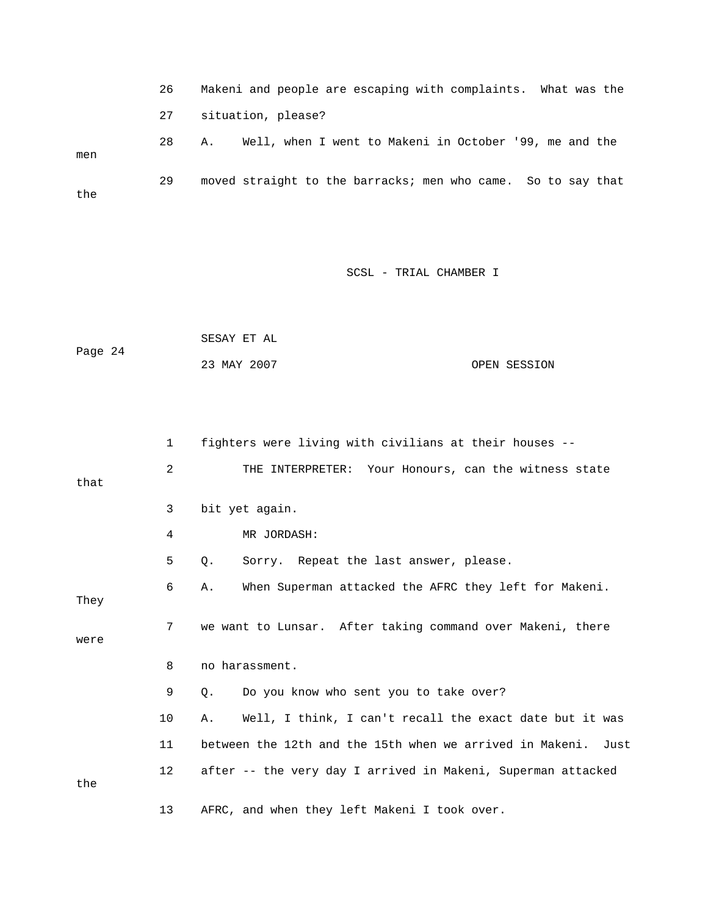26 Makeni and people are escaping with complaints. What was the

27 situation, please?

28 A. Well, when I went to Makeni in October '99, me and the men

29 moved straight to the barracks; men who came. So to say that the

1 fighters were living with civilians at their houses --

2 THE INTERPRETER: Your Honours, can the witness state that

3 bit yet again.

4 MR JORDASH:

5 Q. Sorry. Repeat the last answer, please.

6 A. When Superman attacked the AFRC they left for Makeni. They

7 we want to Lunsar. After taking command over Makeni, there were

8 no harassment.

9 Q. Do you know who sent you to take over?

10 A. Well, I think, I can't recall the exact date but it was

11 between the 12th and the 15th when we arrived in Makeni. Just

12 after -- the very day I arrived in Makeni, Superman attacked the

13 AFRC, and when they left Makeni I took over.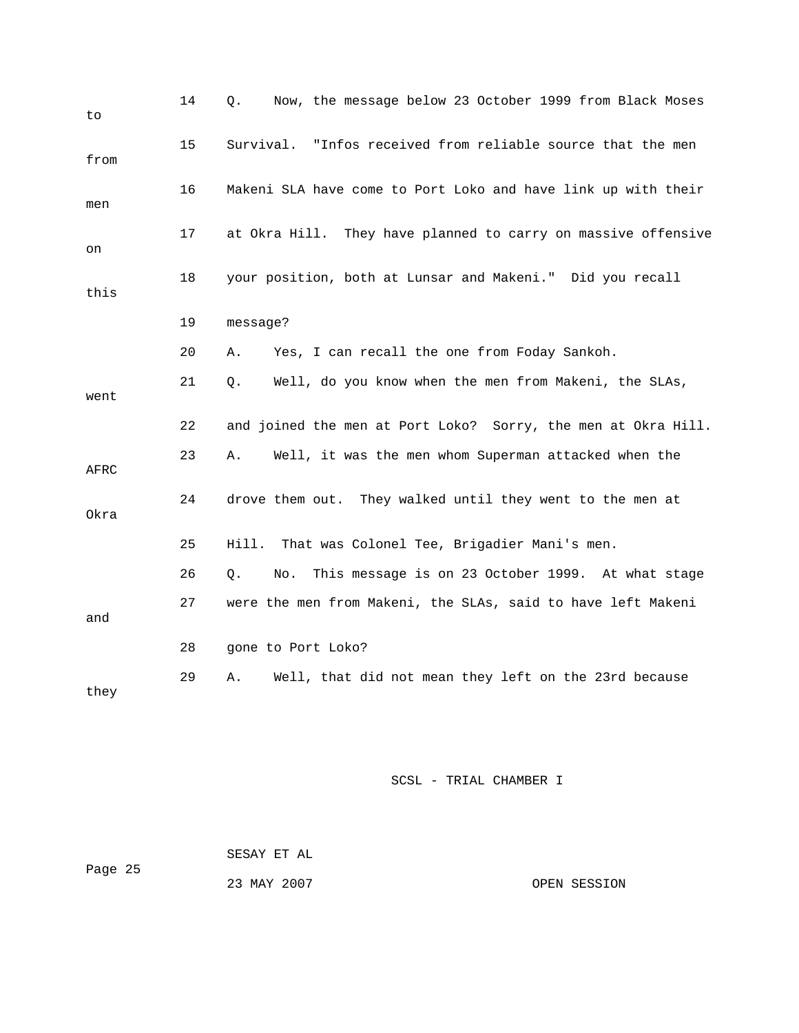14 Q. Now, the message below 23 October 1999 from Black Moses to

15 Survival. "Infos received from reliable source that the men from

16 Makeni SLA have come to Port Loko and have link up with their men

17 at Okra Hill. They have planned to carry on massive offensive on

18 your position, both at Lunsar and Makeni." Did you recall this

19 message?

20 A. Yes, I can recall the one from Foday Sankoh.

21 Q. Well, do you know when the men from Makeni, the SLAs, went

22 and joined the men at Port Loko? Sorry, the men at Okra Hill.

23 A. Well, it was the men whom Superman attacked when the AFRC

24 drove them out. They walked until they went to the men at Okra

25 Hill. That was Colonel Tee, Brigadier Mani's men.

26 Q. No. This message is on 23 October 1999. At what stage

27 were the men from Makeni, the SLAs, said to have left Makeni and

28 gone to Port Loko?

29 A. Well, that did not mean they left on the 23rd because they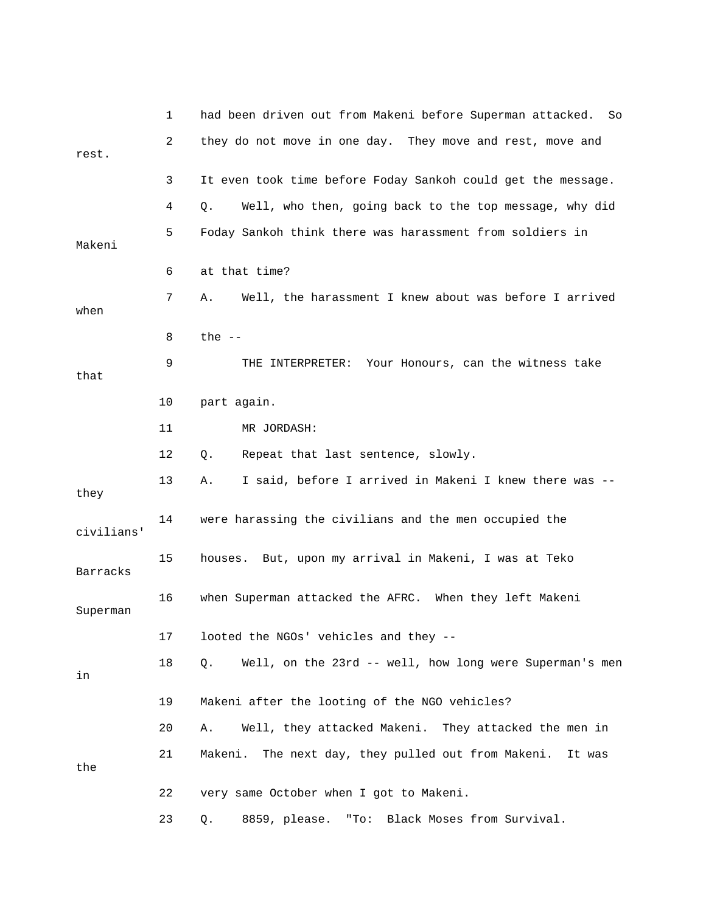1 had been driven out from Makeni before Superman attacked. So
2 they do not move in one day. They move and rest, move and rest.
3 It even took time before Foday Sankoh could get the message.
4 Q. Well, who then, going back to the top message, why did
5 Foday Sankoh think there was harassment from soldiers in Makeni
6 at that time?
7 A. Well, the harassment I knew about was before I arrived when
8 the --
9 THE INTERPRETER: Your Honours, can the witness take that
10 part again.
11 MR JORDASH:
12 Q. Repeat that last sentence, slowly.
13 A. I said, before I arrived in Makeni I knew there was -- they
14 were harassing the civilians and the men occupied the civilians'
15 houses. But, upon my arrival in Makeni, I was at Teko Barracks
16 when Superman attacked the AFRC. When they left Makeni Superman
17 looted the NGOs' vehicles and they --
18 Q. Well, on the 23rd -- well, how long were Superman's men in
19 Makeni after the looting of the NGO vehicles?
20 A. Well, they attacked Makeni. They attacked the men in
21 Makeni. The next day, they pulled out from Makeni. It was the
22 very same October when I got to Makeni.
23 Q. 8859, please. "To: Black Moses from Survival.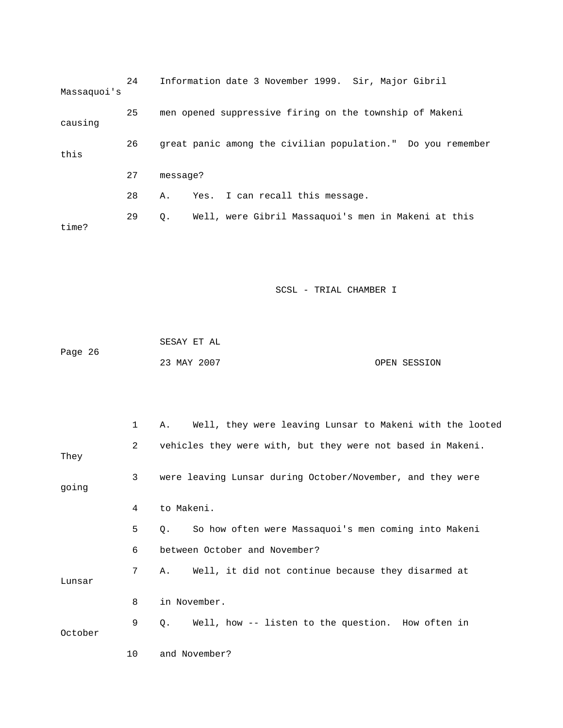24 Information date 3 November 1999. Sir, Major Gibril Massaquoi's

25 men opened suppressive firing on the township of Makeni causing

26 great panic among the civilian population." Do you remember this

27 message?

28 A. Yes. I can recall this message.

29 Q. Well, were Gibril Massaquoi's men in Makeni at this time?

1 A. Well, they were leaving Lunsar to Makeni with the looted

2 vehicles they were with, but they were not based in Makeni. They

3 were leaving Lunsar during October/November, and they were going

4 to Makeni.

5 Q. So how often were Massaquoi's men coming into Makeni

6 between October and November?

7 A. Well, it did not continue because they disarmed at Lunsar

8 in November.

9 Q. Well, how -- listen to the question. How often in October

10 and November?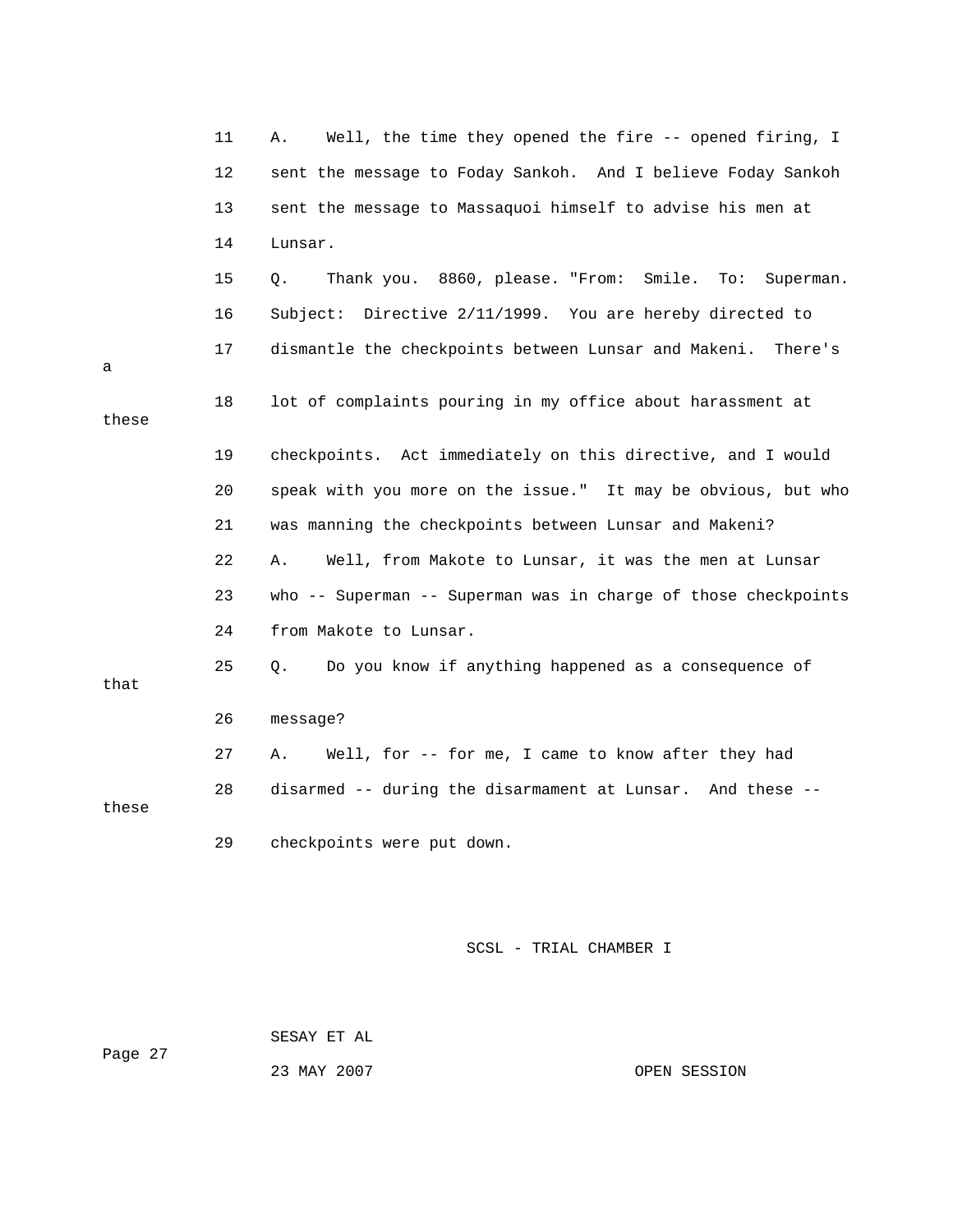11 A. Well, the time they opened the fire -- opened firing, I
12 sent the message to Foday Sankoh. And I believe Foday Sankoh
13 sent the message to Massaquoi himself to advise his men at
14 Lunsar.
15 Q. Thank you. 8860, please. "From: Smile. To: Superman.
16 Subject: Directive 2/11/1999. You are hereby directed to
17 dismantle the checkpoints between Lunsar and Makeni. There's a
18 lot of complaints pouring in my office about harassment at these
19 checkpoints. Act immediately on this directive, and I would
20 speak with you more on the issue." It may be obvious, but who
21 was manning the checkpoints between Lunsar and Makeni?
22 A. Well, from Makote to Lunsar, it was the men at Lunsar
23 who -- Superman -- Superman was in charge of those checkpoints
24 from Makote to Lunsar.
25 Q. Do you know if anything happened as a consequence of that
26 message?
27 A. Well, for -- for me, I came to know after they had
28 disarmed -- during the disarmament at Lunsar. And these -- these
29 checkpoints were put down.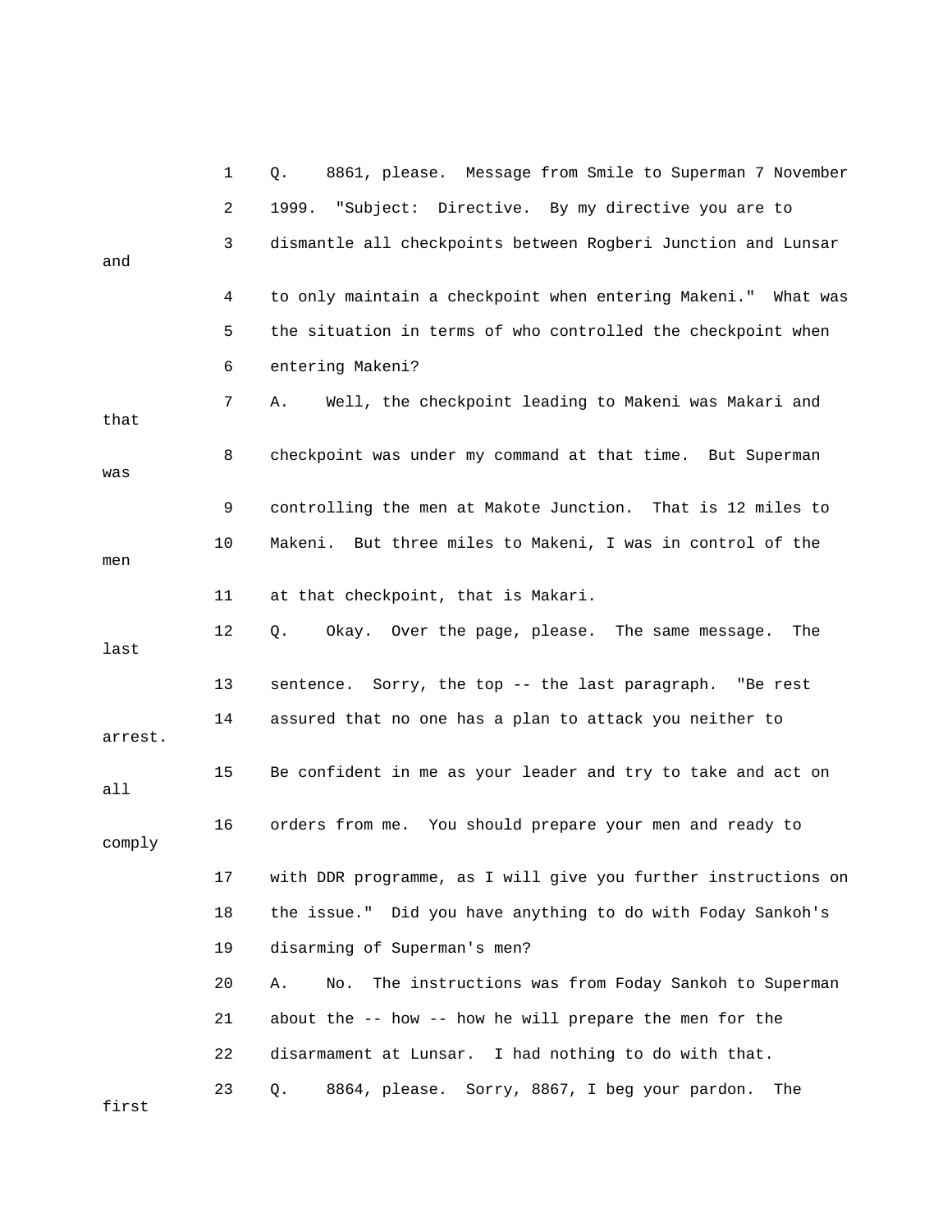1 Q. 8861, please. Message from Smile to Superman 7 November
2 1999. "Subject: Directive. By my directive you are to
3 dismantle all checkpoints between Rogberi Junction and Lunsar and
4 to only maintain a checkpoint when entering Makeni." What was
5 the situation in terms of who controlled the checkpoint when
6 entering Makeni?
7 A. Well, the checkpoint leading to Makeni was Makari and that
8 checkpoint was under my command at that time. But Superman was
9 controlling the men at Makote Junction. That is 12 miles to
10 Makeni. But three miles to Makeni, I was in control of the men
11 at that checkpoint, that is Makari.
12 Q. Okay. Over the page, please. The same message. The last
13 sentence. Sorry, the top -- the last paragraph. "Be rest
14 assured that no one has a plan to attack you neither to arrest.
15 Be confident in me as your leader and try to take and act on all
16 orders from me. You should prepare your men and ready to comply
17 with DDR programme, as I will give you further instructions on
18 the issue." Did you have anything to do with Foday Sankoh's
19 disarming of Superman's men?
20 A. No. The instructions was from Foday Sankoh to Superman
21 about the -- how -- how he will prepare the men for the
22 disarmament at Lunsar. I had nothing to do with that.
23 Q. 8864, please. Sorry, 8867, I beg your pardon. The first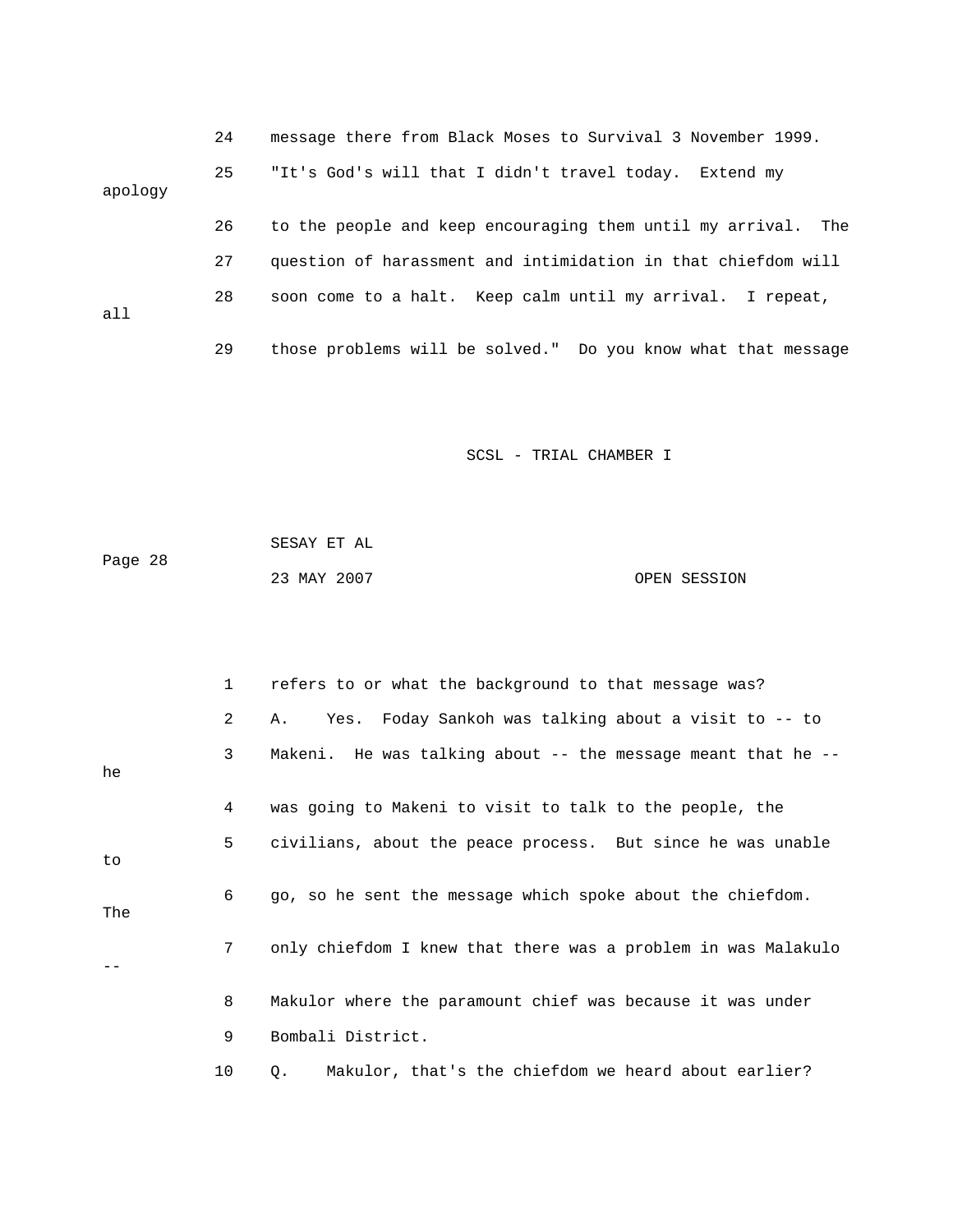24 message there from Black Moses to Survival 3 November 1999.

25 "It's God's will that I didn't travel today. Extend my apology

26 to the people and keep encouraging them until my arrival. The

27 question of harassment and intimidation in that chiefdom will

28 soon come to a halt. Keep calm until my arrival. I repeat, all

29 those problems will be solved." Do you know what that message

1 refers to or what the background to that message was?

2 A. Yes. Foday Sankoh was talking about a visit to -- to

3 Makeni. He was talking about -- the message meant that he -- he

4 was going to Makeni to visit to talk to the people, the

5 civilians, about the peace process. But since he was unable to

6 go, so he sent the message which spoke about the chiefdom. The

7 only chiefdom I knew that there was a problem in was Malakulo --

8 Makulor where the paramount chief was because it was under

9 Bombali District.

10 Q. Makulor, that's the chiefdom we heard about earlier?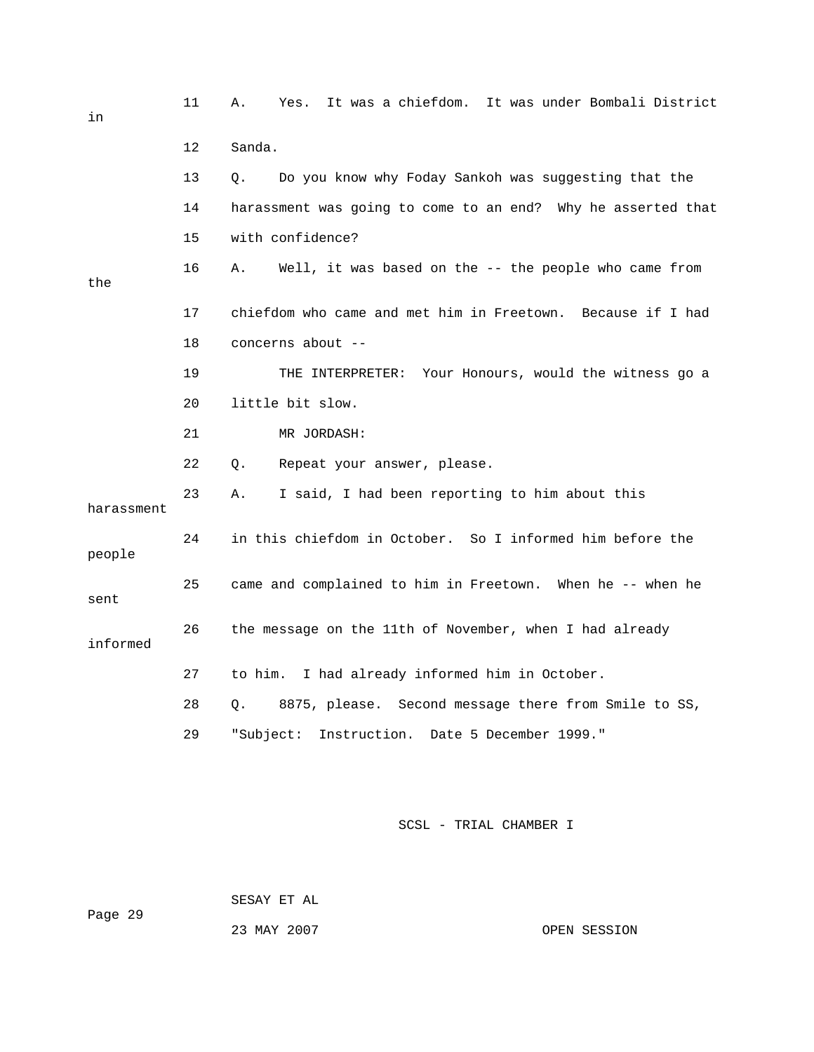11 A. Yes. It was a chiefdom. It was under Bombali District in

12 Sanda.

13 Q. Do you know why Foday Sankoh was suggesting that the

14 harassment was going to come to an end? Why he asserted that

15 with confidence?

16 A. Well, it was based on the -- the people who came from the

17 chiefdom who came and met him in Freetown. Because if I had

18 concerns about --

19 THE INTERPRETER: Your Honours, would the witness go a

20 little bit slow.

21 MR JORDASH:

22 Q. Repeat your answer, please.

23 A. I said, I had been reporting to him about this harassment

24 in this chiefdom in October. So I informed him before the people

25 came and complained to him in Freetown. When he -- when he sent

26 the message on the 11th of November, when I had already informed

27 to him. I had already informed him in October.

28 Q. 8875, please. Second message there from Smile to SS,

29 "Subject: Instruction. Date 5 December 1999."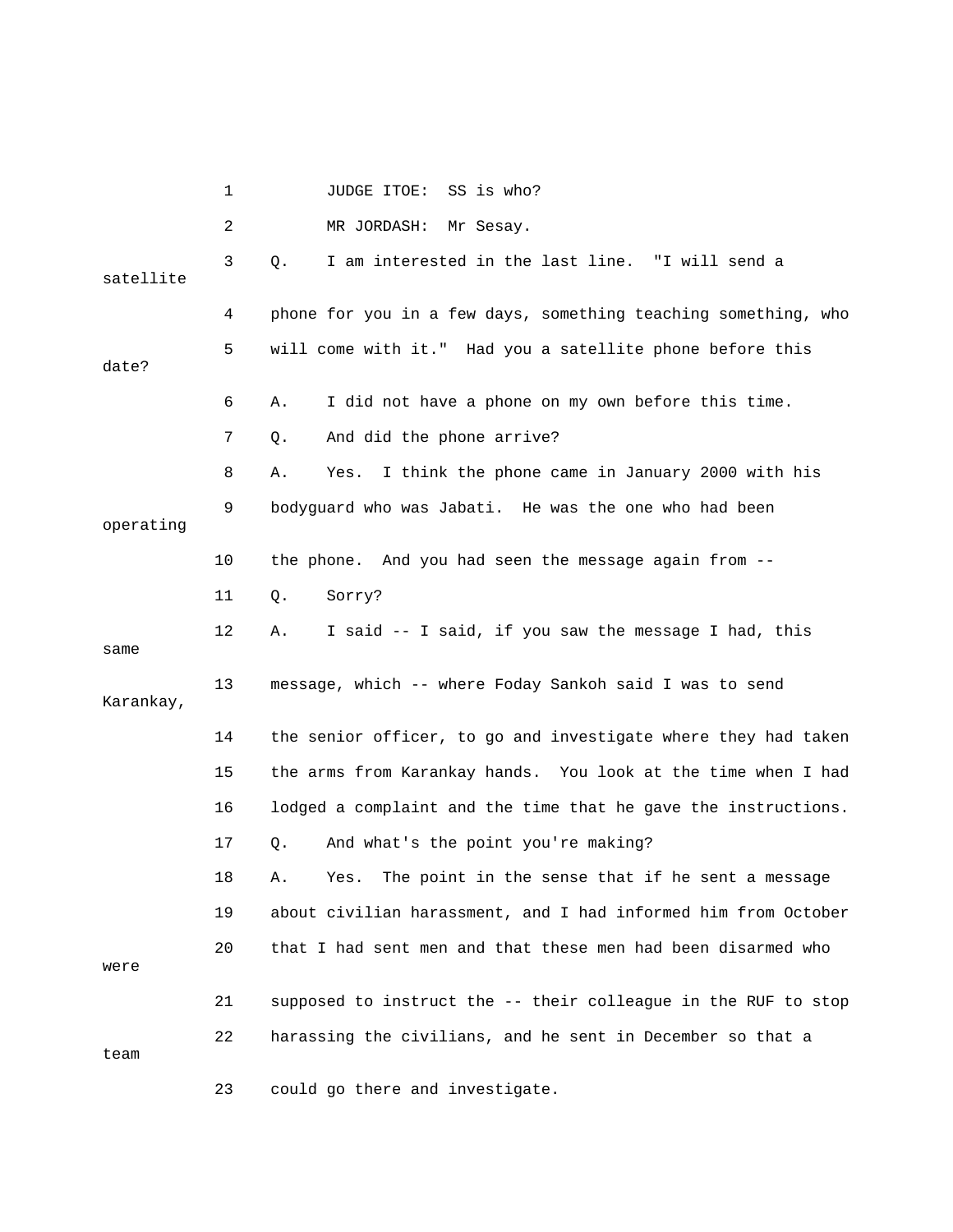1 JUDGE ITOE: SS is who?

2 MR JORDASH: Mr Sesay.

3 Q. I am interested in the last line. "I will send a satellite

4 phone for you in a few days, something teaching something, who

5 will come with it." Had you a satellite phone before this date?

6 A. I did not have a phone on my own before this time.

7 Q. And did the phone arrive?

8 A. Yes. I think the phone came in January 2000 with his

9 bodyguard who was Jabati. He was the one who had been operating

10 the phone. And you had seen the message again from --

11 Q. Sorry?

12 A. I said -- I said, if you saw the message I had, this same

13 message, which -- where Foday Sankoh said I was to send Karankay,

14 the senior officer, to go and investigate where they had taken

15 the arms from Karankay hands. You look at the time when I had

16 lodged a complaint and the time that he gave the instructions.

17 Q. And what's the point you're making?

18 A. Yes. The point in the sense that if he sent a message

19 about civilian harassment, and I had informed him from October

20 that I had sent men and that these men had been disarmed who were

21 supposed to instruct the -- their colleague in the RUF to stop

22 harassing the civilians, and he sent in December so that a team

23 could go there and investigate.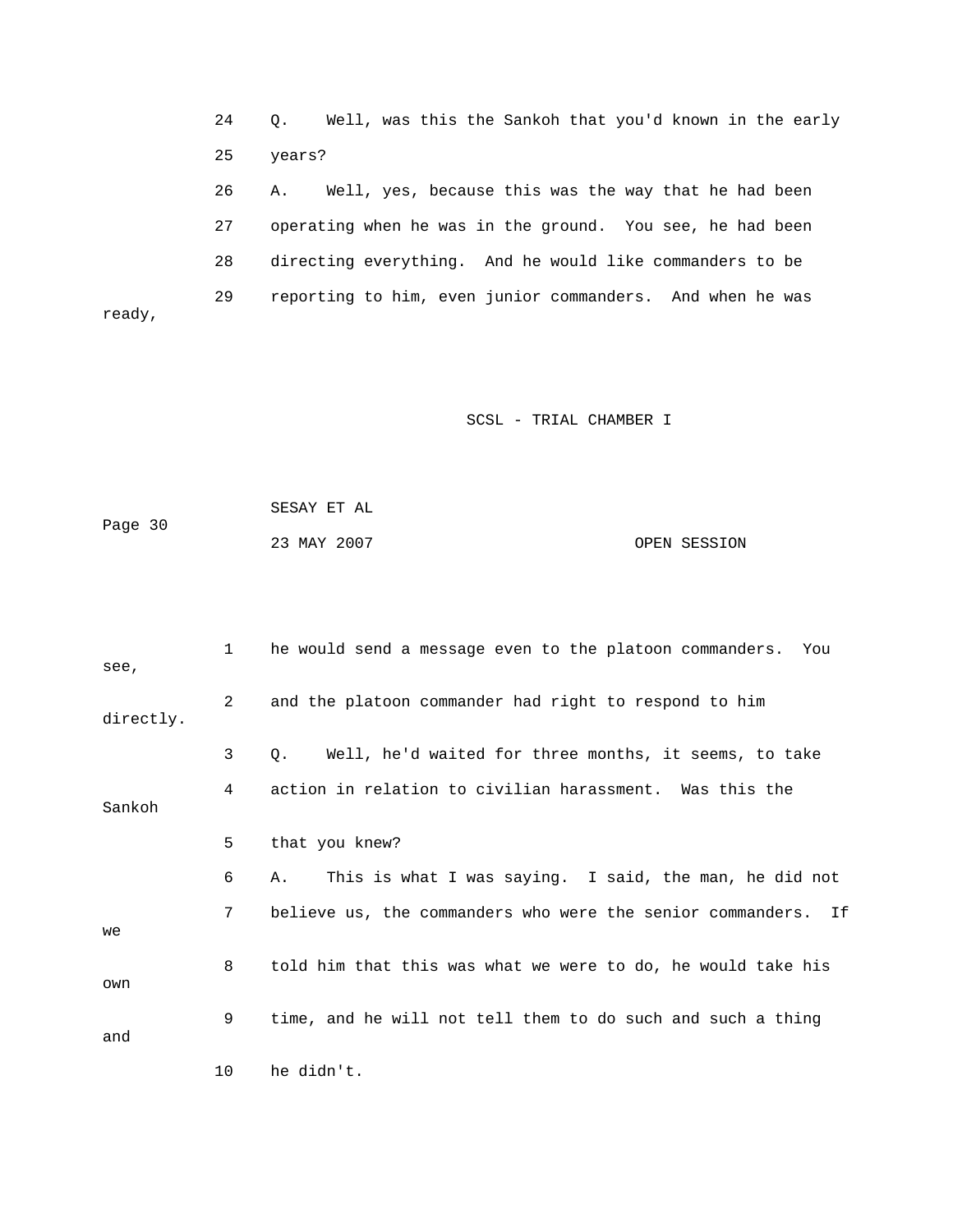24 Q. Well, was this the Sankoh that you'd known in the early
25 years?
26 A. Well, yes, because this was the way that he had been
27 operating when he was in the ground. You see, he had been
28 directing everything. And he would like commanders to be
29 reporting to him, even junior commanders. And when he was ready,

1 he would send a message even to the platoon commanders. You see,
2 and the platoon commander had right to respond to him directly.
3 Q. Well, he'd waited for three months, it seems, to take
4 action in relation to civilian harassment. Was this the Sankoh
5 that you knew?
6 A. This is what I was saying. I said, the man, he did not
7 believe us, the commanders who were the senior commanders. If we
8 told him that this was what we were to do, he would take his own
9 time, and he will not tell them to do such and such a thing and
10 he didn't.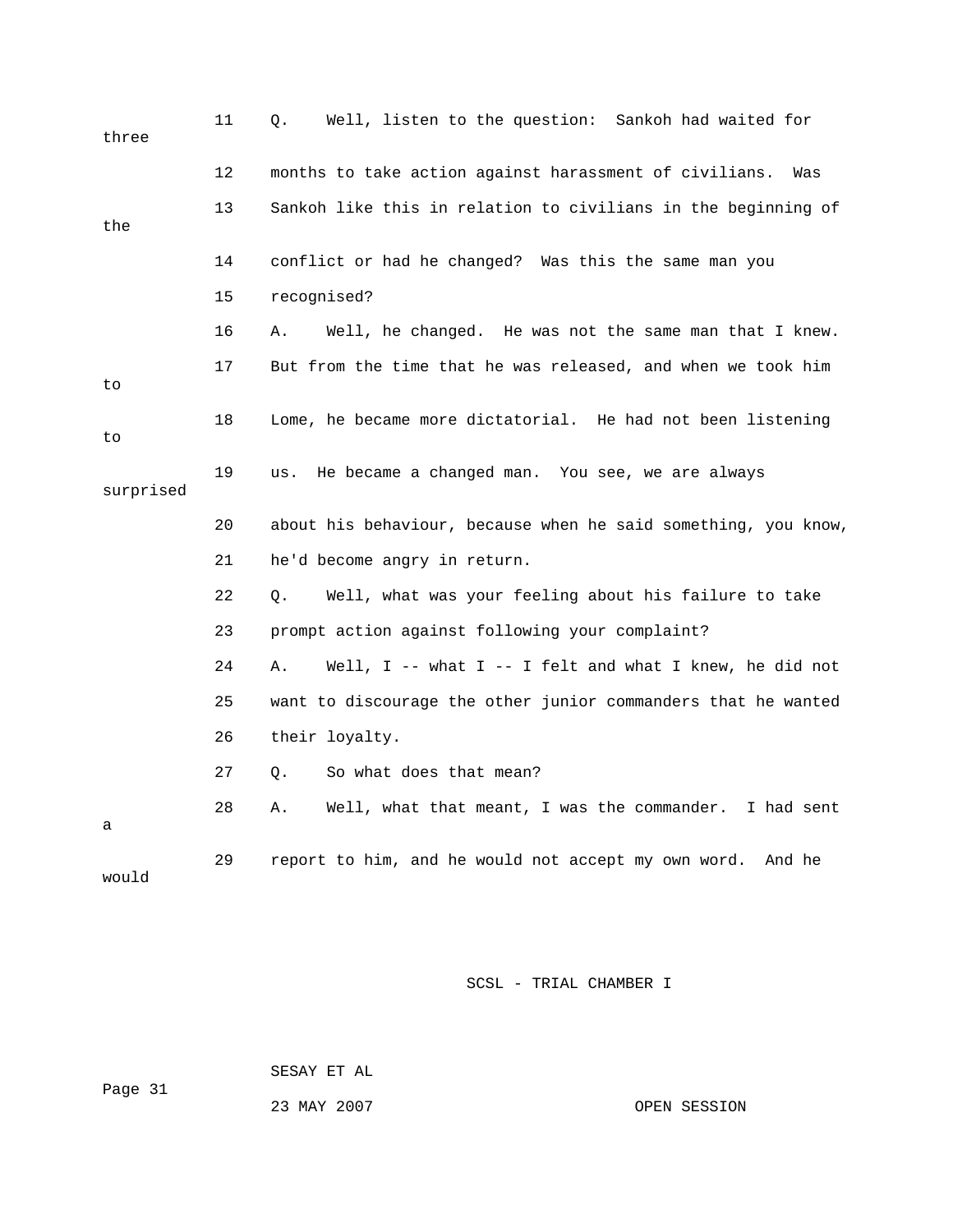11 Q. Well, listen to the question: Sankoh had waited for three

12 months to take action against harassment of civilians. Was

13 Sankoh like this in relation to civilians in the beginning of the

14 conflict or had he changed? Was this the same man you

15 recognised?

16 A. Well, he changed. He was not the same man that I knew.

17 But from the time that he was released, and when we took him to

18 Lome, he became more dictatorial. He had not been listening to

19 us. He became a changed man. You see, we are always surprised

20 about his behaviour, because when he said something, you know,

21 he'd become angry in return.

22 Q. Well, what was your feeling about his failure to take

23 prompt action against following your complaint?

24 A. Well, I -- what I -- I felt and what I knew, he did not

25 want to discourage the other junior commanders that he wanted

26 their loyalty.

27 Q. So what does that mean?

28 A. Well, what that meant, I was the commander. I had sent a

29 report to him, and he would not accept my own word. And he would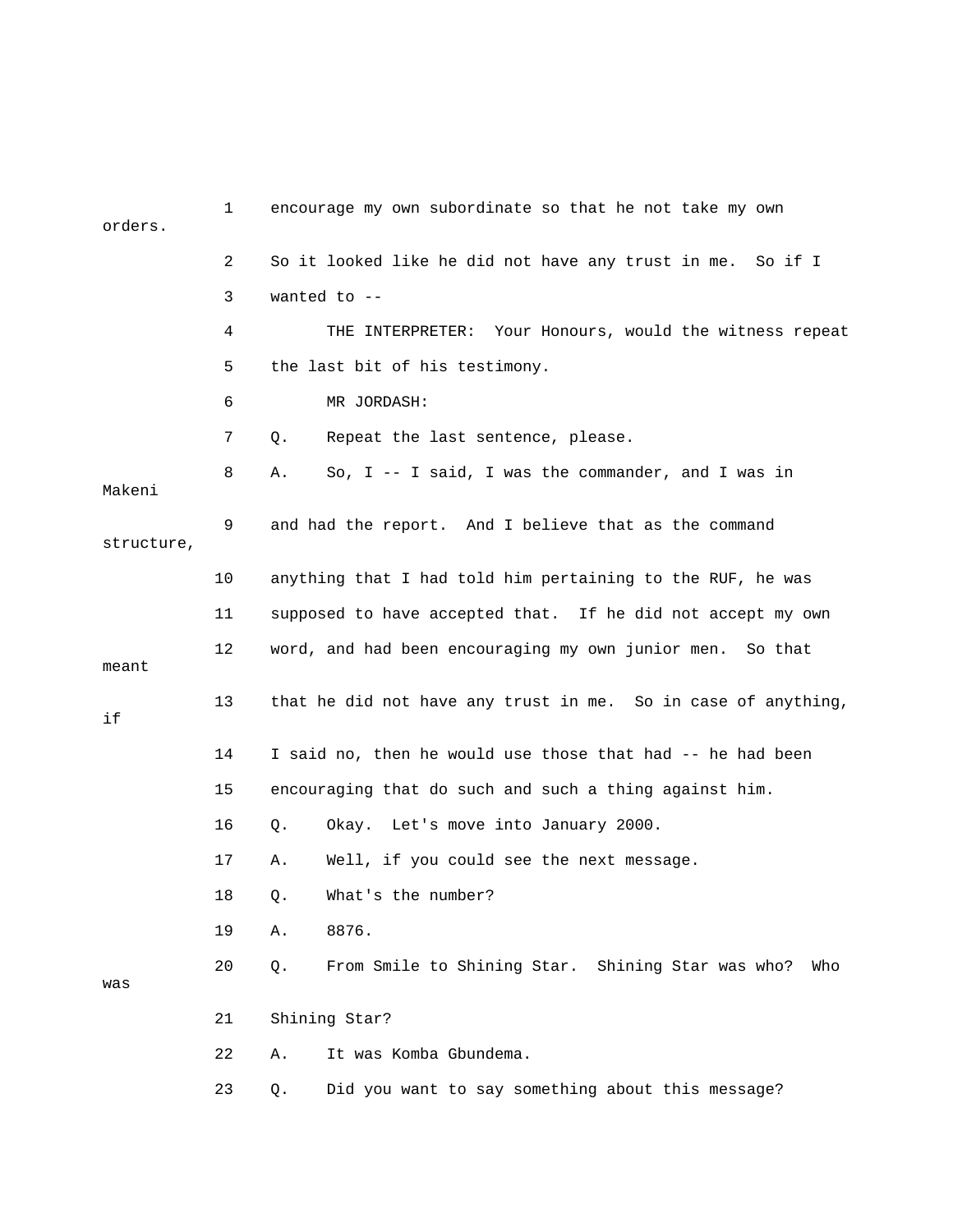1 encourage my own subordinate so that he not take my own orders.

2 So it looked like he did not have any trust in me. So if I

3 wanted to --

4 THE INTERPRETER: Your Honours, would the witness repeat

5 the last bit of his testimony.

6 MR JORDASH:

7 Q. Repeat the last sentence, please.

8 A. So, I -- I said, I was the commander, and I was in Makeni

9 and had the report. And I believe that as the command structure,

10 anything that I had told him pertaining to the RUF, he was

11 supposed to have accepted that. If he did not accept my own

12 word, and had been encouraging my own junior men. So that meant

13 that he did not have any trust in me. So in case of anything, if

14 I said no, then he would use those that had -- he had been

15 encouraging that do such and such a thing against him.

16 Q. Okay. Let's move into January 2000.

17 A. Well, if you could see the next message.

18 Q. What's the number?

19 A. 8876.

20 Q. From Smile to Shining Star. Shining Star was who? Who was

21 Shining Star?

22 A. It was Komba Gbundema.

23 Q. Did you want to say something about this message?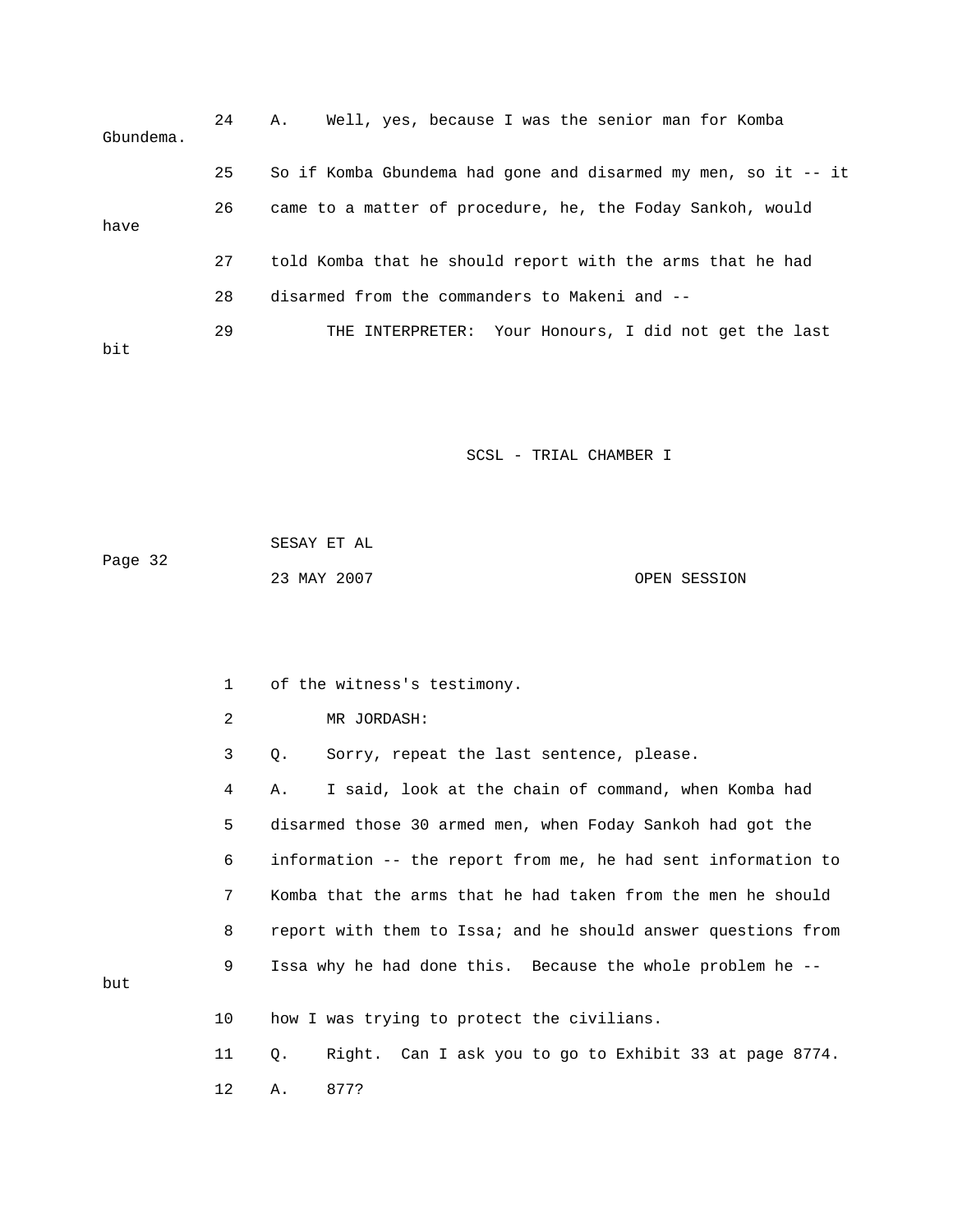24 A. Well, yes, because I was the senior man for Komba Gbundema.

25 So if Komba Gbundema had gone and disarmed my men, so it -- it

26 came to a matter of procedure, he, the Foday Sankoh, would have

27 told Komba that he should report with the arms that he had

28 disarmed from the commanders to Makeni and --

29 THE INTERPRETER: Your Honours, I did not get the last bit

1 of the witness's testimony.

2 MR JORDASH:

3 Q. Sorry, repeat the last sentence, please.

4 A. I said, look at the chain of command, when Komba had

5 disarmed those 30 armed men, when Foday Sankoh had got the

6 information -- the report from me, he had sent information to

7 Komba that the arms that he had taken from the men he should

8 report with them to Issa; and he should answer questions from

9 Issa why he had done this. Because the whole problem he -- but

10 how I was trying to protect the civilians.

11 Q. Right. Can I ask you to go to Exhibit 33 at page 8774.

12 A. 877?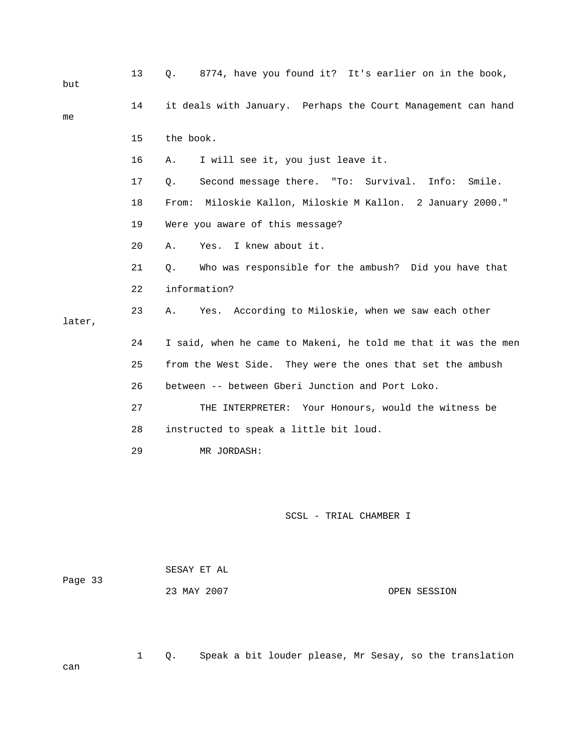13 Q. 8774, have you found it? It's earlier on in the book, but

14 it deals with January. Perhaps the Court Management can hand me

15 the book.

16 A. I will see it, you just leave it.

17 Q. Second message there. "To: Survival. Info: Smile.

18 From: Miloskie Kallon, Miloskie M Kallon. 2 January 2000."

19 Were you aware of this message?

20 A. Yes. I knew about it.

21 Q. Who was responsible for the ambush? Did you have that

22 information?

23 A. Yes. According to Miloskie, when we saw each other later,

24 I said, when he came to Makeni, he told me that it was the men

25 from the West Side. They were the ones that set the ambush

26 between -- between Gberi Junction and Port Loko.

27 THE INTERPRETER: Your Honours, would the witness be

28 instructed to speak a little bit loud.

29 MR JORDASH:

1 Q. Speak a bit louder please, Mr Sesay, so the translation can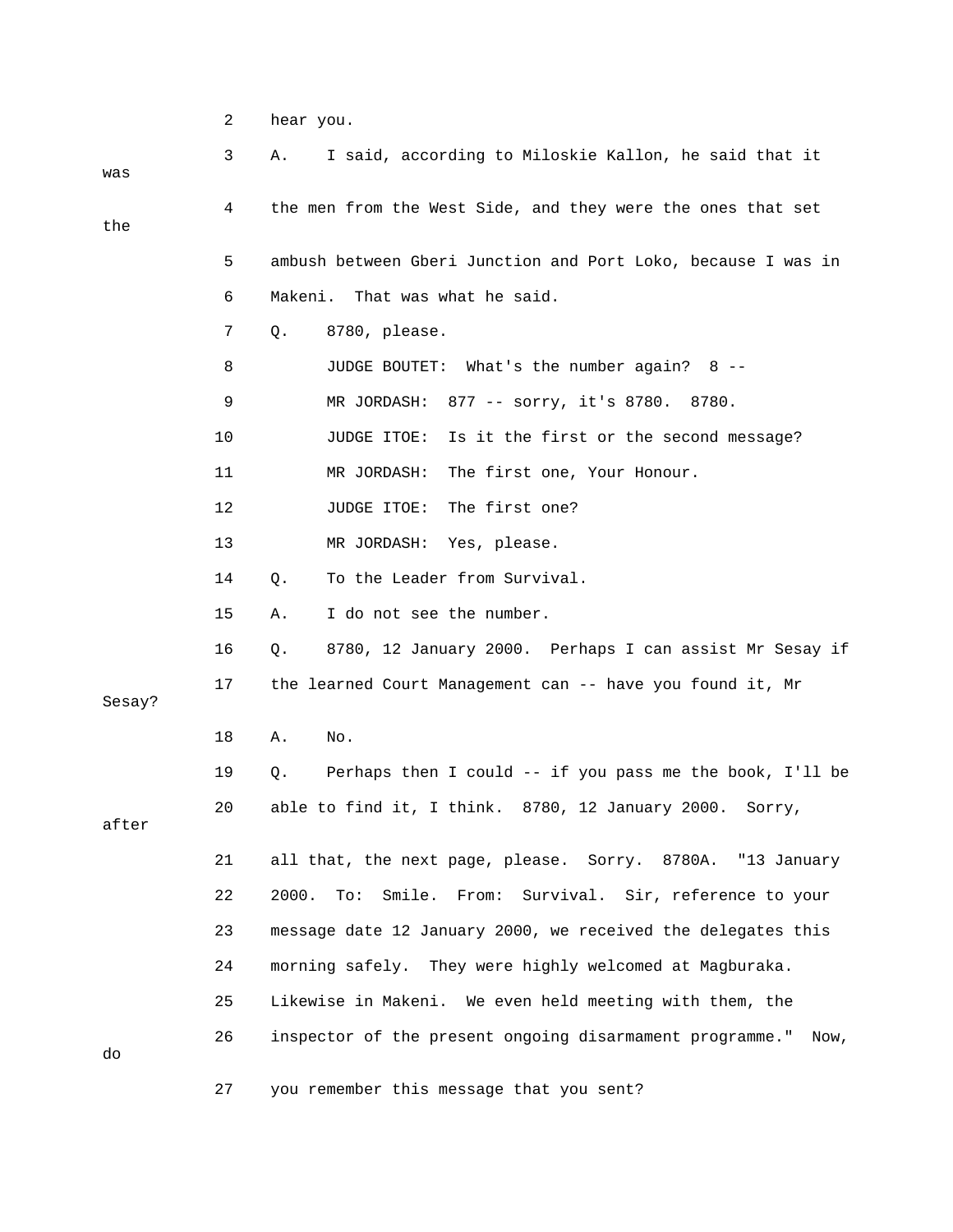2 hear you.

3 A. I said, according to Miloskie Kallon, he said that it was

4 the men from the West Side, and they were the ones that set the

5 ambush between Gberi Junction and Port Loko, because I was in

6 Makeni. That was what he said.

7 Q. 8780, please.

8 JUDGE BOUTET: What's the number again? 8 --

9 MR JORDASH: 877 -- sorry, it's 8780. 8780.

10 JUDGE ITOE: Is it the first or the second message?

11 MR JORDASH: The first one, Your Honour.

12 JUDGE ITOE: The first one?

13 MR JORDASH: Yes, please.

14 Q. To the Leader from Survival.

15 A. I do not see the number.

16 Q. 8780, 12 January 2000. Perhaps I can assist Mr Sesay if

17 the learned Court Management can -- have you found it, Mr Sesay?

18 A. No.

19 Q. Perhaps then I could -- if you pass me the book, I'll be

20 able to find it, I think. 8780, 12 January 2000. Sorry, after

21 all that, the next page, please. Sorry. 8780A. "13 January

22 2000. To: Smile. From: Survival. Sir, reference to your

23 message date 12 January 2000, we received the delegates this

24 morning safely. They were highly welcomed at Magburaka.

25 Likewise in Makeni. We even held meeting with them, the

26 inspector of the present ongoing disarmament programme." Now, do

27 you remember this message that you sent?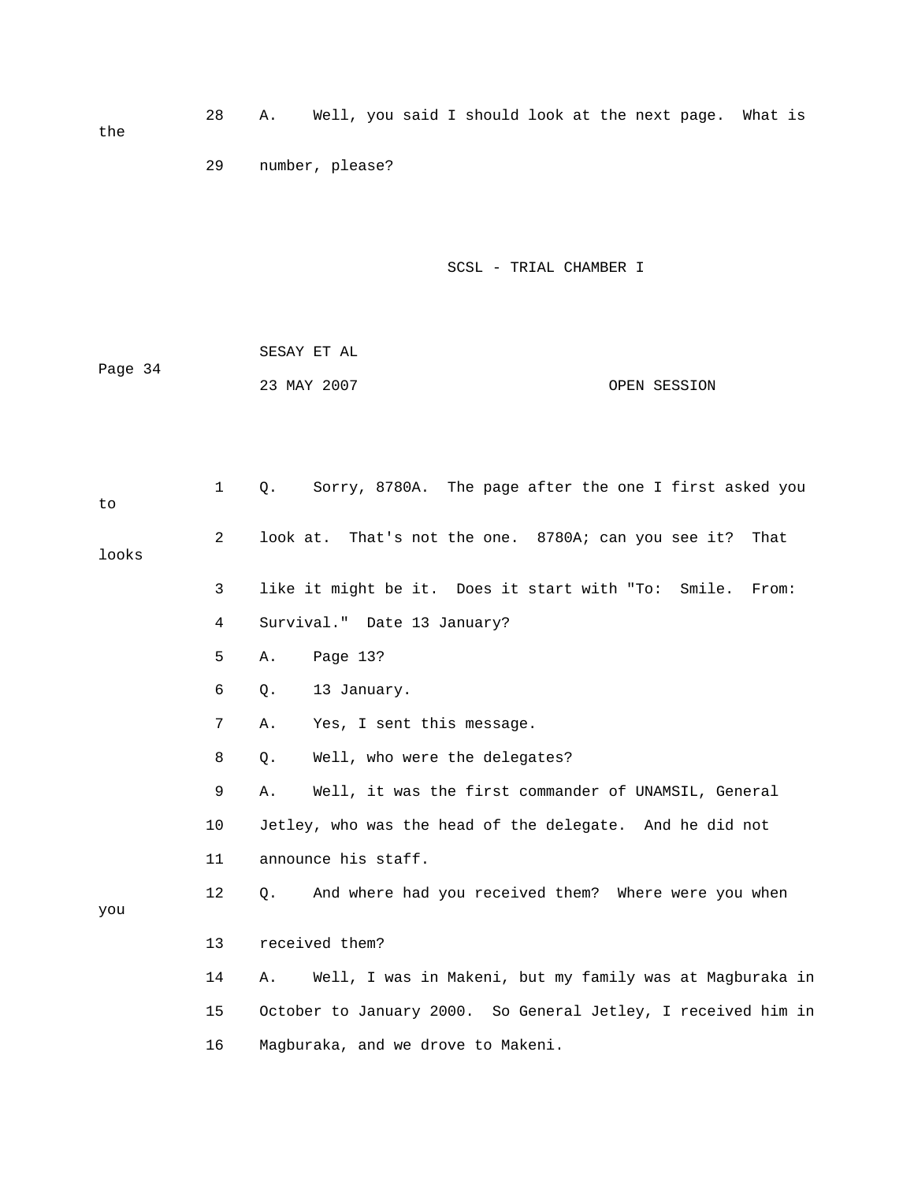28 A. Well, you said I should look at the next page. What is the

29 number, please?

1 Q. Sorry, 8780A. The page after the one I first asked you to

2 look at. That's not the one. 8780A; can you see it? That looks

3 like it might be it. Does it start with "To: Smile. From:

4 Survival." Date 13 January?

5 A. Page 13?

6 Q. 13 January.

7 A. Yes, I sent this message.

8 Q. Well, who were the delegates?

9 A. Well, it was the first commander of UNAMSIL, General

10 Jetley, who was the head of the delegate. And he did not

11 announce his staff.

12 Q. And where had you received them? Where were you when you

13 received them?

14 A. Well, I was in Makeni, but my family was at Magburaka in

15 October to January 2000. So General Jetley, I received him in

16 Magburaka, and we drove to Makeni.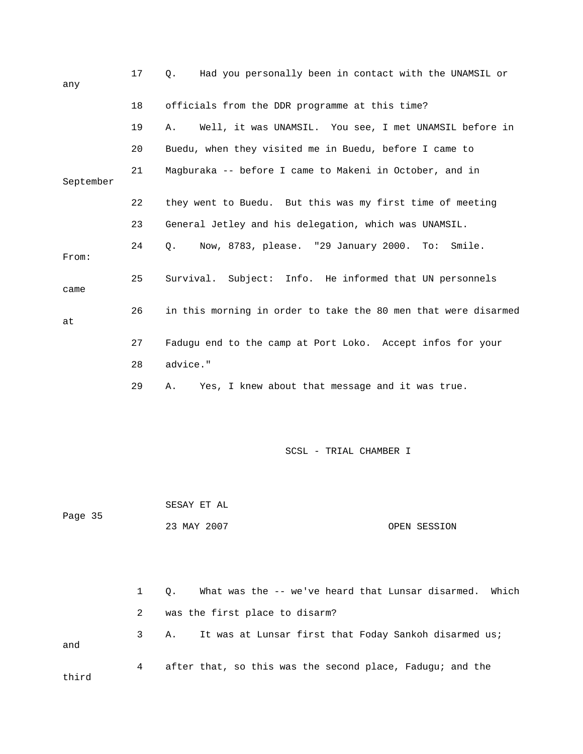17 Q. Had you personally been in contact with the UNAMSIL or any

18 officials from the DDR programme at this time?

19 A. Well, it was UNAMSIL. You see, I met UNAMSIL before in

20 Buedu, when they visited me in Buedu, before I came to

21 Magburaka -- before I came to Makeni in October, and in September

22 they went to Buedu. But this was my first time of meeting

23 General Jetley and his delegation, which was UNAMSIL.

24 Q. Now, 8783, please. "29 January 2000. To: Smile. From:

25 Survival. Subject: Info. He informed that UN personnels came

26 in this morning in order to take the 80 men that were disarmed at

27 Fadugu end to the camp at Port Loko. Accept infos for your

28 advice."

29 A. Yes, I knew about that message and it was true.

1 Q. What was the -- we've heard that Lunsar disarmed. Which

2 was the first place to disarm?

3 A. It was at Lunsar first that Foday Sankoh disarmed us; and

4 after that, so this was the second place, Fadugu; and the third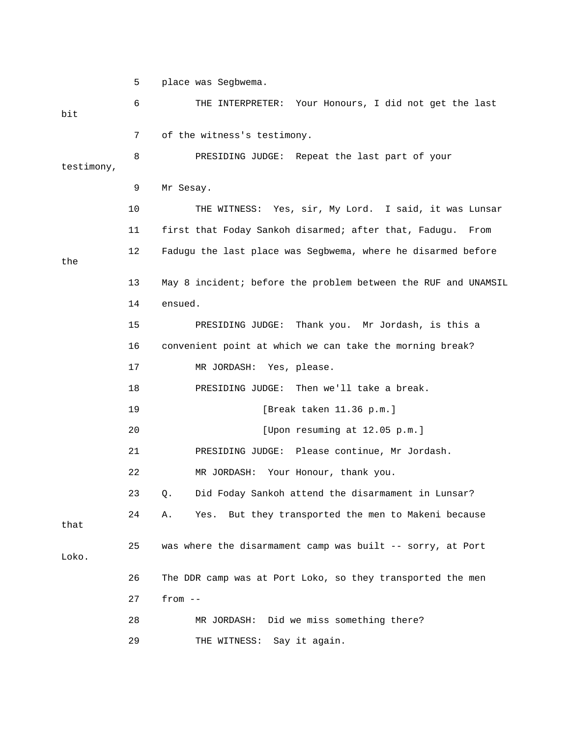5 place was Segbwema.

6 THE INTERPRETER: Your Honours, I did not get the last bit

7 of the witness's testimony.

8 PRESIDING JUDGE: Repeat the last part of your testimony,

9 Mr Sesay.

10 THE WITNESS: Yes, sir, My Lord. I said, it was Lunsar

11 first that Foday Sankoh disarmed; after that, Fadugu. From

12 Fadugu the last place was Segbwema, where he disarmed before the

13 May 8 incident; before the problem between the RUF and UNAMSIL

14 ensued.

15 PRESIDING JUDGE: Thank you. Mr Jordash, is this a

16 convenient point at which we can take the morning break?

17 MR JORDASH: Yes, please.

18 PRESIDING JUDGE: Then we'll take a break.

19 [Break taken 11.36 p.m.]

20 [Upon resuming at 12.05 p.m.]

21 PRESIDING JUDGE: Please continue, Mr Jordash.

22 MR JORDASH: Your Honour, thank you.

23 Q. Did Foday Sankoh attend the disarmament in Lunsar?

24 A. Yes. But they transported the men to Makeni because that

25 was where the disarmament camp was built -- sorry, at Port Loko.

26 The DDR camp was at Port Loko, so they transported the men

27 from --

28 MR JORDASH: Did we miss something there?

29 THE WITNESS: Say it again.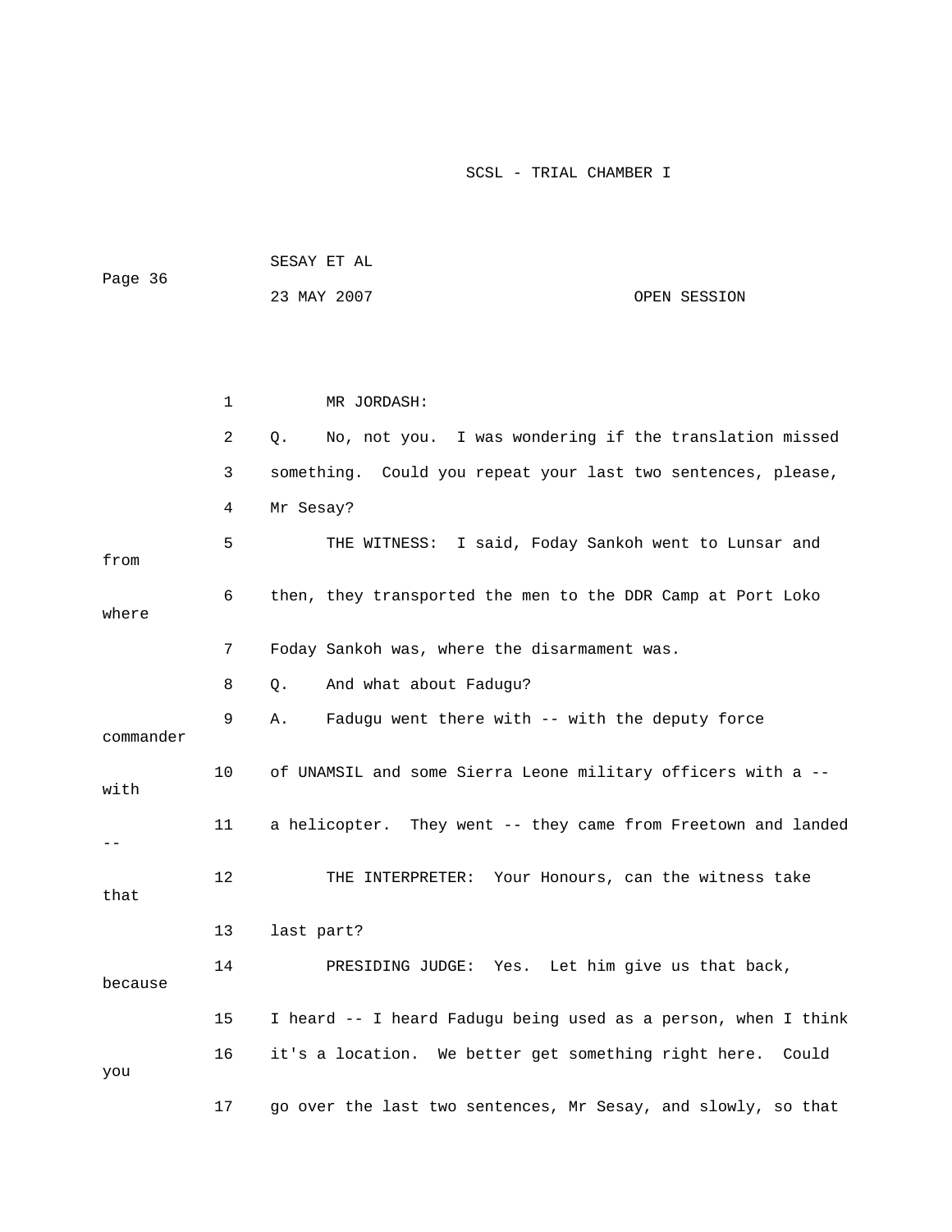1 MR JORDASH:

2 Q. No, not you. I was wondering if the translation missed

3 something. Could you repeat your last two sentences, please,

4 Mr Sesay?

5 THE WITNESS: I said, Foday Sankoh went to Lunsar and from

6 then, they transported the men to the DDR Camp at Port Loko where

7 Foday Sankoh was, where the disarmament was.

8 Q. And what about Fadugu?

9 A. Fadugu went there with -- with the deputy force commander

10 of UNAMSIL and some Sierra Leone military officers with a -- with

11 a helicopter. They went -- they came from Freetown and landed --

12 THE INTERPRETER: Your Honours, can the witness take that

13 last part?

14 PRESIDING JUDGE: Yes. Let him give us that back, because

15 I heard -- I heard Fadugu being used as a person, when I think

16 it's a location. We better get something right here. Could you

17 go over the last two sentences, Mr Sesay, and slowly, so that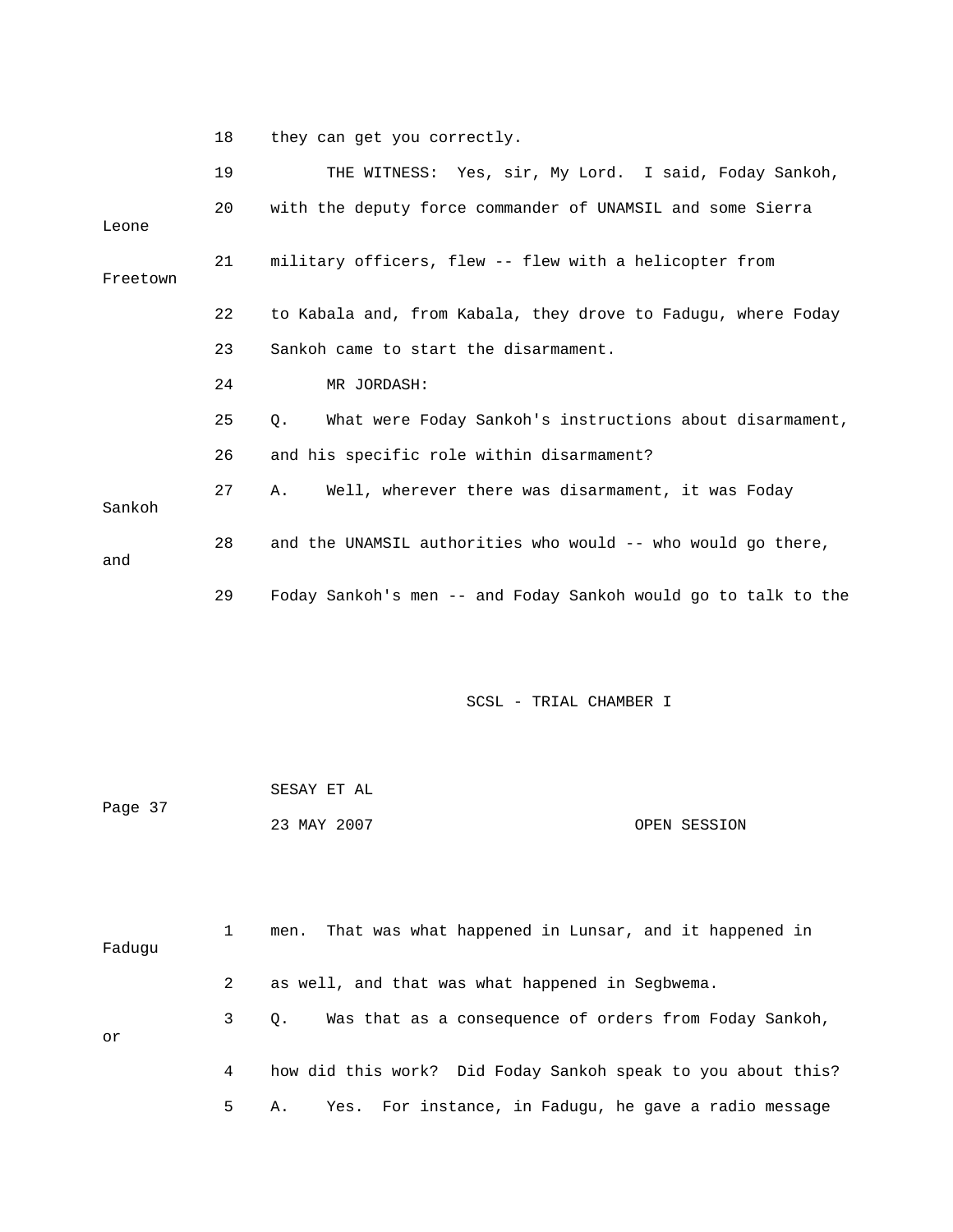18 they can get you correctly.

19 THE WITNESS: Yes, sir, My Lord. I said, Foday Sankoh,

20 with the deputy force commander of UNAMSIL and some Sierra Leone

21 military officers, flew -- flew with a helicopter from Freetown

22 to Kabala and, from Kabala, they drove to Fadugu, where Foday

23 Sankoh came to start the disarmament.

24 MR JORDASH:

25 Q. What were Foday Sankoh's instructions about disarmament,

26 and his specific role within disarmament?

27 A. Well, wherever there was disarmament, it was Foday Sankoh

28 and the UNAMSIL authorities who would -- who would go there, and

29 Foday Sankoh's men -- and Foday Sankoh would go to talk to the

1 men. That was what happened in Lunsar, and it happened in Fadugu

2 as well, and that was what happened in Segbwema.

3 Q. Was that as a consequence of orders from Foday Sankoh, or

4 how did this work? Did Foday Sankoh speak to you about this?

5 A. Yes. For instance, in Fadugu, he gave a radio message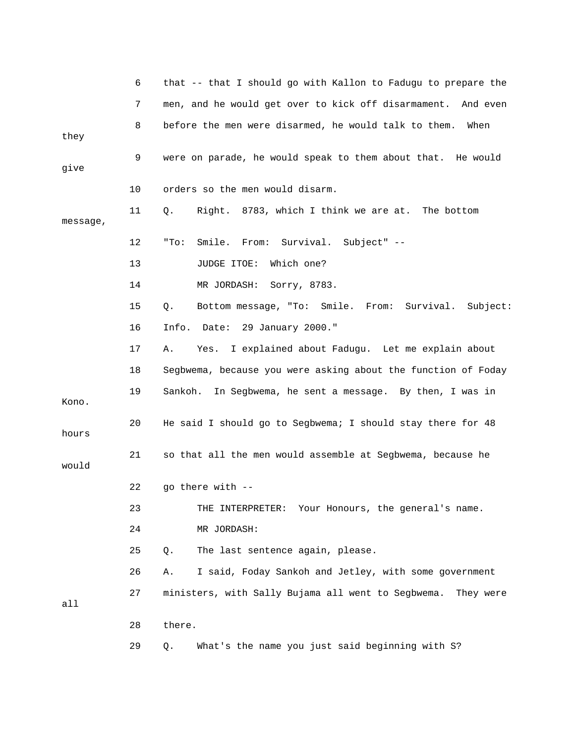6 that -- that I should go with Kallon to Fadugu to prepare the
7 men, and he would get over to kick off disarmament. And even
8 before the men were disarmed, he would talk to them. When they
9 were on parade, he would speak to them about that. He would give
10 orders so the men would disarm.

11 Q. Right. 8783, which I think we are at. The bottom message,
12 "To: Smile. From: Survival. Subject" --

13 JUDGE ITOE: Which one?

14 MR JORDASH: Sorry, 8783.

15 Q. Bottom message, "To: Smile. From: Survival. Subject:
16 Info. Date: 29 January 2000."

17 A. Yes. I explained about Fadugu. Let me explain about
18 Segbwema, because you were asking about the function of Foday
19 Sankoh. In Segbwema, he sent a message. By then, I was in Kono.
20 He said I should go to Segbwema; I should stay there for 48 hours
21 so that all the men would assemble at Segbwema, because he would
22 go there with --

23 THE INTERPRETER: Your Honours, the general's name.

24 MR JORDASH:

25 Q. The last sentence again, please.

26 A. I said, Foday Sankoh and Jetley, with some government
27 ministers, with Sally Bujama all went to Segbwema. They were all
28 there.

29 Q. What's the name you just said beginning with S?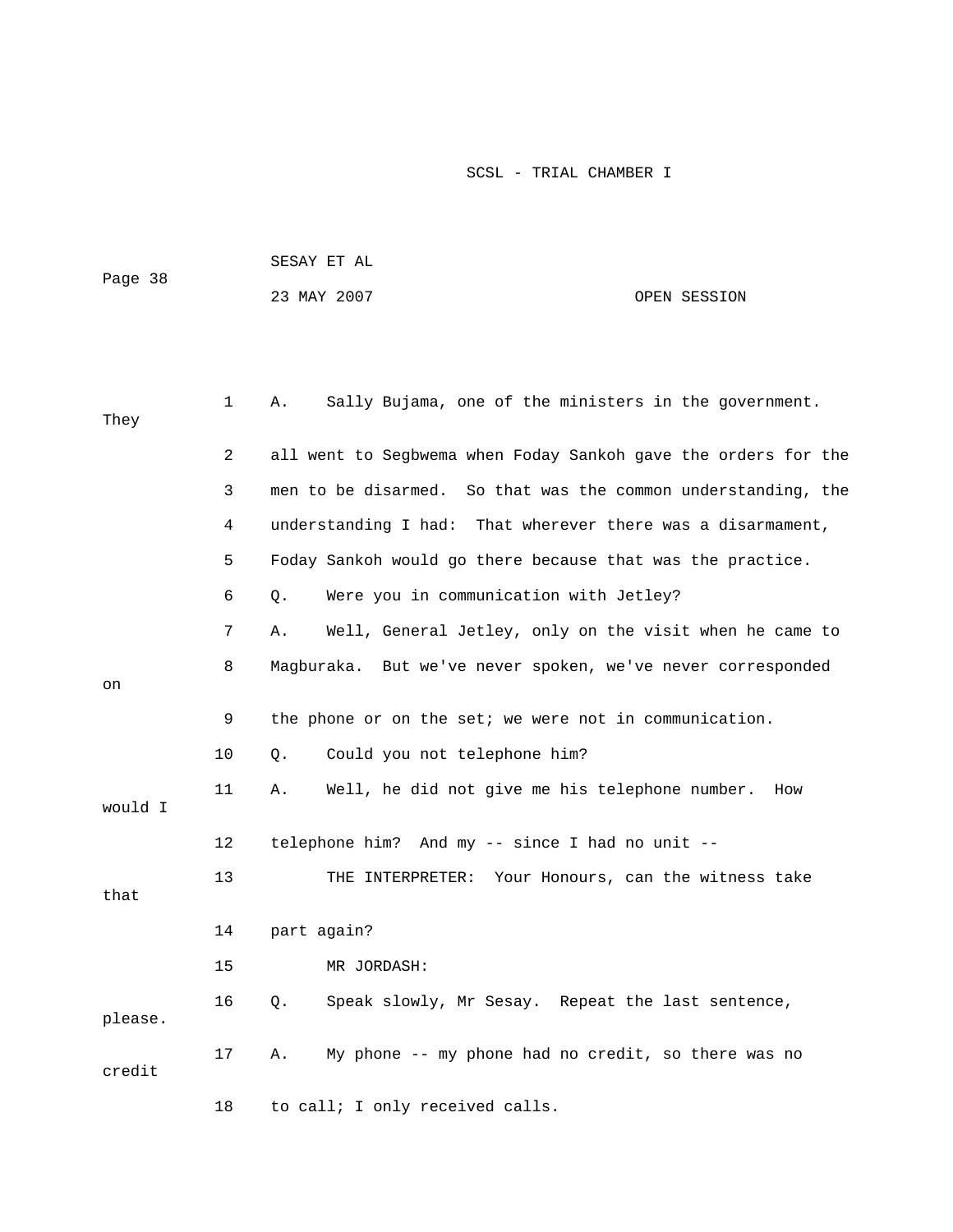1 A. Sally Bujama, one of the ministers in the government. They

2 all went to Segbwema when Foday Sankoh gave the orders for the

3 men to be disarmed. So that was the common understanding, the

4 understanding I had: That wherever there was a disarmament,

5 Foday Sankoh would go there because that was the practice.

6 Q. Were you in communication with Jetley?

7 A. Well, General Jetley, only on the visit when he came to

8 Magburaka. But we've never spoken, we've never corresponded on

9 the phone or on the set; we were not in communication.

10 Q. Could you not telephone him?

11 A. Well, he did not give me his telephone number. How would I

12 telephone him? And my -- since I had no unit --

13 THE INTERPRETER: Your Honours, can the witness take that

14 part again?

15 MR JORDASH:

16 Q. Speak slowly, Mr Sesay. Repeat the last sentence, please.

17 A. My phone -- my phone had no credit, so there was no credit

18 to call; I only received calls.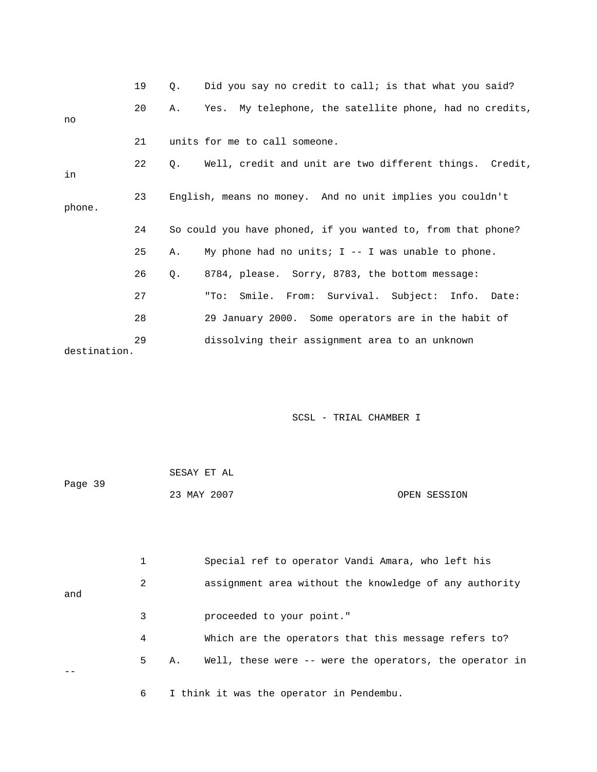19 Q. Did you say no credit to call; is that what you said?

20 A. Yes. My telephone, the satellite phone, had no credits, no

21 units for me to call someone.

22 Q. Well, credit and unit are two different things. Credit, in

23 English, means no money. And no unit implies you couldn't phone.

24 So could you have phoned, if you wanted to, from that phone?

25 A. My phone had no units; I -- I was unable to phone.

26 Q. 8784, please. Sorry, 8783, the bottom message:

27 "To: Smile. From: Survival. Subject: Info. Date:

28 29 January 2000. Some operators are in the habit of

29 dissolving their assignment area to an unknown destination.

1 Special ref to operator Vandi Amara, who left his

2 assignment area without the knowledge of any authority and

3 proceeded to your point."

4 Which are the operators that this message refers to?

5 A. Well, these were -- were the operators, the operator in --

6 I think it was the operator in Pendembu.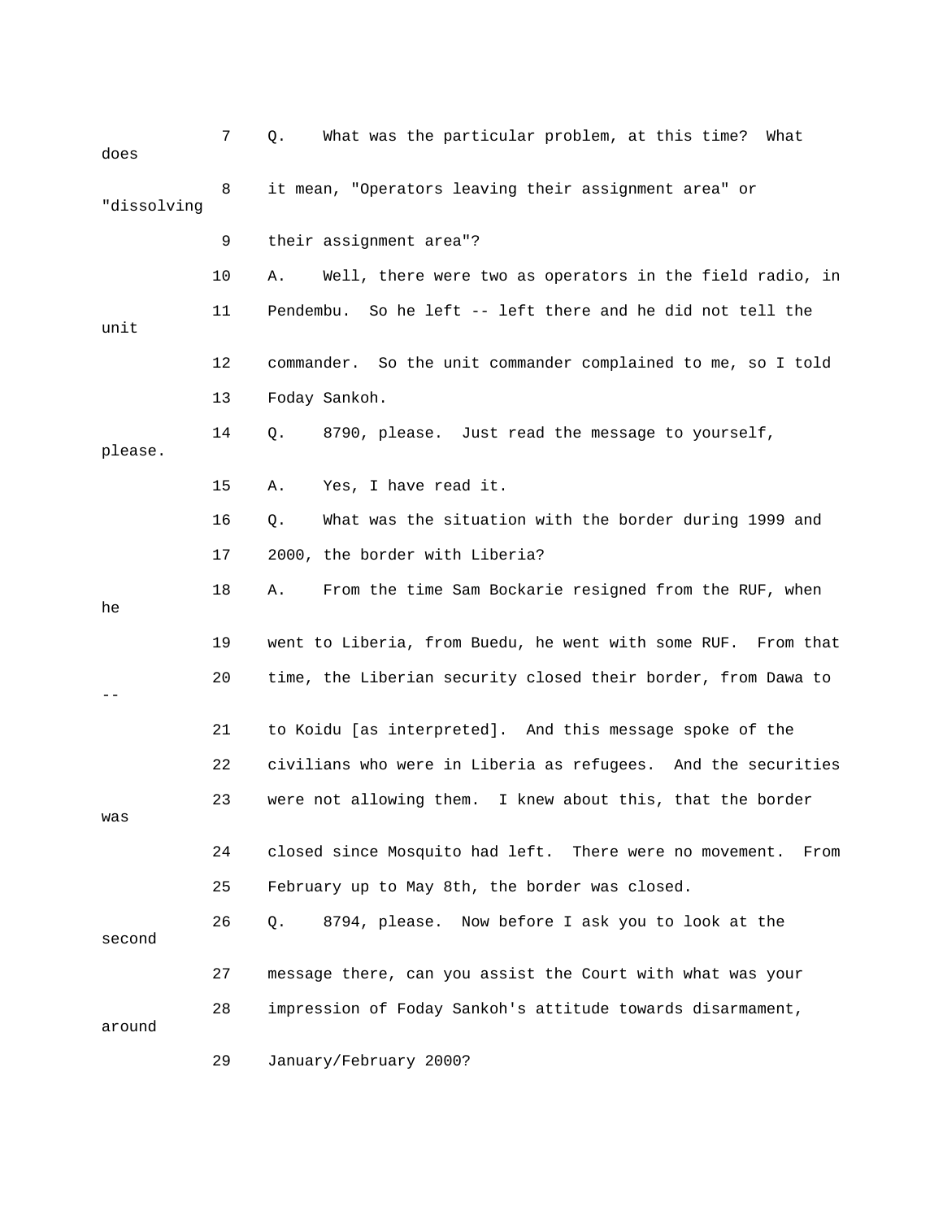7 Q. What was the particular problem, at this time? What does

8 it mean, "Operators leaving their assignment area" or "dissolving

9 their assignment area"?

10 A. Well, there were two as operators in the field radio, in

11 Pendembu. So he left -- left there and he did not tell the unit

12 commander. So the unit commander complained to me, so I told

13 Foday Sankoh.

14 Q. 8790, please. Just read the message to yourself, please.

15 A. Yes, I have read it.

16 Q. What was the situation with the border during 1999 and

17 2000, the border with Liberia?

18 A. From the time Sam Bockarie resigned from the RUF, when he

19 went to Liberia, from Buedu, he went with some RUF. From that

20 time, the Liberian security closed their border, from Dawa to --

21 to Koidu [as interpreted]. And this message spoke of the

22 civilians who were in Liberia as refugees. And the securities

23 were not allowing them. I knew about this, that the border was

24 closed since Mosquito had left. There were no movement. From

25 February up to May 8th, the border was closed.

26 Q. 8794, please. Now before I ask you to look at the second

27 message there, can you assist the Court with what was your

28 impression of Foday Sankoh's attitude towards disarmament, around

29 January/February 2000?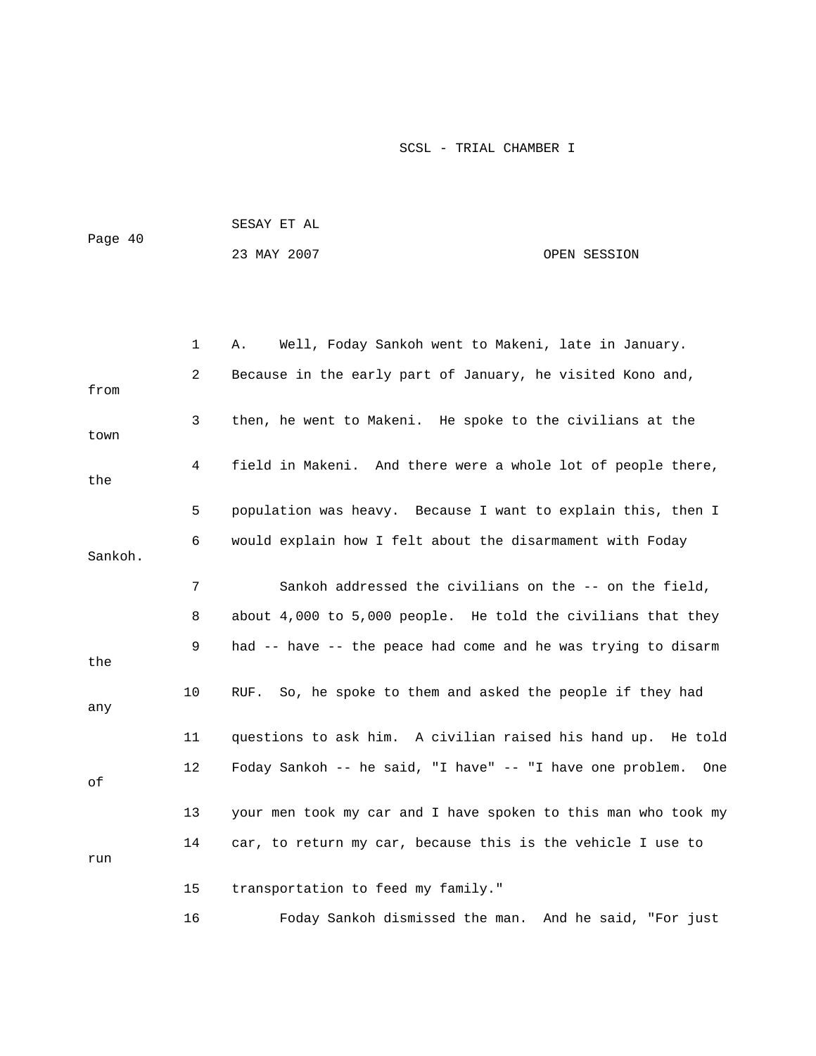1 A. Well, Foday Sankoh went to Makeni, late in January.

2 Because in the early part of January, he visited Kono and, from

3 then, he went to Makeni. He spoke to the civilians at the town

4 field in Makeni. And there were a whole lot of people there, the

5 population was heavy. Because I want to explain this, then I

6 would explain how I felt about the disarmament with Foday Sankoh.

7 Sankoh addressed the civilians on the -- on the field,

8 about 4,000 to 5,000 people. He told the civilians that they

9 had -- have -- the peace had come and he was trying to disarm the

10 RUF. So, he spoke to them and asked the people if they had any

11 questions to ask him. A civilian raised his hand up. He told

12 Foday Sankoh -- he said, "I have" -- "I have one problem. One of

13 your men took my car and I have spoken to this man who took my

14 car, to return my car, because this is the vehicle I use to run

15 transportation to feed my family."

16 Foday Sankoh dismissed the man. And he said, "For just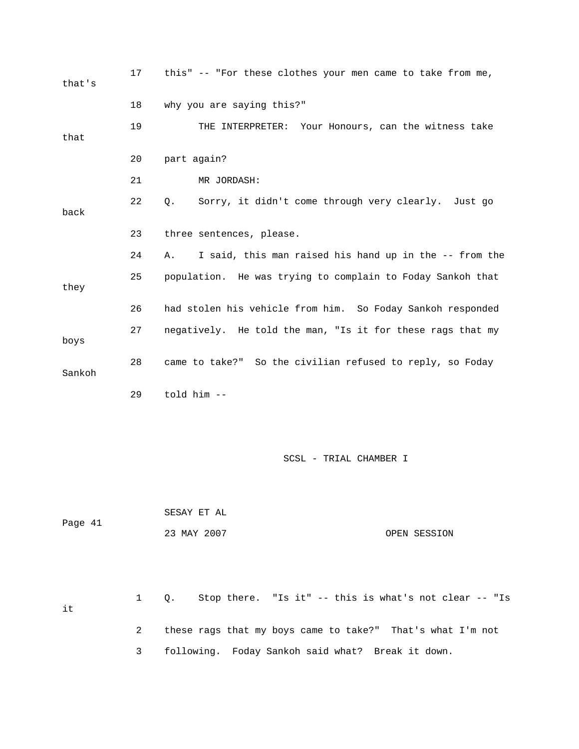17 this" -- "For these clothes your men came to take from me, that's

18 why you are saying this?"

19 THE INTERPRETER: Your Honours, can the witness take that

20 part again?

21 MR JORDASH:

22 Q. Sorry, it didn't come through very clearly. Just go back

23 three sentences, please.

24 A. I said, this man raised his hand up in the -- from the

25 population. He was trying to complain to Foday Sankoh that they

26 had stolen his vehicle from him. So Foday Sankoh responded

27 negatively. He told the man, "Is it for these rags that my boys

28 came to take?" So the civilian refused to reply, so Foday Sankoh

29 told him --

1 Q. Stop there. "Is it" -- this is what's not clear -- "Is it

2 these rags that my boys came to take?" That's what I'm not

3 following. Foday Sankoh said what? Break it down.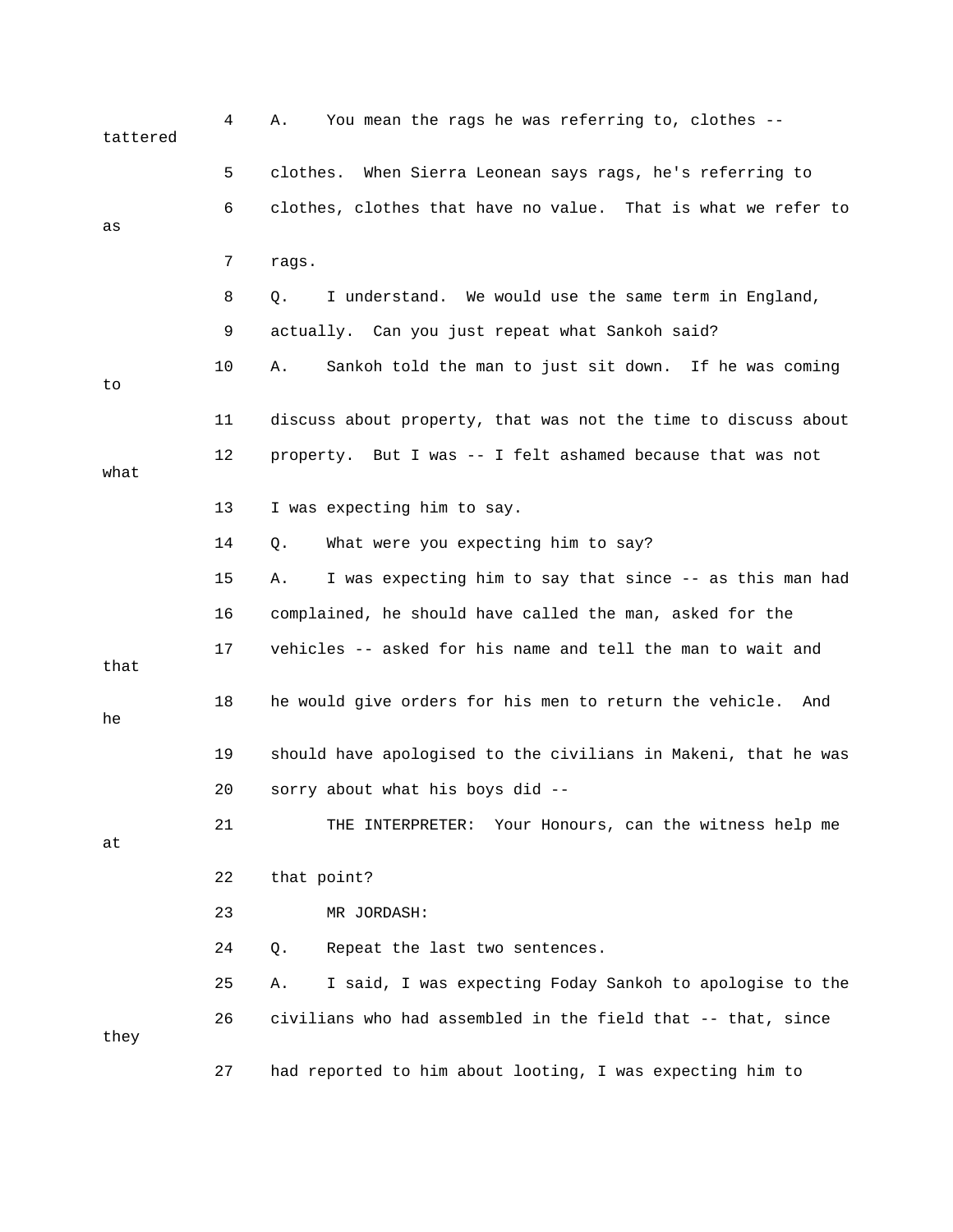4 A. You mean the rags he was referring to, clothes -- tattered

5 clothes. When Sierra Leonean says rags, he's referring to

6 clothes, clothes that have no value. That is what we refer to as

7 rags.

8 Q. I understand. We would use the same term in England,

9 actually. Can you just repeat what Sankoh said?

10 A. Sankoh told the man to just sit down. If he was coming to

11 discuss about property, that was not the time to discuss about

12 property. But I was -- I felt ashamed because that was not what

13 I was expecting him to say.

14 Q. What were you expecting him to say?

15 A. I was expecting him to say that since -- as this man had

16 complained, he should have called the man, asked for the

17 vehicles -- asked for his name and tell the man to wait and that

18 he would give orders for his men to return the vehicle. And he

19 should have apologised to the civilians in Makeni, that he was

20 sorry about what his boys did --

21 THE INTERPRETER: Your Honours, can the witness help me at

22 that point?

23 MR JORDASH:

24 Q. Repeat the last two sentences.

25 A. I said, I was expecting Foday Sankoh to apologise to the

26 civilians who had assembled in the field that -- that, since they

27 had reported to him about looting, I was expecting him to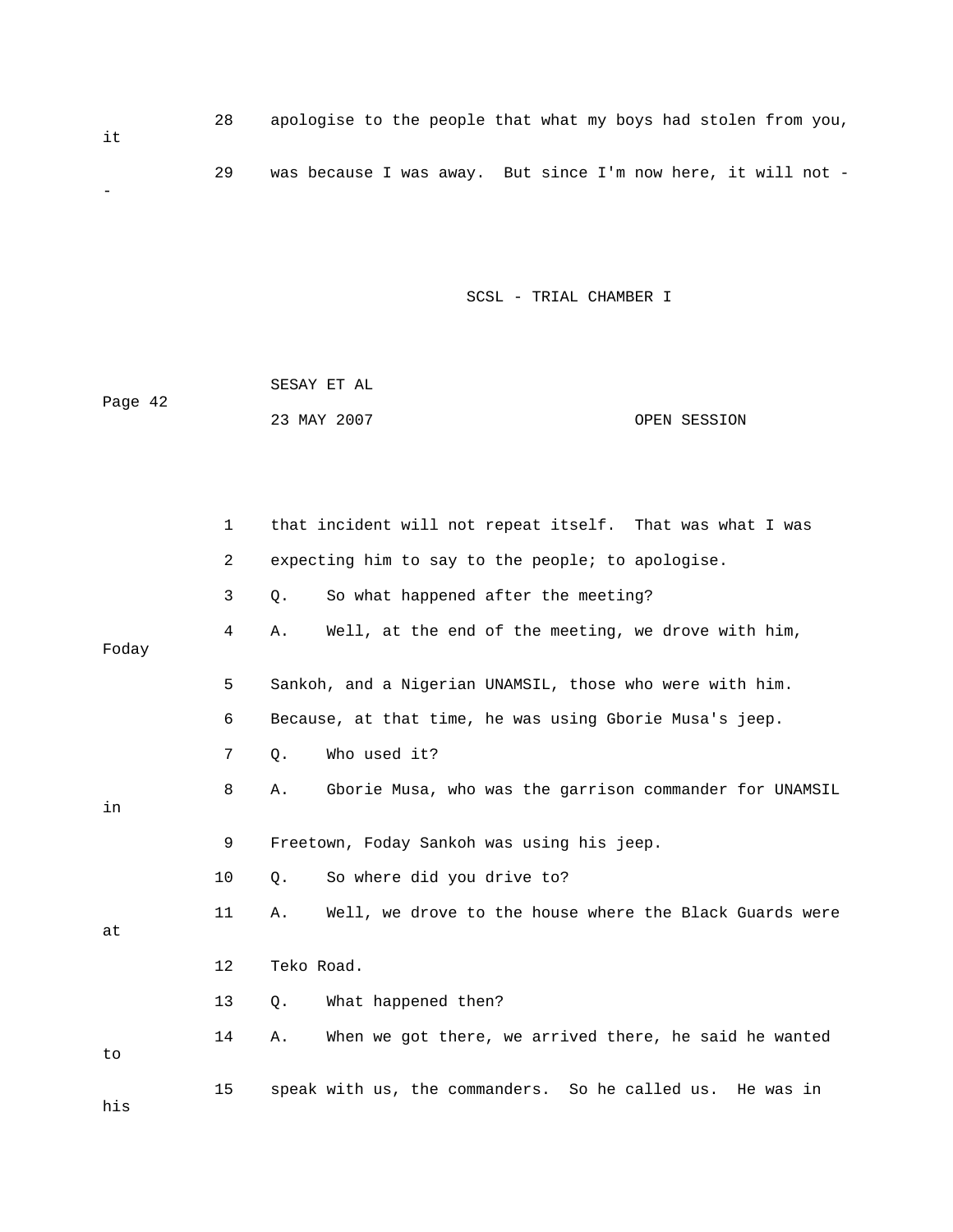28 apologise to the people that what my boys had stolen from you, it

29 was because I was away. But since I'm now here, it will not --

1 that incident will not repeat itself. That was what I was

2 expecting him to say to the people; to apologise.

3 Q. So what happened after the meeting?

4 A. Well, at the end of the meeting, we drove with him, Foday

5 Sankoh, and a Nigerian UNAMSIL, those who were with him.

6 Because, at that time, he was using Gborie Musa's jeep.

7 Q. Who used it?

8 A. Gborie Musa, who was the garrison commander for UNAMSIL in

9 Freetown, Foday Sankoh was using his jeep.

10 Q. So where did you drive to?

11 A. Well, we drove to the house where the Black Guards were at

12 Teko Road.

13 Q. What happened then?

14 A. When we got there, we arrived there, he said he wanted to

15 speak with us, the commanders. So he called us. He was in his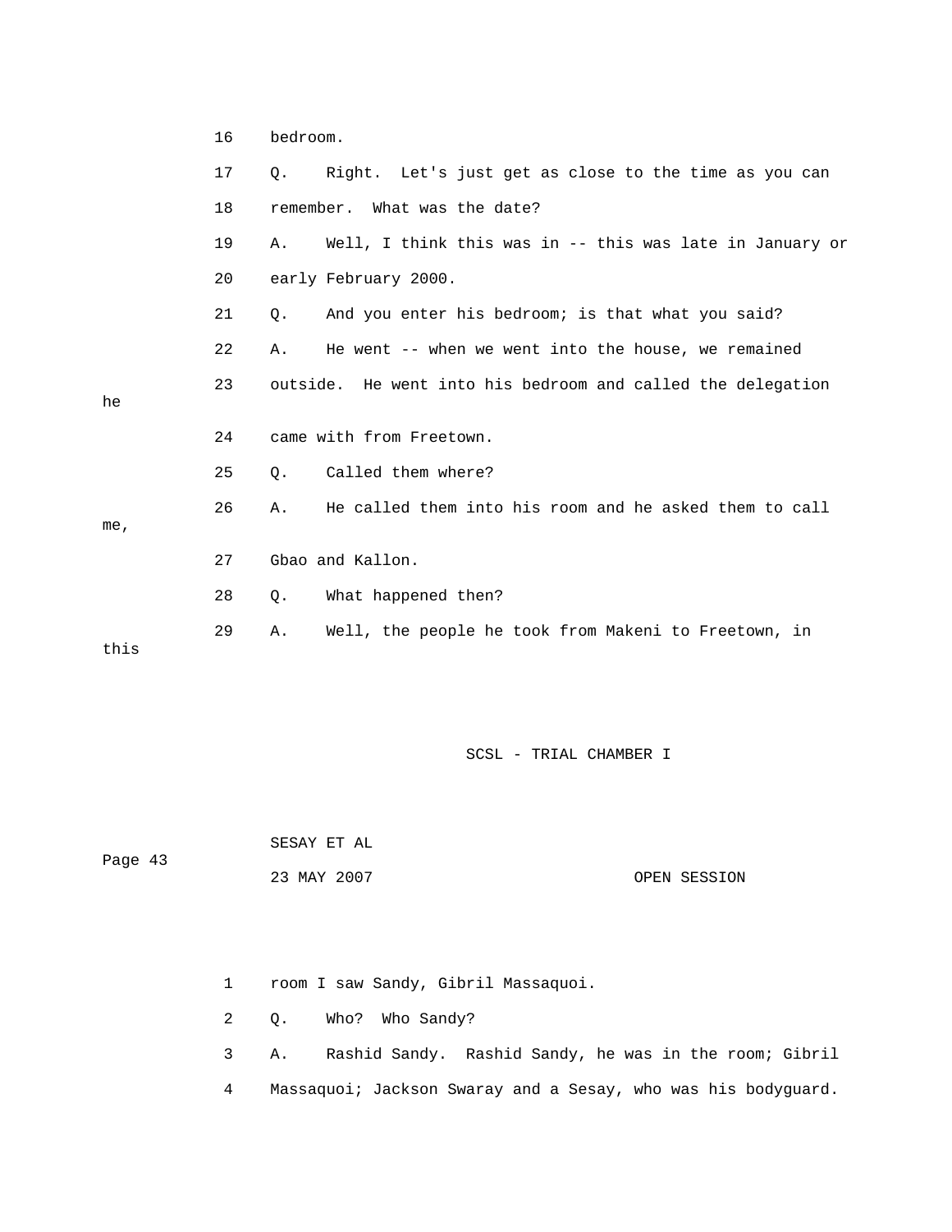16 bedroom.

17 Q. Right. Let's just get as close to the time as you can

18 remember. What was the date?

19 A. Well, I think this was in -- this was late in January or

20 early February 2000.

21 Q. And you enter his bedroom; is that what you said?

22 A. He went -- when we went into the house, we remained

23 outside. He went into his bedroom and called the delegation he

24 came with from Freetown.

25 Q. Called them where?

26 A. He called them into his room and he asked them to call me,

27 Gbao and Kallon.

28 Q. What happened then?

29 A. Well, the people he took from Makeni to Freetown, in this

1 room I saw Sandy, Gibril Massaquoi.

2 Q. Who? Who Sandy?

3 A. Rashid Sandy. Rashid Sandy, he was in the room; Gibril

4 Massaquoi; Jackson Swaray and a Sesay, who was his bodyguard.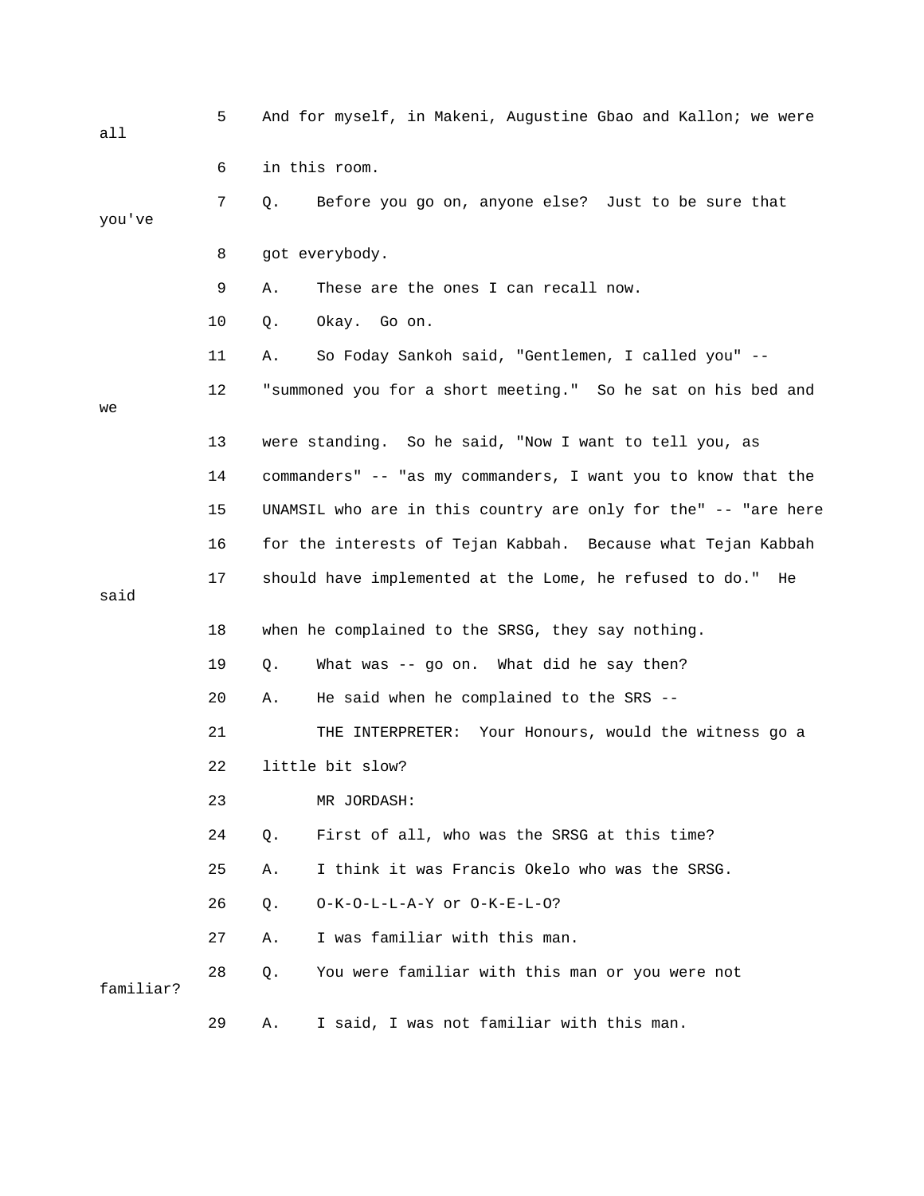5 And for myself, in Makeni, Augustine Gbao and Kallon; we were all

6 in this room.

7 Q. Before you go on, anyone else? Just to be sure that you've

8 got everybody.

9 A. These are the ones I can recall now.

10 Q. Okay. Go on.

11 A. So Foday Sankoh said, "Gentlemen, I called you" --

12 "summoned you for a short meeting." So he sat on his bed and we

13 were standing. So he said, "Now I want to tell you, as

14 commanders" -- "as my commanders, I want you to know that the

15 UNAMSIL who are in this country are only for the" -- "are here

16 for the interests of Tejan Kabbah. Because what Tejan Kabbah

17 should have implemented at the Lome, he refused to do." He said

18 when he complained to the SRSG, they say nothing.

19 Q. What was -- go on. What did he say then?

20 A. He said when he complained to the SRS --

21 THE INTERPRETER: Your Honours, would the witness go a

22 little bit slow?

23 MR JORDASH:

24 Q. First of all, who was the SRSG at this time?

25 A. I think it was Francis Okelo who was the SRSG.

26 Q. O-K-O-L-L-A-Y or O-K-E-L-O?

27 A. I was familiar with this man.

28 Q. You were familiar with this man or you were not familiar?

29 A. I said, I was not familiar with this man.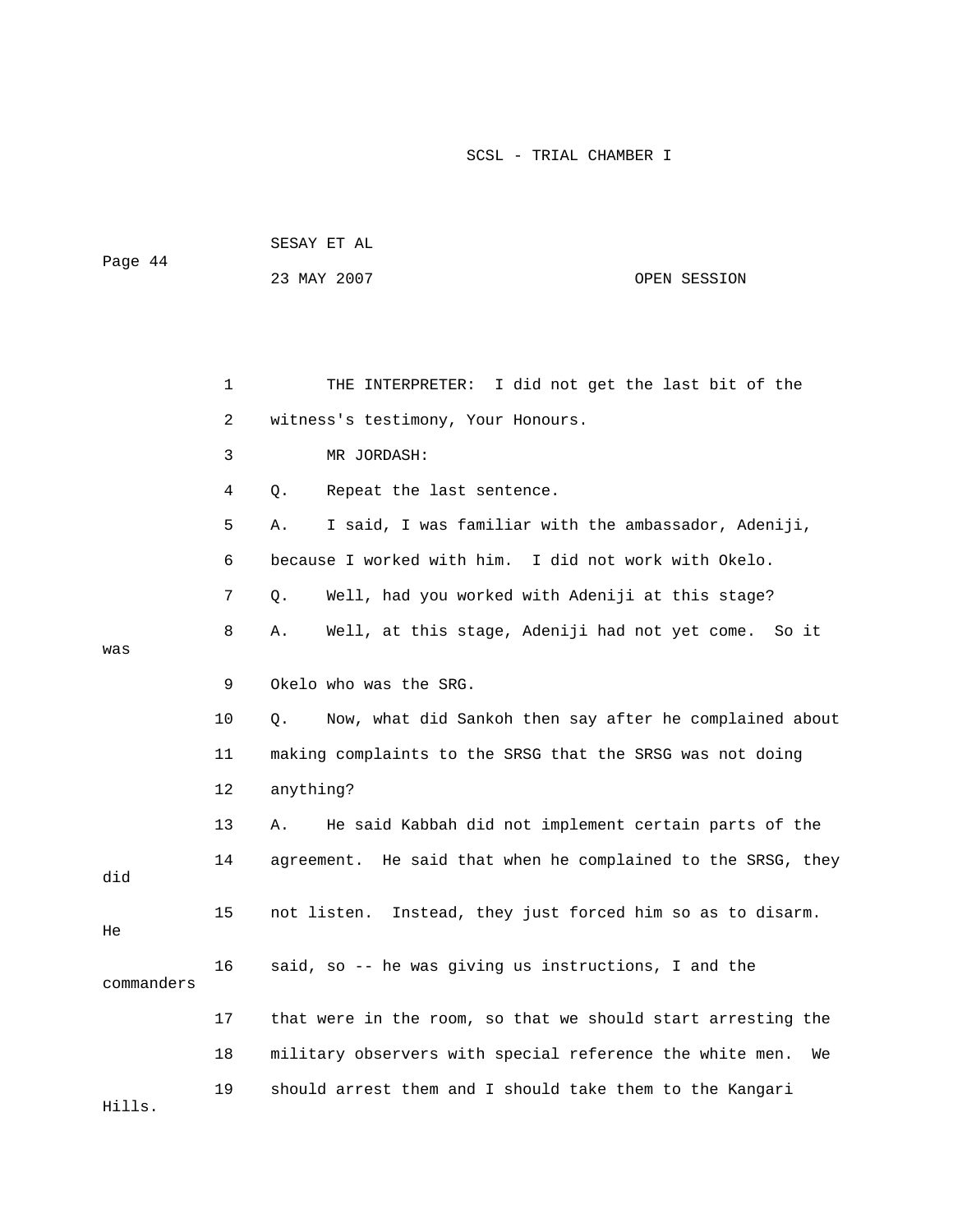THE INTERPRETER: I did not get the last bit of the witness's testimony, Your Honours.

MR JORDASH:

Q. Repeat the last sentence.

A. I said, I was familiar with the ambassador, Adeniji, because I worked with him. I did not work with Okelo.

Q. Well, had you worked with Adeniji at this stage?

A. Well, at this stage, Adeniji had not yet come. So it was Okelo who was the SRG.

Q. Now, what did Sankoh then say after he complained about making complaints to the SRSG that the SRSG was not doing anything?

A. He said Kabbah did not implement certain parts of the agreement. He said that when he complained to the SRSG, they did not listen. Instead, they just forced him so as to disarm. He said, so -- he was giving us instructions, I and the commanders that were in the room, so that we should start arresting the military observers with special reference the white men. We should arrest them and I should take them to the Kangari Hills.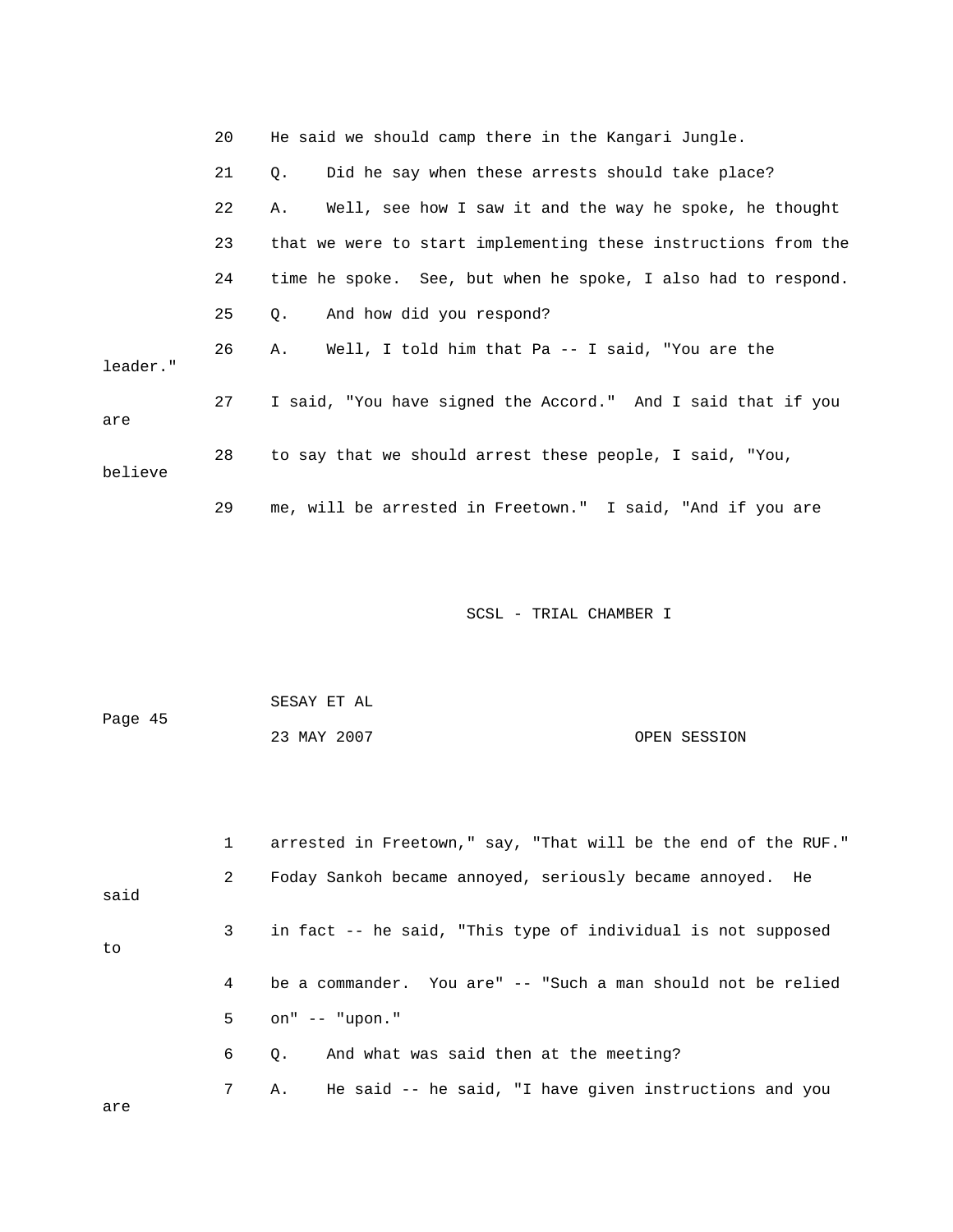20 He said we should camp there in the Kangari Jungle.

21 Q. Did he say when these arrests should take place?

22 A. Well, see how I saw it and the way he spoke, he thought

23 that we were to start implementing these instructions from the

24 time he spoke. See, but when he spoke, I also had to respond.

25 Q. And how did you respond?

26 A. Well, I told him that Pa -- I said, "You are the leader."

27 I said, "You have signed the Accord." And I said that if you are

28 to say that we should arrest these people, I said, "You, believe

29 me, will be arrested in Freetown." I said, "And if you are

1 arrested in Freetown," say, "That will be the end of the RUF."

2 Foday Sankoh became annoyed, seriously became annoyed. He said

3 in fact -- he said, "This type of individual is not supposed to

4 be a commander. You are" -- "Such a man should not be relied

5 on" -- "upon."

6 Q. And what was said then at the meeting?

7 A. He said -- he said, "I have given instructions and you are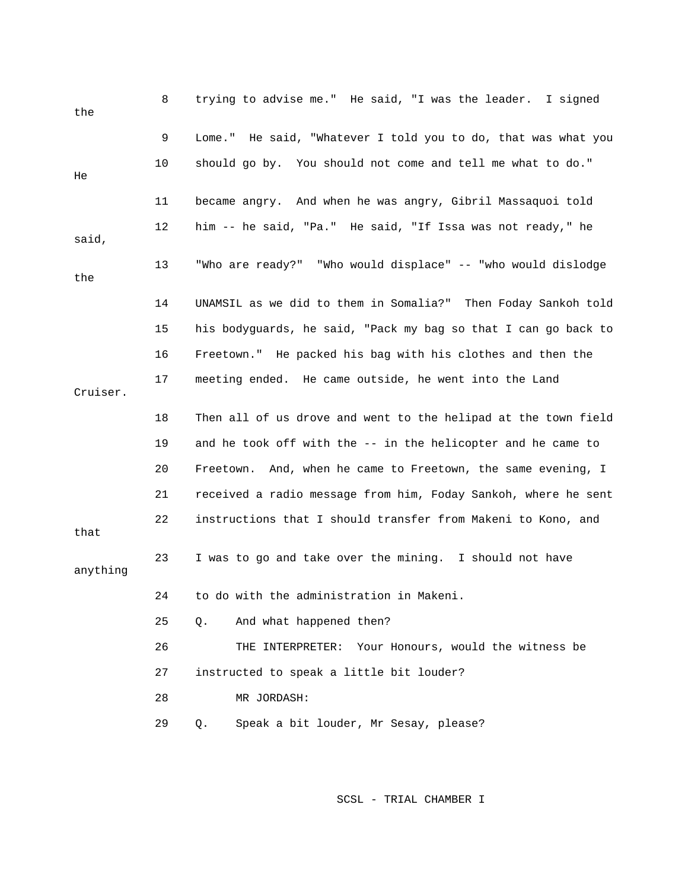8 trying to advise me." He said, "I was the leader. I signed the

9 Lome." He said, "Whatever I told you to do, that was what you

10 should go by. You should not come and tell me what to do." He

11 became angry. And when he was angry, Gibril Massaquoi told

12 him -- he said, "Pa." He said, "If Issa was not ready," he said,

13 "Who are ready?" "Who would displace" -- "who would dislodge the

14 UNAMSIL as we did to them in Somalia?" Then Foday Sankoh told

15 his bodyguards, he said, "Pack my bag so that I can go back to

16 Freetown." He packed his bag with his clothes and then the

17 meeting ended. He came outside, he went into the Land Cruiser.

18 Then all of us drove and went to the helipad at the town field

19 and he took off with the -- in the helicopter and he came to

20 Freetown. And, when he came to Freetown, the same evening, I

21 received a radio message from him, Foday Sankoh, where he sent

22 instructions that I should transfer from Makeni to Kono, and that

23 I was to go and take over the mining. I should not have anything

24 to do with the administration in Makeni.

25 Q. And what happened then?

26 THE INTERPRETER: Your Honours, would the witness be

27 instructed to speak a little bit louder?

28 MR JORDASH:

29 Q. Speak a bit louder, Mr Sesay, please?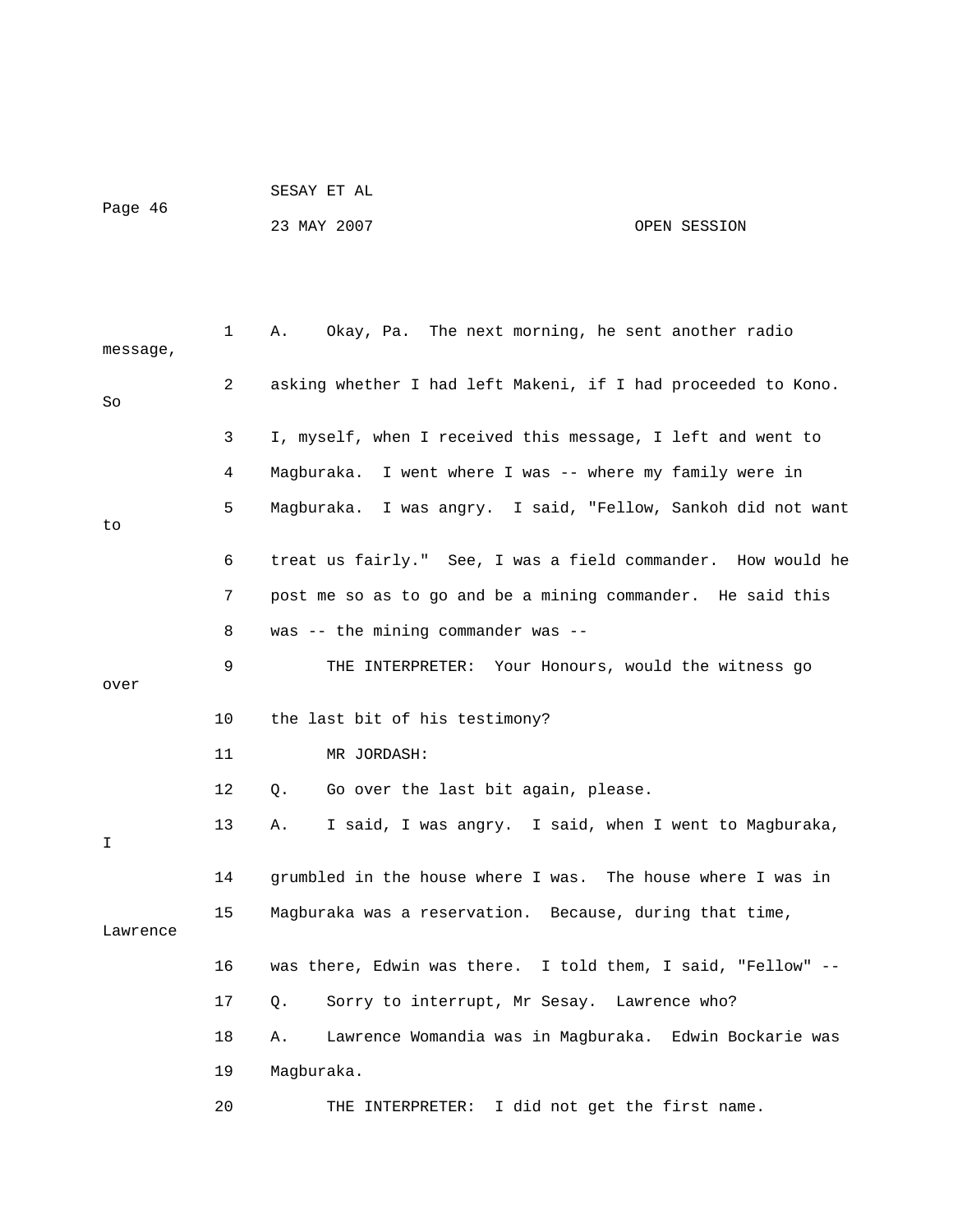1 A. Okay, Pa. The next morning, he sent another radio message,

2 asking whether I had left Makeni, if I had proceeded to Kono. So

3 I, myself, when I received this message, I left and went to

4 Magburaka. I went where I was -- where my family were in

5 Magburaka. I was angry. I said, "Fellow, Sankoh did not want to

6 treat us fairly." See, I was a field commander. How would he

7 post me so as to go and be a mining commander. He said this

8 was -- the mining commander was --

9 THE INTERPRETER: Your Honours, would the witness go over

10 the last bit of his testimony?

11 MR JORDASH:

12 Q. Go over the last bit again, please.

13 A. I said, I was angry. I said, when I went to Magburaka, I

14 grumbled in the house where I was. The house where I was in

15 Magburaka was a reservation. Because, during that time, Lawrence

16 was there, Edwin was there. I told them, I said, "Fellow" --

17 Q. Sorry to interrupt, Mr Sesay. Lawrence who?

18 A. Lawrence Womandia was in Magburaka. Edwin Bockarie was

19 Magburaka.

20 THE INTERPRETER: I did not get the first name.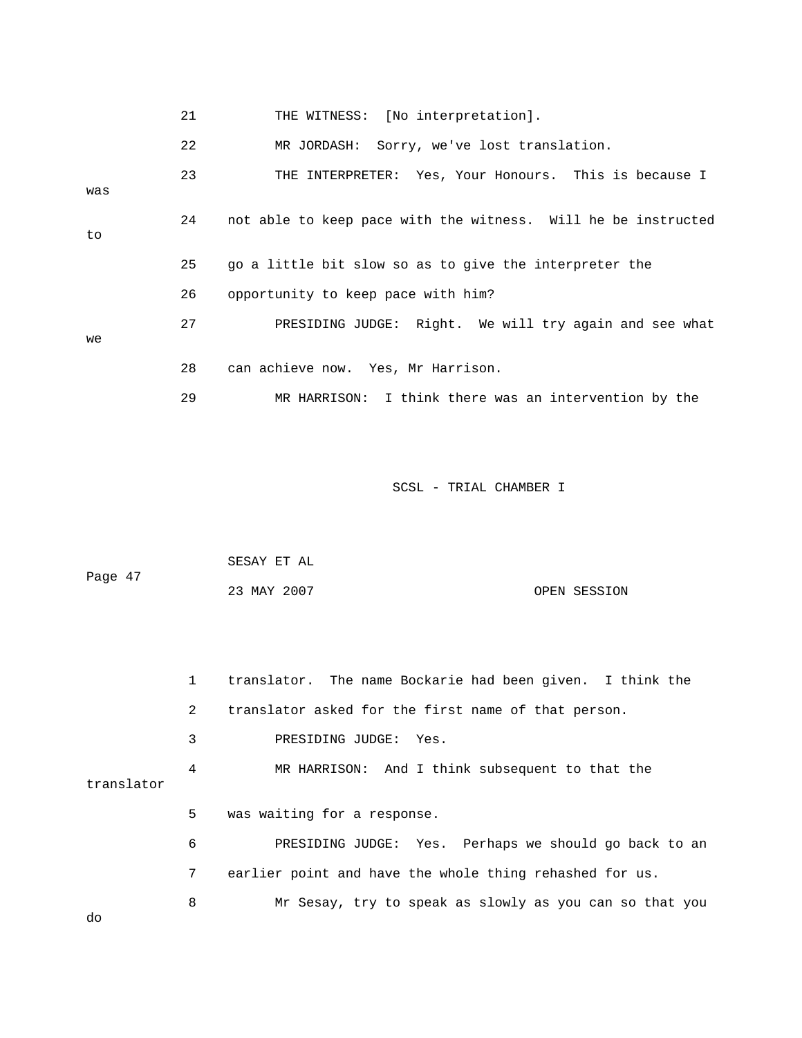21 THE WITNESS: [No interpretation].

22 MR JORDASH: Sorry, we've lost translation.

23 THE INTERPRETER: Yes, Your Honours. This is because I was

24 not able to keep pace with the witness. Will he be instructed to

25 go a little bit slow so as to give the interpreter the

26 opportunity to keep pace with him?

27 PRESIDING JUDGE: Right. We will try again and see what we

28 can achieve now. Yes, Mr Harrison.

29 MR HARRISON: I think there was an intervention by the

1 translator. The name Bockarie had been given. I think the

2 translator asked for the first name of that person.

3 PRESIDING JUDGE: Yes.

4 MR HARRISON: And I think subsequent to that the translator

5 was waiting for a response.

6 PRESIDING JUDGE: Yes. Perhaps we should go back to an

7 earlier point and have the whole thing rehashed for us.

8 Mr Sesay, try to speak as slowly as you can so that you do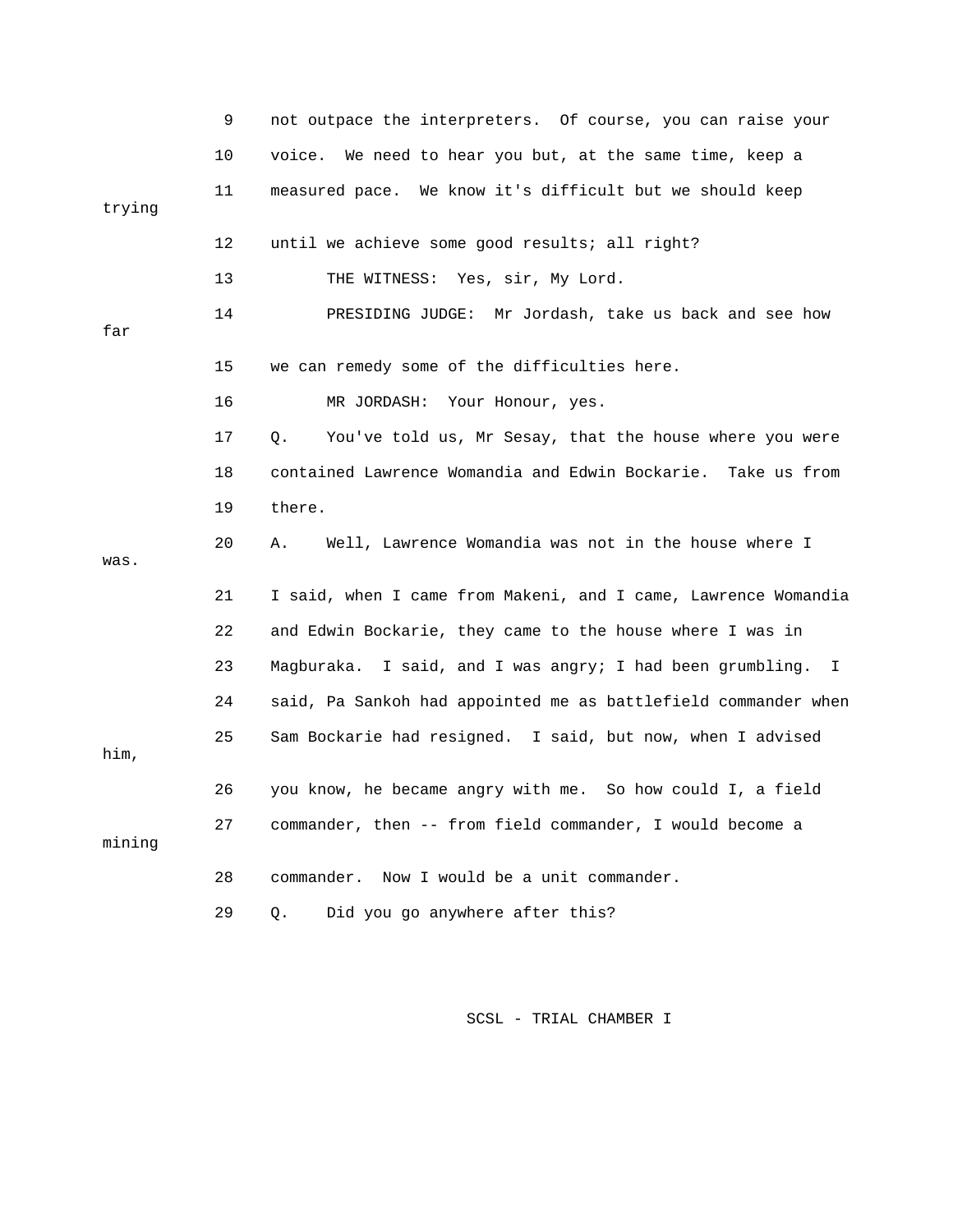9 not outpace the interpreters. Of course, you can raise your
10 voice. We need to hear you but, at the same time, keep a
11 measured pace. We know it's difficult but we should keep trying
12 until we achieve some good results; all right?
13 THE WITNESS: Yes, sir, My Lord.
14 PRESIDING JUDGE: Mr Jordash, take us back and see how far
15 we can remedy some of the difficulties here.
16 MR JORDASH: Your Honour, yes.
17 Q. You've told us, Mr Sesay, that the house where you were
18 contained Lawrence Womandia and Edwin Bockarie. Take us from
19 there.
20 A. Well, Lawrence Womandia was not in the house where I was.
21 I said, when I came from Makeni, and I came, Lawrence Womandia
22 and Edwin Bockarie, they came to the house where I was in
23 Magburaka. I said, and I was angry; I had been grumbling. I
24 said, Pa Sankoh had appointed me as battlefield commander when
25 Sam Bockarie had resigned. I said, but now, when I advised him,
26 you know, he became angry with me. So how could I, a field
27 commander, then -- from field commander, I would become a mining
28 commander. Now I would be a unit commander.
29 Q. Did you go anywhere after this?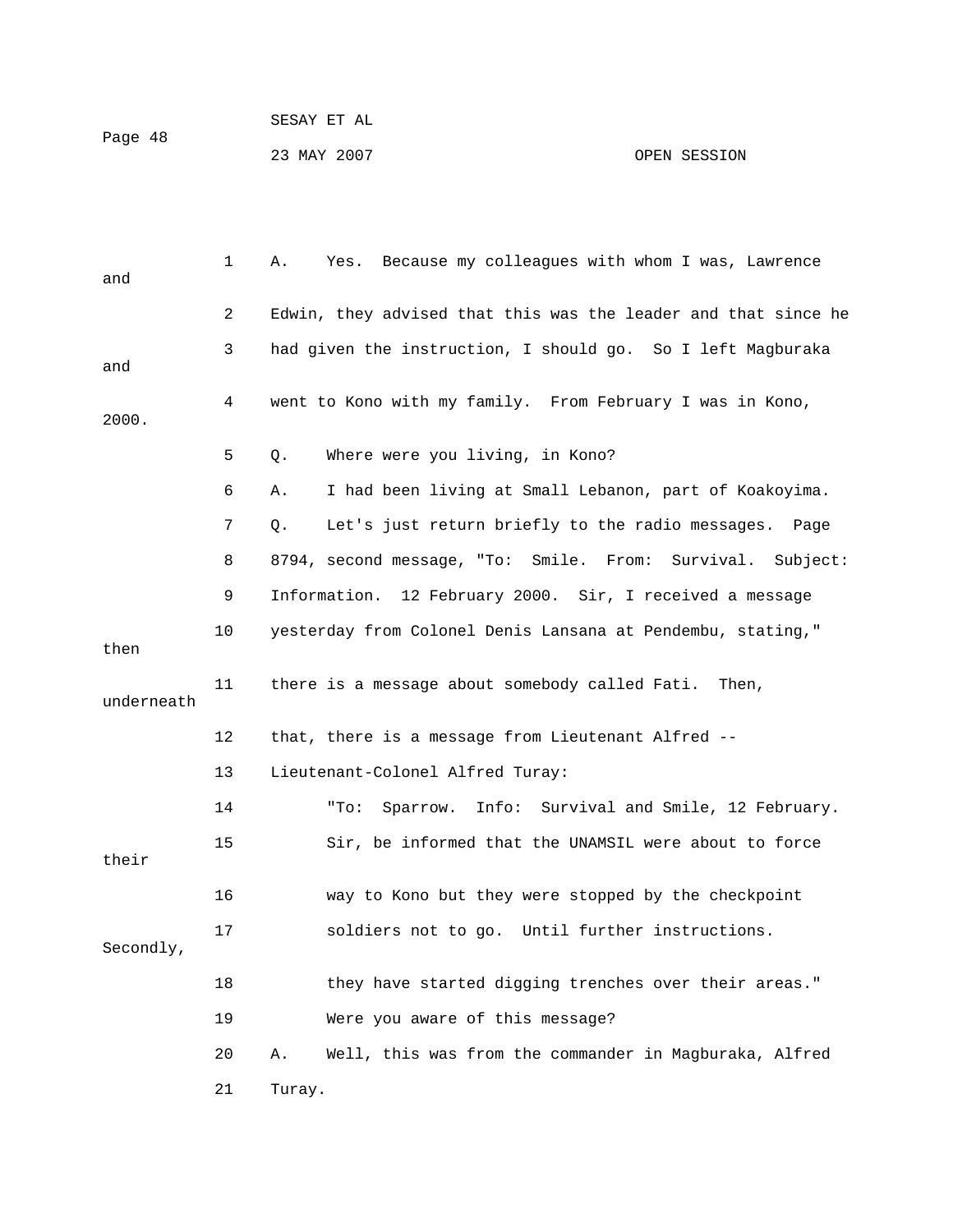A. Yes. Because my colleagues with whom I was, Lawrence and Edwin, they advised that this was the leader and that since he had given the instruction, I should go. So I left Magburaka and went to Kono with my family. From February I was in Kono, 2000.

Q. Where were you living, in Kono?

A. I had been living at Small Lebanon, part of Koakoyima.

Q. Let's just return briefly to the radio messages. Page 8794, second message, "To: Smile. From: Survival. Subject: Information. 12 February 2000. Sir, I received a message yesterday from Colonel Denis Lansana at Pendembu, stating," then there is a message about somebody called Fati. Then, underneath that, there is a message from Lieutenant Alfred -- Lieutenant-Colonel Alfred Turay:

"To: Sparrow. Info: Survival and Smile, 12 February. Sir, be informed that the UNAMSIL were about to force their way to Kono but they were stopped by the checkpoint soldiers not to go. Until further instructions. Secondly, they have started digging trenches over their areas."

Were you aware of this message?

A. Well, this was from the commander in Magburaka, Alfred Turay.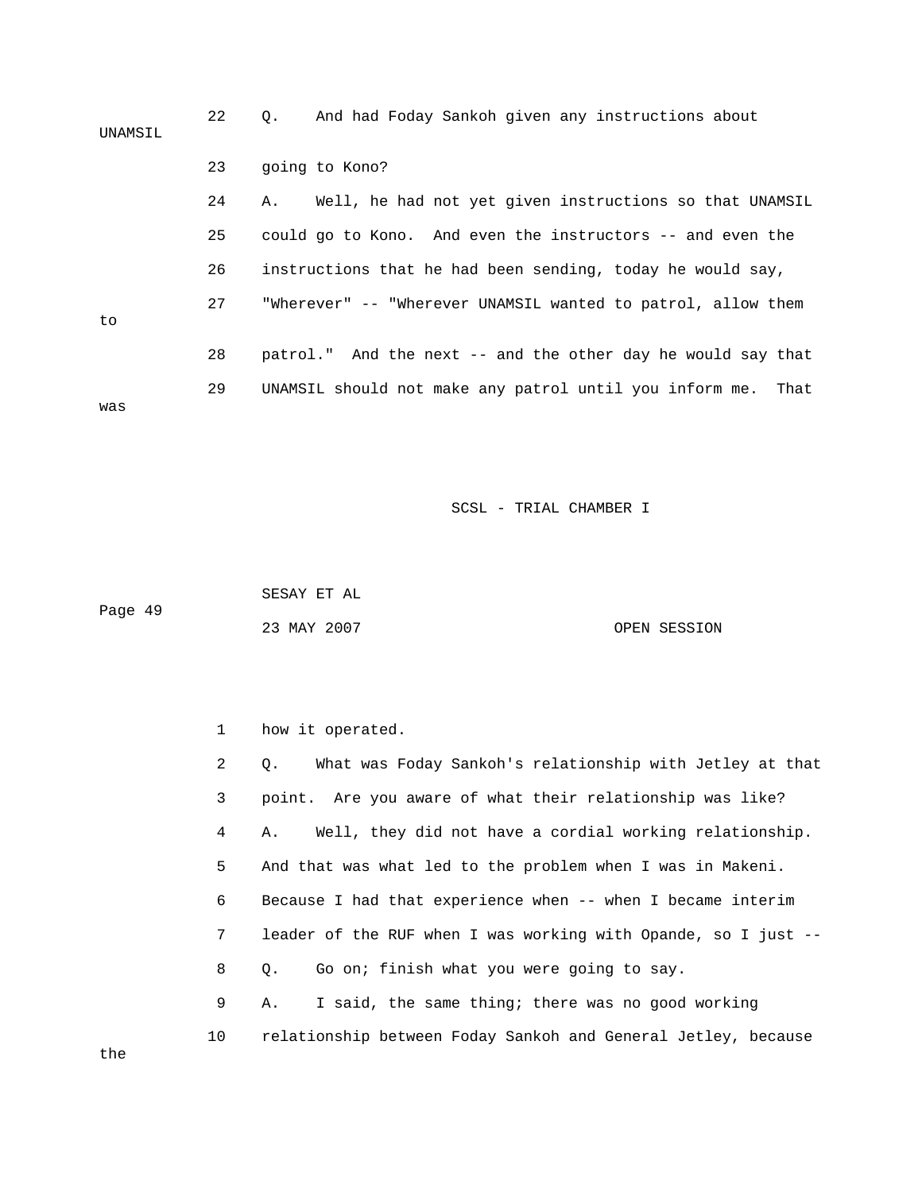22 Q. And had Foday Sankoh given any instructions about UNAMSIL

23 going to Kono?

24 A. Well, he had not yet given instructions so that UNAMSIL

25 could go to Kono. And even the instructors -- and even the

26 instructions that he had been sending, today he would say,

27 "Wherever" -- "Wherever UNAMSIL wanted to patrol, allow them to

28 patrol." And the next -- and the other day he would say that

29 UNAMSIL should not make any patrol until you inform me. That was

1 how it operated.

2 Q. What was Foday Sankoh's relationship with Jetley at that

3 point. Are you aware of what their relationship was like?

4 A. Well, they did not have a cordial working relationship.

5 And that was what led to the problem when I was in Makeni.

6 Because I had that experience when -- when I became interim

7 leader of the RUF when I was working with Opande, so I just --

8 Q. Go on; finish what you were going to say.

9 A. I said, the same thing; there was no good working

10 relationship between Foday Sankoh and General Jetley, because the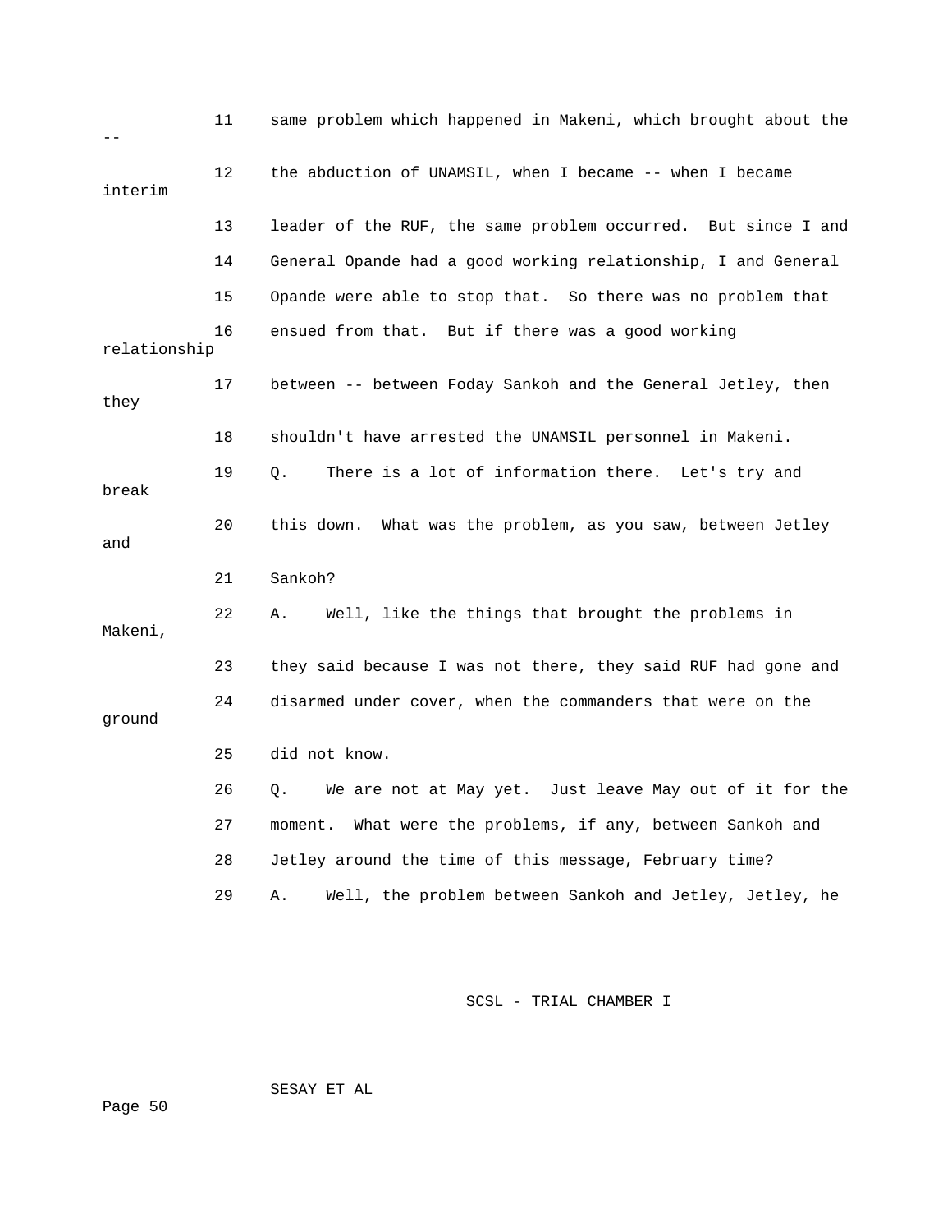11 same problem which happened in Makeni, which brought about the --

12 the abduction of UNAMSIL, when I became -- when I became interim

13 leader of the RUF, the same problem occurred. But since I and

14 General Opande had a good working relationship, I and General

15 Opande were able to stop that. So there was no problem that

16 ensued from that. But if there was a good working relationship

17 between -- between Foday Sankoh and the General Jetley, then they

18 shouldn't have arrested the UNAMSIL personnel in Makeni.

19 Q. There is a lot of information there. Let's try and break

20 this down. What was the problem, as you saw, between Jetley and

21 Sankoh?

22 A. Well, like the things that brought the problems in Makeni,

23 they said because I was not there, they said RUF had gone and

24 disarmed under cover, when the commanders that were on the ground

25 did not know.

26 Q. We are not at May yet. Just leave May out of it for the

27 moment. What were the problems, if any, between Sankoh and

28 Jetley around the time of this message, February time?

29 A. Well, the problem between Sankoh and Jetley, Jetley, he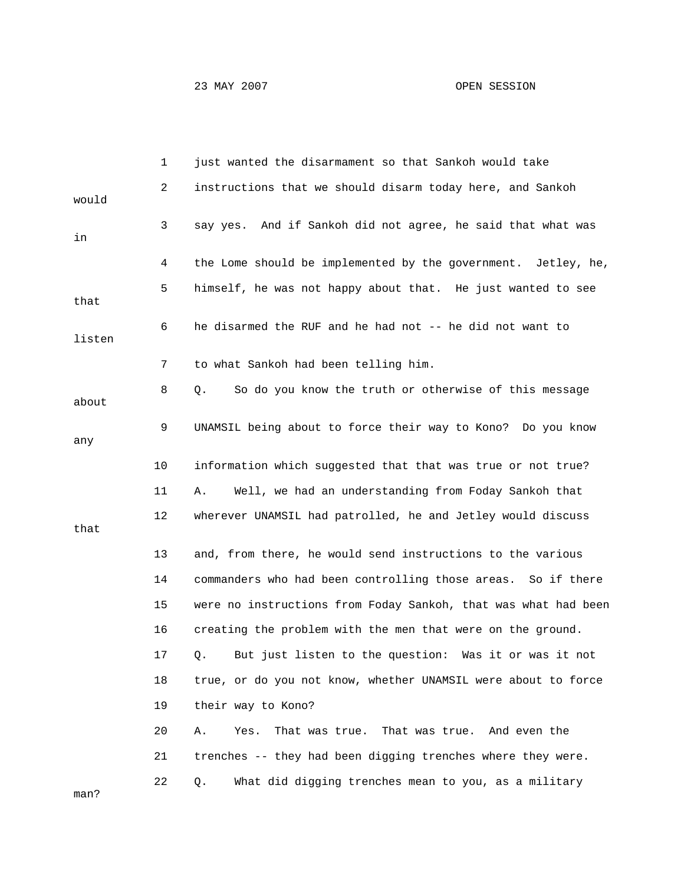1 just wanted the disarmament so that Sankoh would take

2 instructions that we should disarm today here, and Sankoh would

3 say yes. And if Sankoh did not agree, he said that what was in

4 the Lome should be implemented by the government. Jetley, he,

5 himself, he was not happy about that. He just wanted to see that

6 he disarmed the RUF and he had not -- he did not want to listen

7 to what Sankoh had been telling him.

8 Q. So do you know the truth or otherwise of this message about

9 UNAMSIL being about to force their way to Kono? Do you know any

10 information which suggested that that was true or not true?

11 A. Well, we had an understanding from Foday Sankoh that

12 wherever UNAMSIL had patrolled, he and Jetley would discuss that

13 and, from there, he would send instructions to the various

14 commanders who had been controlling those areas. So if there

15 were no instructions from Foday Sankoh, that was what had been

16 creating the problem with the men that were on the ground.

17 Q. But just listen to the question: Was it or was it not

18 true, or do you not know, whether UNAMSIL were about to force

19 their way to Kono?

20 A. Yes. That was true. That was true. And even the

21 trenches -- they had been digging trenches where they were.

22 Q. What did digging trenches mean to you, as a military man?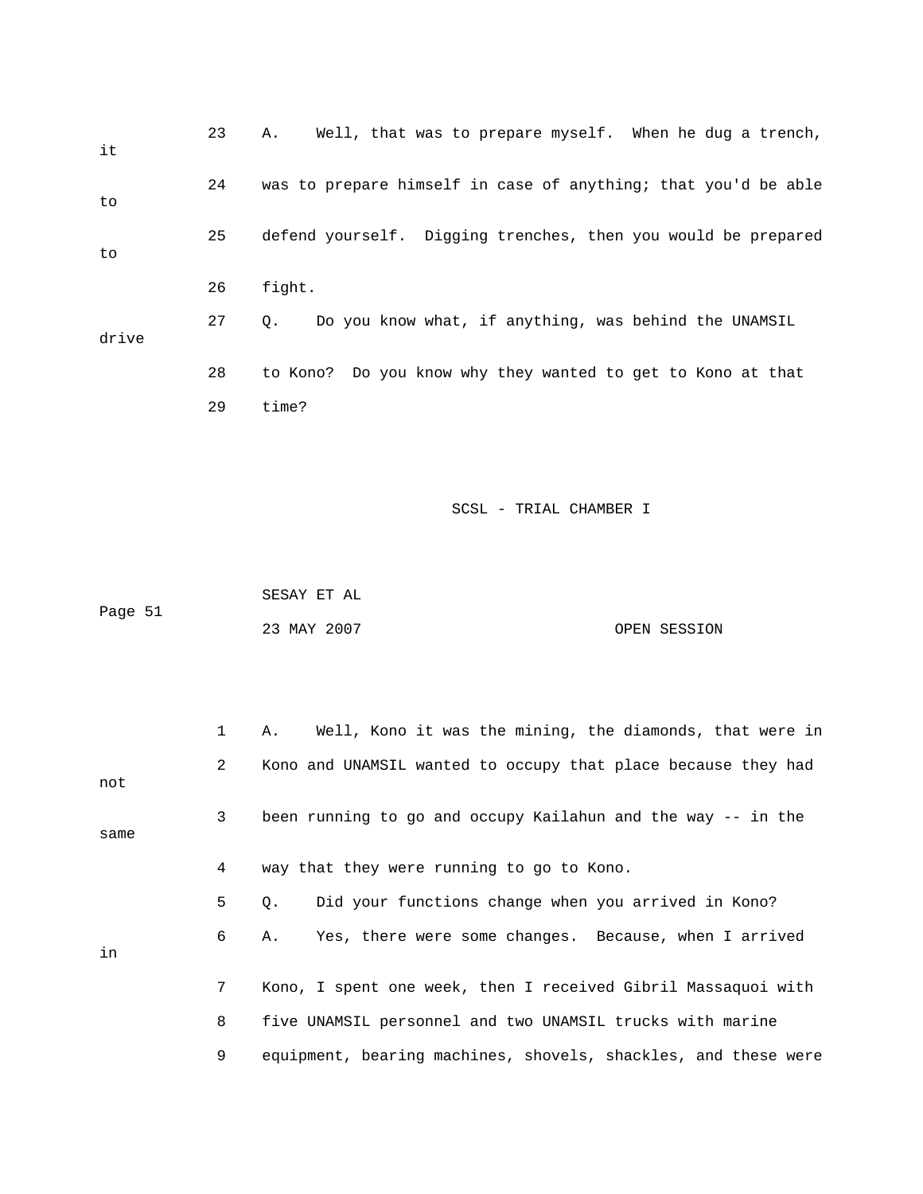23 A. Well, that was to prepare myself. When he dug a trench, it

24 was to prepare himself in case of anything; that you'd be able to

25 defend yourself. Digging trenches, then you would be prepared to

26 fight.

27 Q. Do you know what, if anything, was behind the UNAMSIL drive

28 to Kono? Do you know why they wanted to get to Kono at that

29 time?

1 A. Well, Kono it was the mining, the diamonds, that were in

2 Kono and UNAMSIL wanted to occupy that place because they had not

3 been running to go and occupy Kailahun and the way -- in the same

4 way that they were running to go to Kono.

5 Q. Did your functions change when you arrived in Kono?

6 A. Yes, there were some changes. Because, when I arrived in

7 Kono, I spent one week, then I received Gibril Massaquoi with

8 five UNAMSIL personnel and two UNAMSIL trucks with marine

9 equipment, bearing machines, shovels, shackles, and these were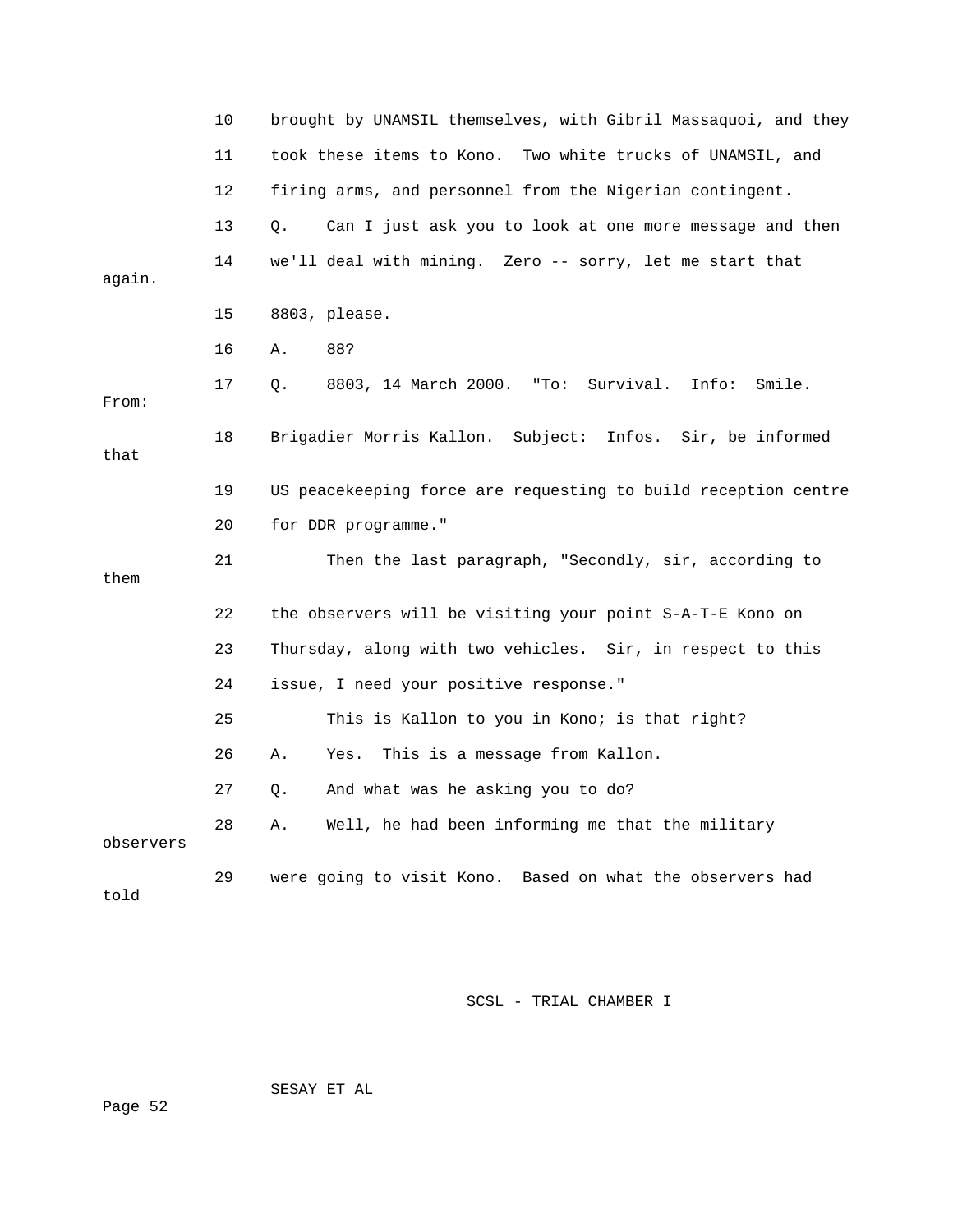10 brought by UNAMSIL themselves, with Gibril Massaquoi, and they

11 took these items to Kono. Two white trucks of UNAMSIL, and

12 firing arms, and personnel from the Nigerian contingent.

13 Q. Can I just ask you to look at one more message and then

14 we'll deal with mining. Zero -- sorry, let me start that again.

15 8803, please.

16 A. 88?

17 Q. 8803, 14 March 2000. "To: Survival. Info: Smile. From:

18 Brigadier Morris Kallon. Subject: Infos. Sir, be informed that

19 US peacekeeping force are requesting to build reception centre

20 for DDR programme."

21 Then the last paragraph, "Secondly, sir, according to them

22 the observers will be visiting your point S-A-T-E Kono on

23 Thursday, along with two vehicles. Sir, in respect to this

24 issue, I need your positive response."

25 This is Kallon to you in Kono; is that right?

26 A. Yes. This is a message from Kallon.

27 Q. And what was he asking you to do?

28 A. Well, he had been informing me that the military observers

29 were going to visit Kono. Based on what the observers had told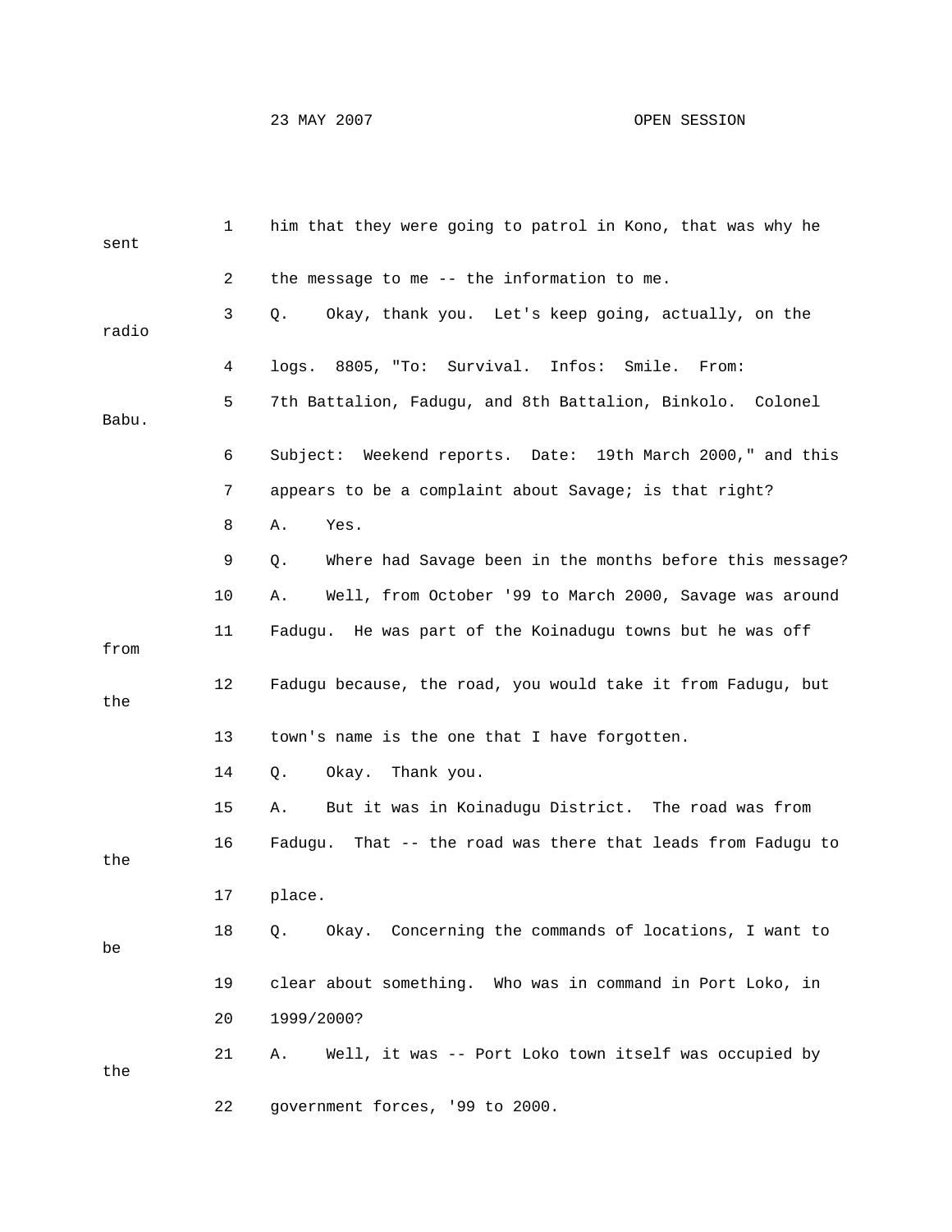1 him that they were going to patrol in Kono, that was why he sent

2 the message to me -- the information to me.

3 Q. Okay, thank you. Let's keep going, actually, on the radio

4 logs. 8805, "To: Survival. Infos: Smile. From:

5 7th Battalion, Fadugu, and 8th Battalion, Binkolo. Colonel Babu.

6 Subject: Weekend reports. Date: 19th March 2000," and this

7 appears to be a complaint about Savage; is that right?

8 A. Yes.

9 Q. Where had Savage been in the months before this message?

10 A. Well, from October '99 to March 2000, Savage was around

11 Fadugu. He was part of the Koinadugu towns but he was off from

12 Fadugu because, the road, you would take it from Fadugu, but the

13 town's name is the one that I have forgotten.

14 Q. Okay. Thank you.

15 A. But it was in Koinadugu District. The road was from

16 Fadugu. That -- the road was there that leads from Fadugu to the

17 place.

18 Q. Okay. Concerning the commands of locations, I want to be

19 clear about something. Who was in command in Port Loko, in

20 1999/2000?

21 A. Well, it was -- Port Loko town itself was occupied by the

22 government forces, '99 to 2000.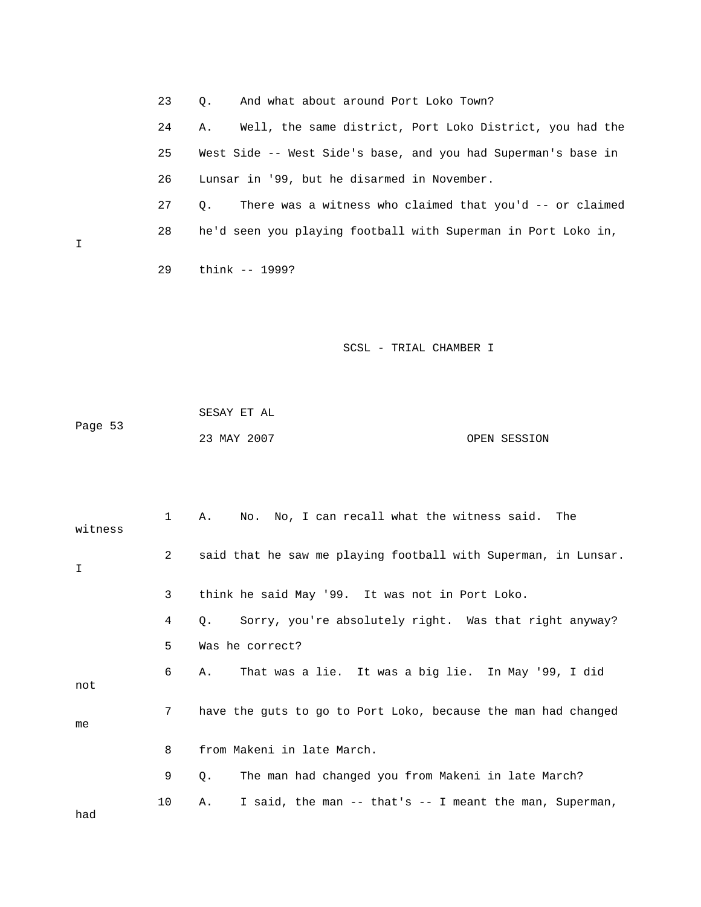23 Q. And what about around Port Loko Town?

24 A. Well, the same district, Port Loko District, you had the

25 West Side -- West Side's base, and you had Superman's base in

26 Lunsar in '99, but he disarmed in November.

27 Q. There was a witness who claimed that you'd -- or claimed

28 he'd seen you playing football with Superman in Port Loko in, I

29 think -- 1999?

1 A. No. No, I can recall what the witness said. The witness

2 said that he saw me playing football with Superman, in Lunsar. I

3 think he said May '99. It was not in Port Loko.

4 Q. Sorry, you're absolutely right. Was that right anyway?

5 Was he correct?

6 A. That was a lie. It was a big lie. In May '99, I did not

7 have the guts to go to Port Loko, because the man had changed me

8 from Makeni in late March.

9 Q. The man had changed you from Makeni in late March?

10 A. I said, the man -- that's -- I meant the man, Superman, had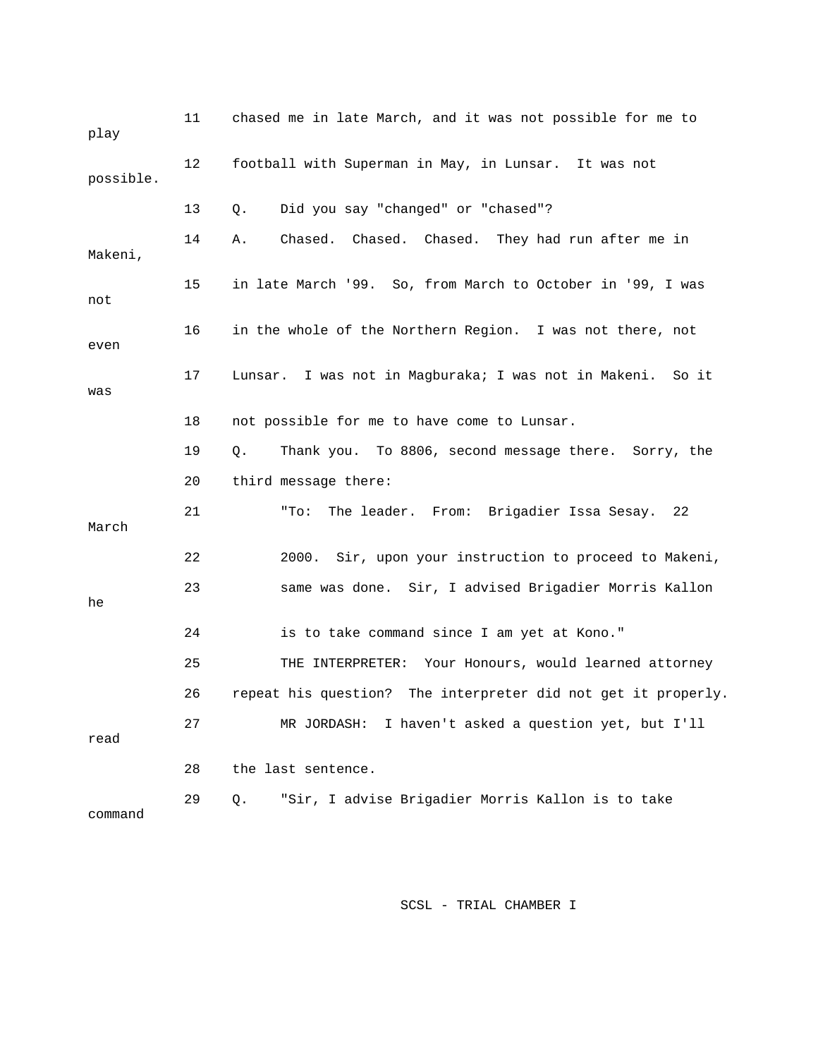11 chased me in late March, and it was not possible for me to play

12 football with Superman in May, in Lunsar. It was not possible.

13 Q. Did you say "changed" or "chased"?

14 A. Chased. Chased. Chased. They had run after me in Makeni,

15 in late March '99. So, from March to October in '99, I was not

16 in the whole of the Northern Region. I was not there, not even

17 Lunsar. I was not in Magburaka; I was not in Makeni. So it was

18 not possible for me to have come to Lunsar.

19 Q. Thank you. To 8806, second message there. Sorry, the

20 third message there:

21 "To: The leader. From: Brigadier Issa Sesay. 22 March

22 2000. Sir, upon your instruction to proceed to Makeni,

23 same was done. Sir, I advised Brigadier Morris Kallon he

24 is to take command since I am yet at Kono."

25 THE INTERPRETER: Your Honours, would learned attorney

26 repeat his question? The interpreter did not get it properly.

27 MR JORDASH: I haven't asked a question yet, but I'll read

28 the last sentence.

29 Q. "Sir, I advise Brigadier Morris Kallon is to take command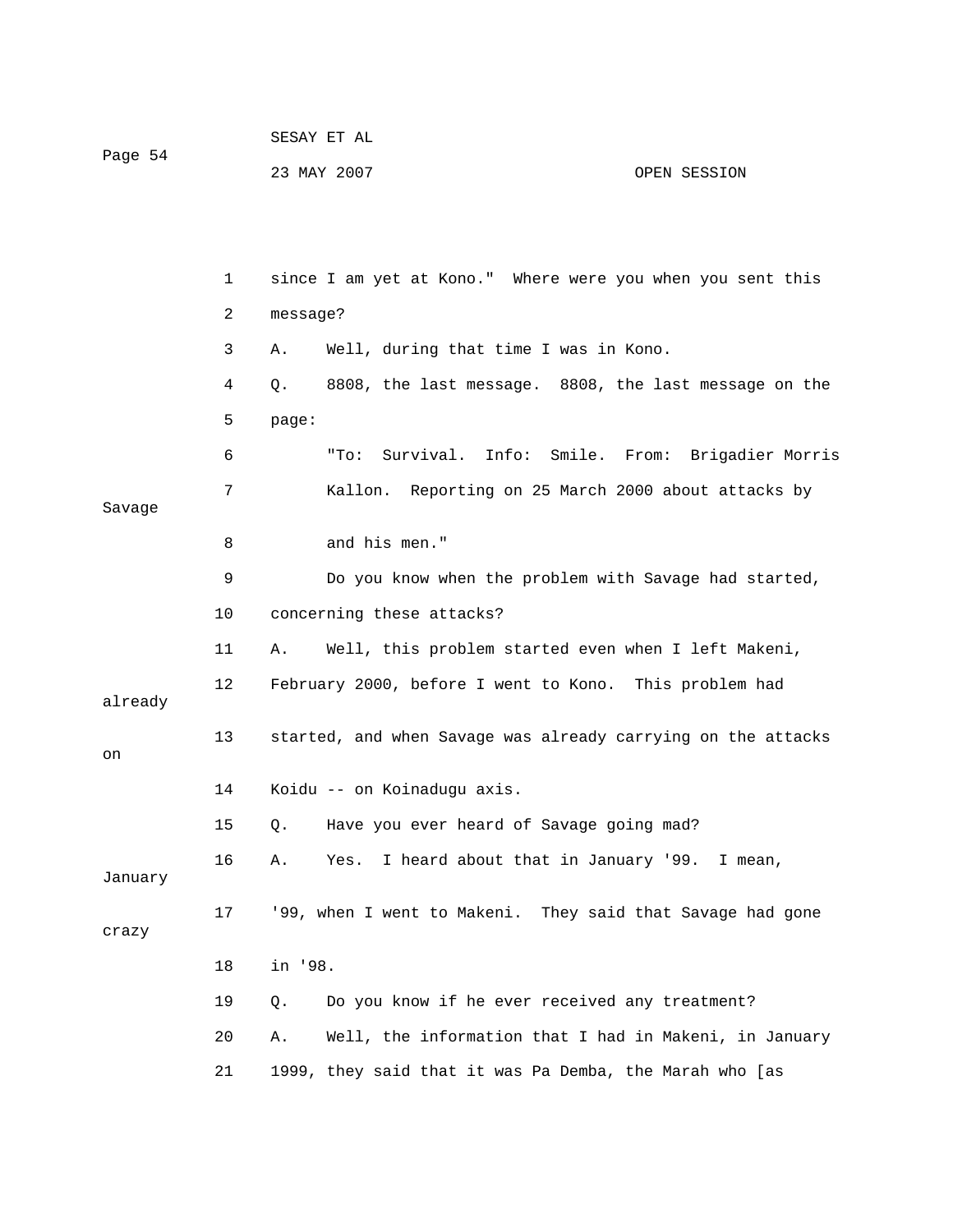since I am yet at Kono." Where were you when you sent this message?

A. Well, during that time I was in Kono.

Q. 8808, the last message. 8808, the last message on the page:

"To: Survival. Info: Smile. From: Brigadier Morris Kallon. Reporting on 25 March 2000 about attacks by Savage and his men."

Do you know when the problem with Savage had started, concerning these attacks?

A. Well, this problem started even when I left Makeni, February 2000, before I went to Kono. This problem had already started, and when Savage was already carrying on the attacks on Koidu -- on Koinadugu axis.

Q. Have you ever heard of Savage going mad?

A. Yes. I heard about that in January '99. I mean, January '99, when I went to Makeni. They said that Savage had gone crazy in '98.

Q. Do you know if he ever received any treatment?

A. Well, the information that I had in Makeni, in January 1999, they said that it was Pa Demba, the Marah who [as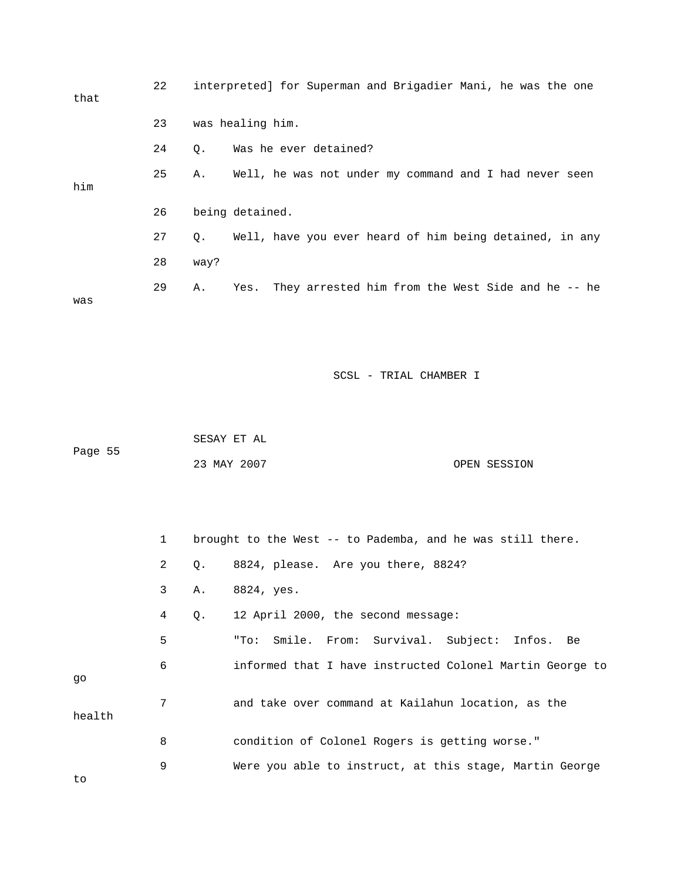22 interpreted] for Superman and Brigadier Mani, he was the one that

23 was healing him.

24 Q. Was he ever detained?

25 A. Well, he was not under my command and I had never seen him

26 being detained.

27 Q. Well, have you ever heard of him being detained, in any

28 way?

29 A. Yes. They arrested him from the West Side and he -- he was

1 brought to the West -- to Pademba, and he was still there.

2 Q. 8824, please. Are you there, 8824?

3 A. 8824, yes.

4 Q. 12 April 2000, the second message:

5 "To: Smile. From: Survival. Subject: Infos. Be

6 informed that I have instructed Colonel Martin George to go

7 and take over command at Kailahun location, as the health

8 condition of Colonel Rogers is getting worse."

9 Were you able to instruct, at this stage, Martin George to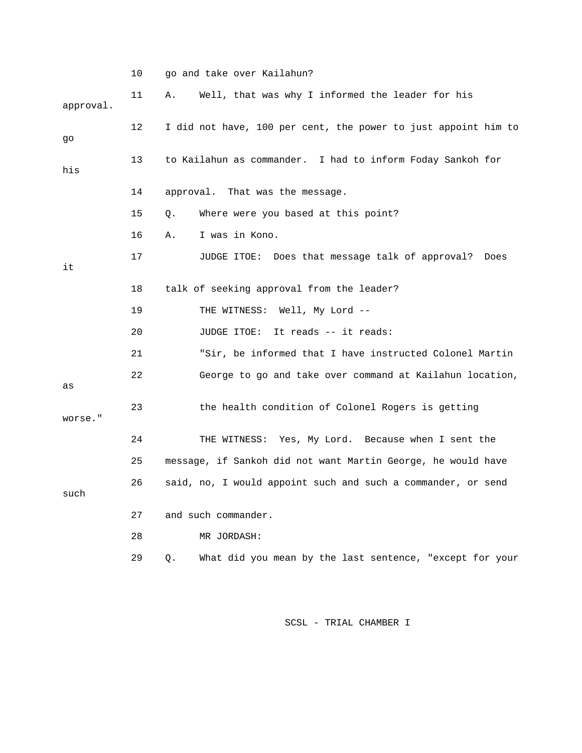10 go and take over Kailahun?

11 A. Well, that was why I informed the leader for his approval.

12 I did not have, 100 per cent, the power to just appoint him to go

13 to Kailahun as commander. I had to inform Foday Sankoh for his

14 approval. That was the message.

15 Q. Where were you based at this point?

16 A. I was in Kono.

17 JUDGE ITOE: Does that message talk of approval? Does it

18 talk of seeking approval from the leader?

19 THE WITNESS: Well, My Lord --

20 JUDGE ITOE: It reads -- it reads:

21 "Sir, be informed that I have instructed Colonel Martin

22 George to go and take over command at Kailahun location, as

23 the health condition of Colonel Rogers is getting worse."

24 THE WITNESS: Yes, My Lord. Because when I sent the

25 message, if Sankoh did not want Martin George, he would have

26 said, no, I would appoint such and such a commander, or send such

27 and such commander.

28 MR JORDASH:

29 Q. What did you mean by the last sentence, "except for your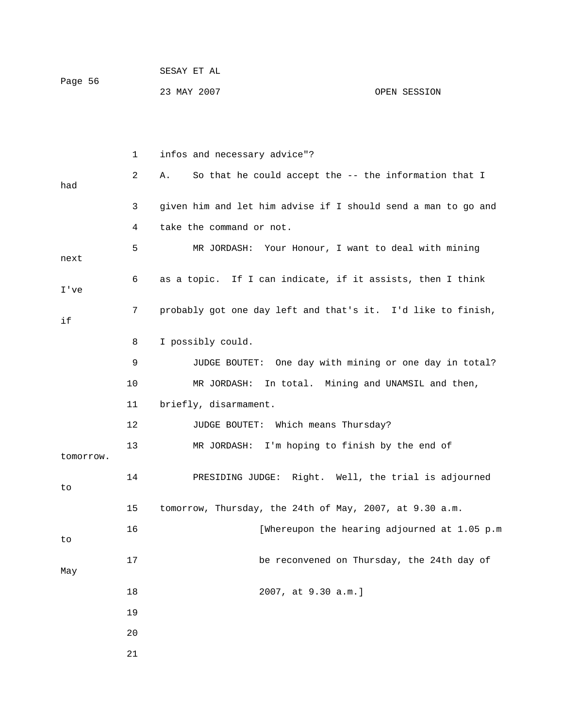1 infos and necessary advice"?

2 A. So that he could accept the -- the information that I had

3 given him and let him advise if I should send a man to go and

4 take the command or not.

5 MR JORDASH: Your Honour, I want to deal with mining next

6 as a topic. If I can indicate, if it assists, then I think I've

7 probably got one day left and that's it. I'd like to finish, if

8 I possibly could.

9 JUDGE BOUTET: One day with mining or one day in total?

10 MR JORDASH: In total. Mining and UNAMSIL and then,

11 briefly, disarmament.

12 JUDGE BOUTET: Which means Thursday?

13 MR JORDASH: I'm hoping to finish by the end of tomorrow.

14 PRESIDING JUDGE: Right. Well, the trial is adjourned to

15 tomorrow, Thursday, the 24th of May, 2007, at 9.30 a.m.

16 [Whereupon the hearing adjourned at 1.05 p.m to

17 be reconvened on Thursday, the 24th day of May

18 2007, at 9.30 a.m.]

19

20

21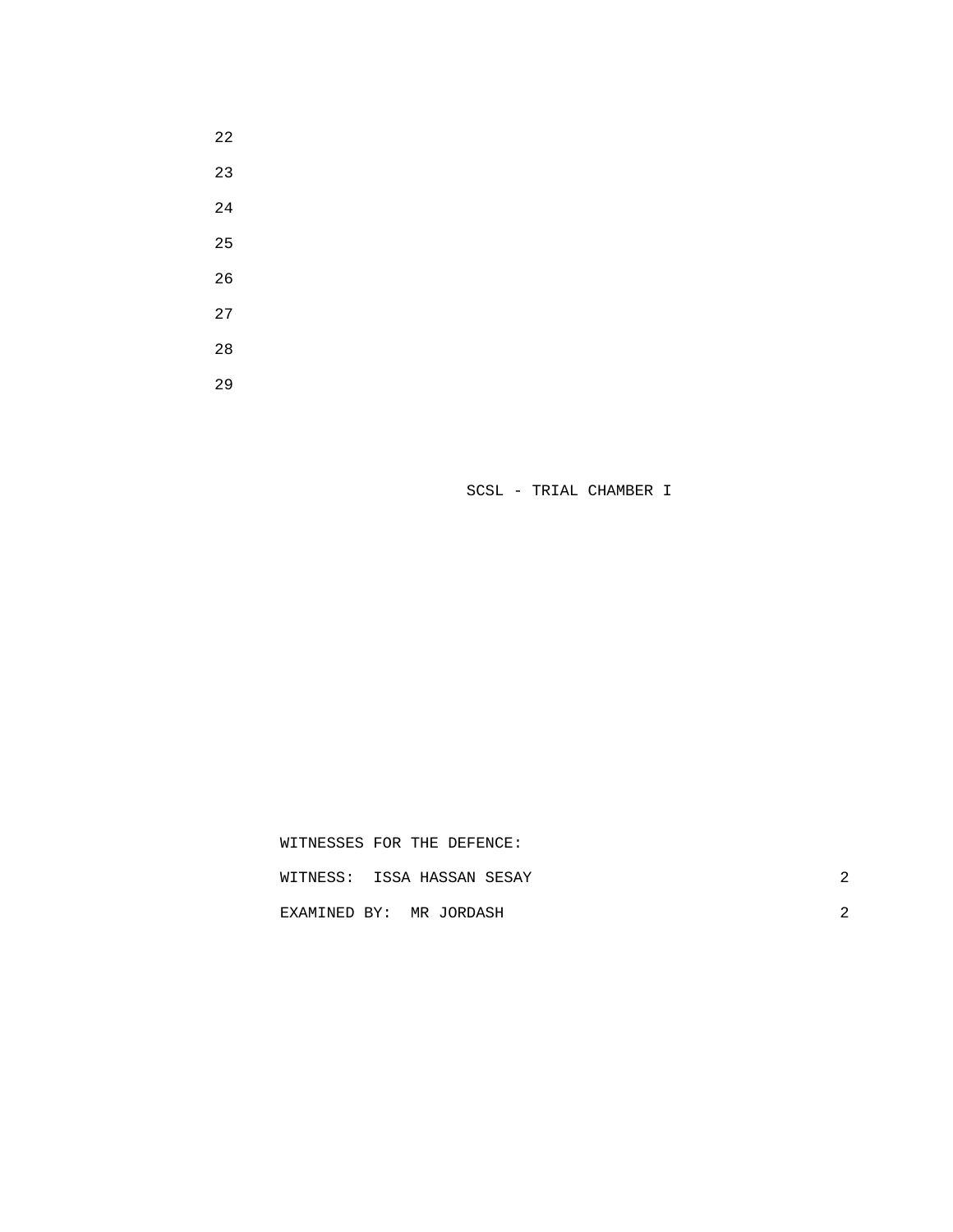SCSL - TRIAL CHAMBER I

WITNESSES FOR THE DEFENCE:

| | |
|---|---|
| WITNESS: ISSA HASSAN SESAY | 2 |
| EXAMINED BY: MR JORDASH | 2 |